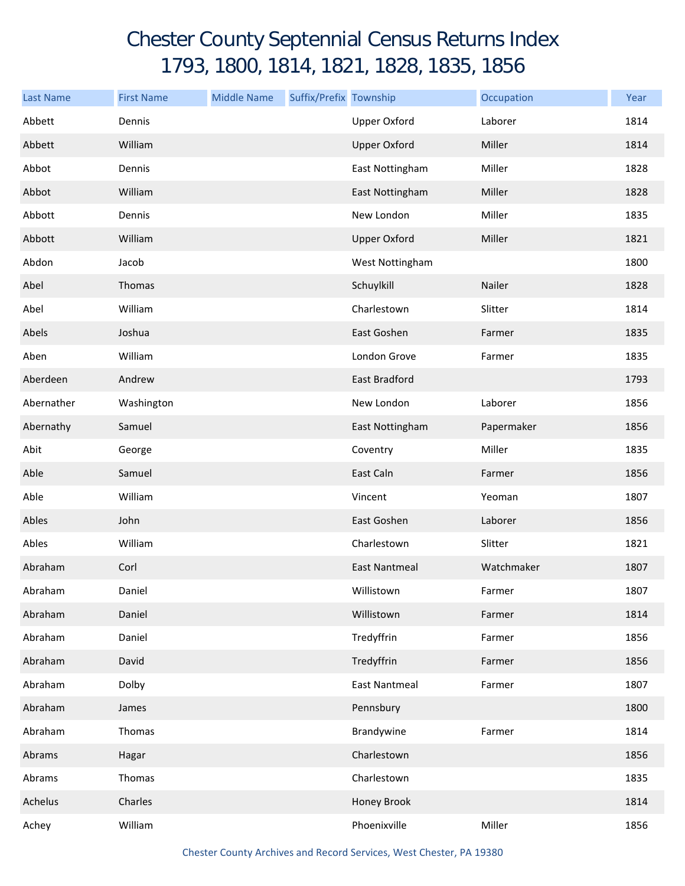# Chester County Septennial Census Returns Index
# 1793, 1800, 1814, 1821, 1828, 1835, 1856

| Last Name | First Name | Middle Name | Suffix/Prefix | Township | Occupation | Year |
|---|---|---|---|---|---|---|
| Abbett | Dennis | | | Upper Oxford | Laborer | 1814 |
| Abbett | William | | | Upper Oxford | Miller | 1814 |
| Abbot | Dennis | | | East Nottingham | Miller | 1828 |
| Abbot | William | | | East Nottingham | Miller | 1828 |
| Abbott | Dennis | | | New London | Miller | 1835 |
| Abbott | William | | | Upper Oxford | Miller | 1821 |
| Abdon | Jacob | | | West Nottingham | | 1800 |
| Abel | Thomas | | | Schuylkill | Nailer | 1828 |
| Abel | William | | | Charlestown | Slitter | 1814 |
| Abels | Joshua | | | East Goshen | Farmer | 1835 |
| Aben | William | | | London Grove | Farmer | 1835 |
| Aberdeen | Andrew | | | East Bradford | | 1793 |
| Abernather | Washington | | | New London | Laborer | 1856 |
| Abernathy | Samuel | | | East Nottingham | Papermaker | 1856 |
| Abit | George | | | Coventry | Miller | 1835 |
| Able | Samuel | | | East Caln | Farmer | 1856 |
| Able | William | | | Vincent | Yeoman | 1807 |
| Ables | John | | | East Goshen | Laborer | 1856 |
| Ables | William | | | Charlestown | Slitter | 1821 |
| Abraham | Corl | | | East Nantmeal | Watchmaker | 1807 |
| Abraham | Daniel | | | Willistown | Farmer | 1807 |
| Abraham | Daniel | | | Willistown | Farmer | 1814 |
| Abraham | Daniel | | | Tredyffrin | Farmer | 1856 |
| Abraham | David | | | Tredyffrin | Farmer | 1856 |
| Abraham | Dolby | | | East Nantmeal | Farmer | 1807 |
| Abraham | James | | | Pennsbury | | 1800 |
| Abraham | Thomas | | | Brandywine | Farmer | 1814 |
| Abrams | Hagar | | | Charlestown | | 1856 |
| Abrams | Thomas | | | Charlestown | | 1835 |
| Achelus | Charles | | | Honey Brook | | 1814 |
| Achey | William | | | Phoenixville | Miller | 1856 |

Chester County Archives and Record Services, West Chester, PA 19380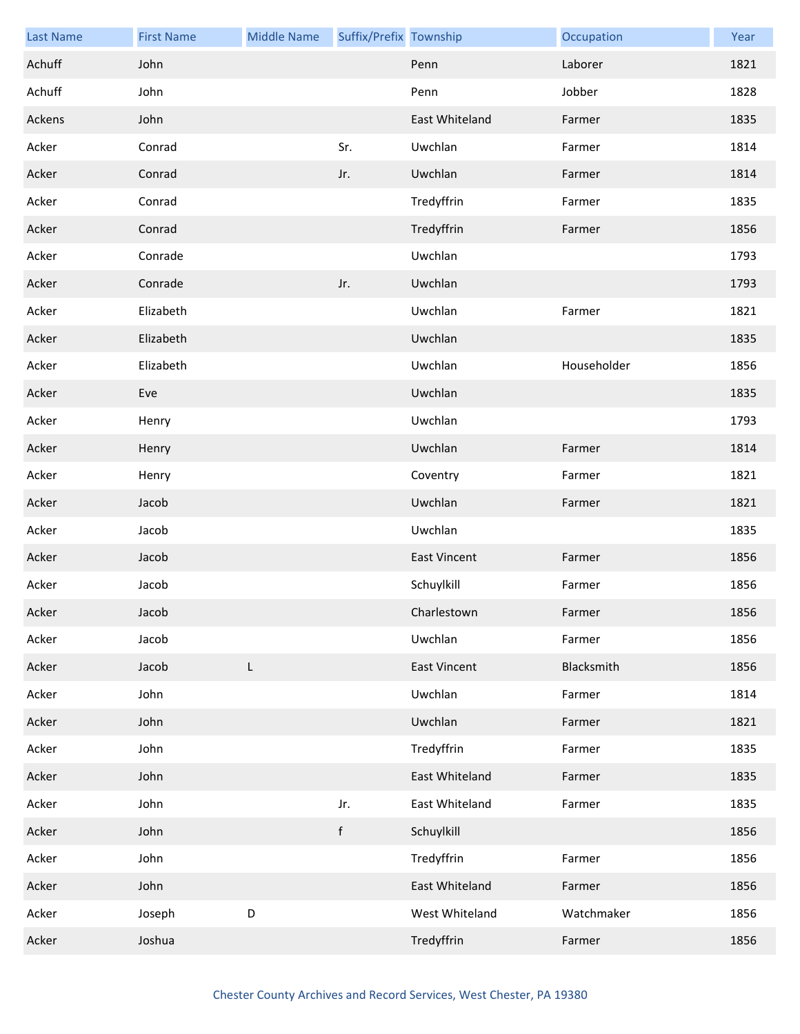| Last Name | First Name | Middle Name | Suffix/Prefix | Township | Occupation | Year |
|---|---|---|---|---|---|---|
| Achuff | John | | | Penn | Laborer | 1821 |
| Achuff | John | | | Penn | Jobber | 1828 |
| Ackens | John | | | East Whiteland | Farmer | 1835 |
| Acker | Conrad | | Sr. | Uwchlan | Farmer | 1814 |
| Acker | Conrad | | Jr. | Uwchlan | Farmer | 1814 |
| Acker | Conrad | | | Tredyffrin | Farmer | 1835 |
| Acker | Conrad | | | Tredyffrin | Farmer | 1856 |
| Acker | Conrade | | | Uwchlan | | 1793 |
| Acker | Conrade | | Jr. | Uwchlan | | 1793 |
| Acker | Elizabeth | | | Uwchlan | Farmer | 1821 |
| Acker | Elizabeth | | | Uwchlan | | 1835 |
| Acker | Elizabeth | | | Uwchlan | Householder | 1856 |
| Acker | Eve | | | Uwchlan | | 1835 |
| Acker | Henry | | | Uwchlan | | 1793 |
| Acker | Henry | | | Uwchlan | Farmer | 1814 |
| Acker | Henry | | | Coventry | Farmer | 1821 |
| Acker | Jacob | | | Uwchlan | Farmer | 1821 |
| Acker | Jacob | | | Uwchlan | | 1835 |
| Acker | Jacob | | | East Vincent | Farmer | 1856 |
| Acker | Jacob | | | Schuylkill | Farmer | 1856 |
| Acker | Jacob | | | Charlestown | Farmer | 1856 |
| Acker | Jacob | | | Uwchlan | Farmer | 1856 |
| Acker | Jacob | L | | East Vincent | Blacksmith | 1856 |
| Acker | John | | | Uwchlan | Farmer | 1814 |
| Acker | John | | | Uwchlan | Farmer | 1821 |
| Acker | John | | | Tredyffrin | Farmer | 1835 |
| Acker | John | | | East Whiteland | Farmer | 1835 |
| Acker | John | | Jr. | East Whiteland | Farmer | 1835 |
| Acker | John | | f | Schuylkill | | 1856 |
| Acker | John | | | Tredyffrin | Farmer | 1856 |
| Acker | John | | | East Whiteland | Farmer | 1856 |
| Acker | Joseph | D | | West Whiteland | Watchmaker | 1856 |
| Acker | Joshua | | | Tredyffrin | Farmer | 1856 |

Chester County Archives and Record Services, West Chester, PA 19380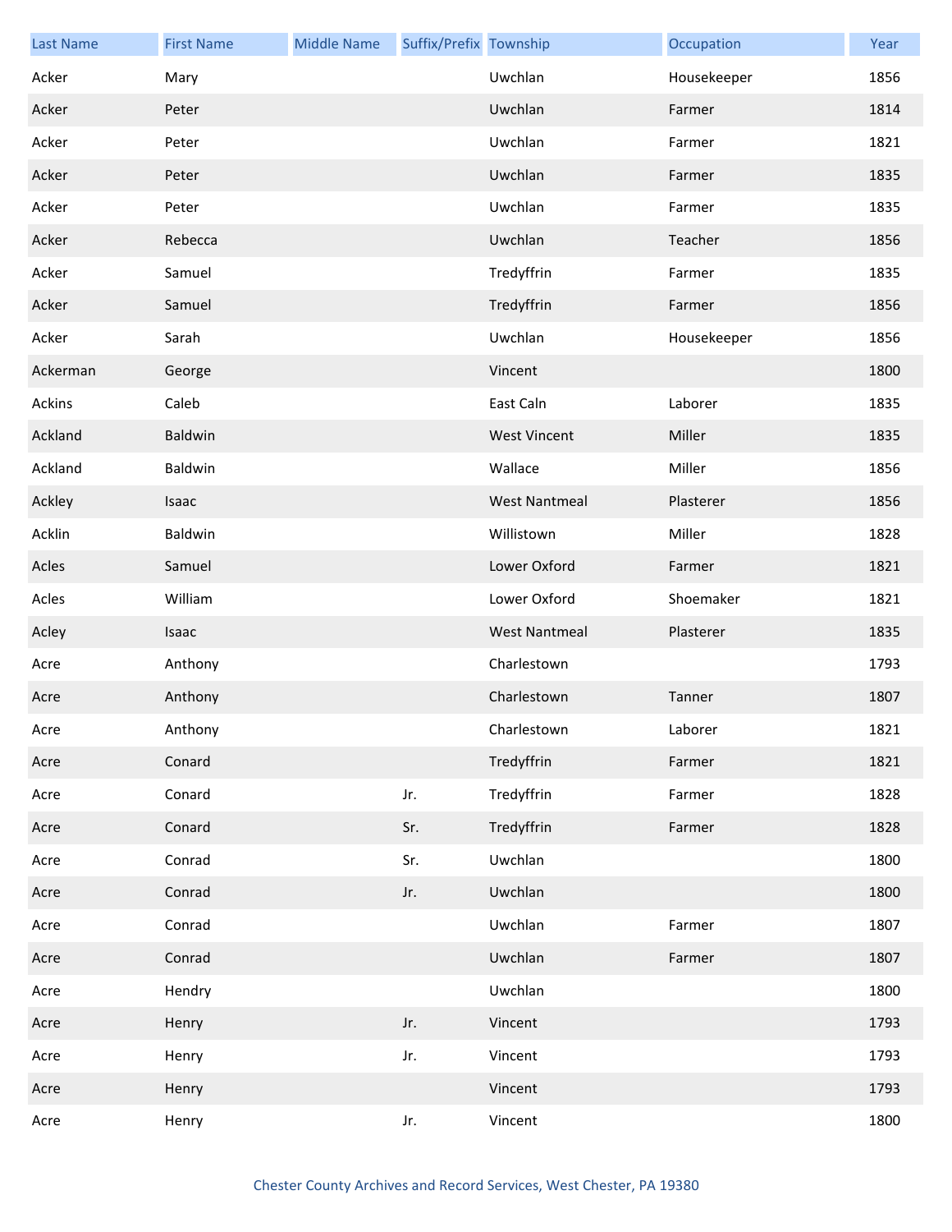| Last Name | First Name | Middle Name | Suffix/Prefix | Township | Occupation | Year |
|---|---|---|---|---|---|---|
| Acker | Mary | | | Uwchlan | Housekeeper | 1856 |
| Acker | Peter | | | Uwchlan | Farmer | 1814 |
| Acker | Peter | | | Uwchlan | Farmer | 1821 |
| Acker | Peter | | | Uwchlan | Farmer | 1835 |
| Acker | Peter | | | Uwchlan | Farmer | 1835 |
| Acker | Rebecca | | | Uwchlan | Teacher | 1856 |
| Acker | Samuel | | | Tredyffrin | Farmer | 1835 |
| Acker | Samuel | | | Tredyffrin | Farmer | 1856 |
| Acker | Sarah | | | Uwchlan | Housekeeper | 1856 |
| Ackerman | George | | | Vincent | | 1800 |
| Ackins | Caleb | | | East Caln | Laborer | 1835 |
| Ackland | Baldwin | | | West Vincent | Miller | 1835 |
| Ackland | Baldwin | | | Wallace | Miller | 1856 |
| Ackley | Isaac | | | West Nantmeal | Plasterer | 1856 |
| Acklin | Baldwin | | | Willistown | Miller | 1828 |
| Acles | Samuel | | | Lower Oxford | Farmer | 1821 |
| Acles | William | | | Lower Oxford | Shoemaker | 1821 |
| Acley | Isaac | | | West Nantmeal | Plasterer | 1835 |
| Acre | Anthony | | | Charlestown | | 1793 |
| Acre | Anthony | | | Charlestown | Tanner | 1807 |
| Acre | Anthony | | | Charlestown | Laborer | 1821 |
| Acre | Conard | | | Tredyffrin | Farmer | 1821 |
| Acre | Conard | | Jr. | Tredyffrin | Farmer | 1828 |
| Acre | Conard | | Sr. | Tredyffrin | Farmer | 1828 |
| Acre | Conrad | | Sr. | Uwchlan | | 1800 |
| Acre | Conrad | | Jr. | Uwchlan | | 1800 |
| Acre | Conrad | | | Uwchlan | Farmer | 1807 |
| Acre | Conrad | | | Uwchlan | Farmer | 1807 |
| Acre | Hendry | | | Uwchlan | | 1800 |
| Acre | Henry | | Jr. | Vincent | | 1793 |
| Acre | Henry | | Jr. | Vincent | | 1793 |
| Acre | Henry | | | Vincent | | 1793 |
| Acre | Henry | | Jr. | Vincent | | 1800 |

Chester County Archives and Record Services, West Chester, PA 19380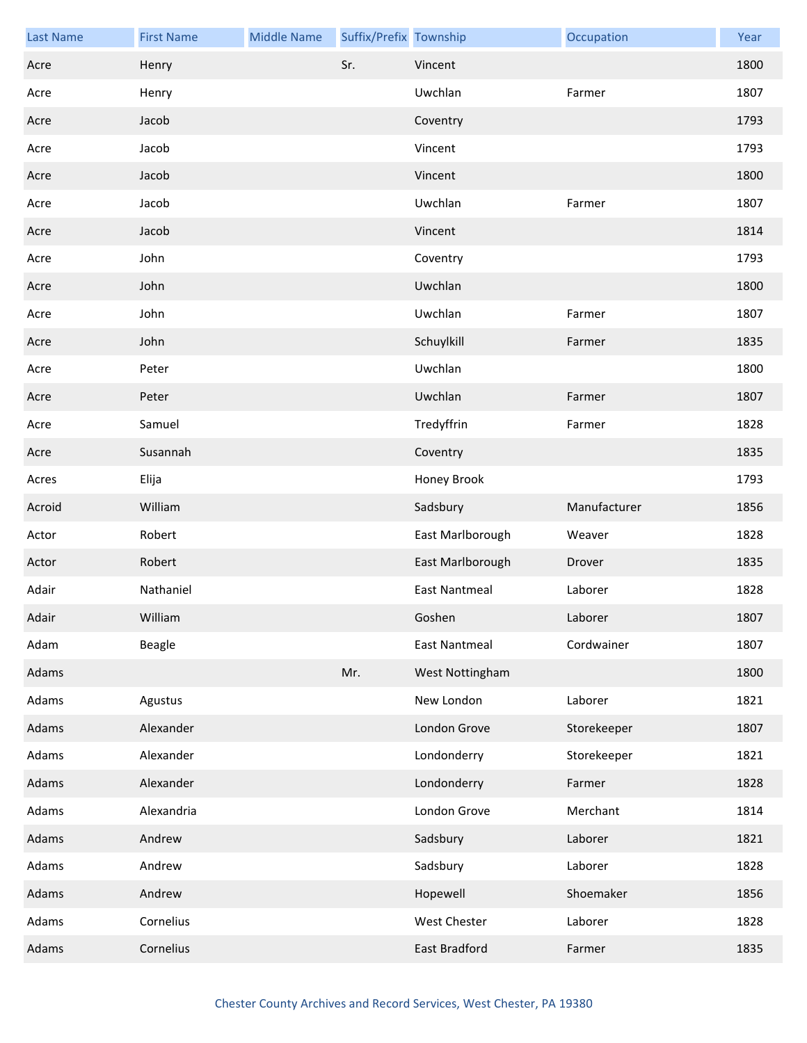| Last Name | First Name | Middle Name | Suffix/Prefix | Township | Occupation | Year |
|---|---|---|---|---|---|---|
| Acre | Henry | | Sr. | Vincent | | 1800 |
| Acre | Henry | | | Uwchlan | Farmer | 1807 |
| Acre | Jacob | | | Coventry | | 1793 |
| Acre | Jacob | | | Vincent | | 1793 |
| Acre | Jacob | | | Vincent | | 1800 |
| Acre | Jacob | | | Uwchlan | Farmer | 1807 |
| Acre | Jacob | | | Vincent | | 1814 |
| Acre | John | | | Coventry | | 1793 |
| Acre | John | | | Uwchlan | | 1800 |
| Acre | John | | | Uwchlan | Farmer | 1807 |
| Acre | John | | | Schuylkill | Farmer | 1835 |
| Acre | Peter | | | Uwchlan | | 1800 |
| Acre | Peter | | | Uwchlan | Farmer | 1807 |
| Acre | Samuel | | | Tredyffrin | Farmer | 1828 |
| Acre | Susannah | | | Coventry | | 1835 |
| Acres | Elija | | | Honey Brook | | 1793 |
| Acroid | William | | | Sadsbury | Manufacturer | 1856 |
| Actor | Robert | | | East Marlborough | Weaver | 1828 |
| Actor | Robert | | | East Marlborough | Drover | 1835 |
| Adair | Nathaniel | | | East Nantmeal | Laborer | 1828 |
| Adair | William | | | Goshen | Laborer | 1807 |
| Adam | Beagle | | | East Nantmeal | Cordwainer | 1807 |
| Adams | | | Mr. | West Nottingham | | 1800 |
| Adams | Agustus | | | New London | Laborer | 1821 |
| Adams | Alexander | | | London Grove | Storekeeper | 1807 |
| Adams | Alexander | | | Londonderry | Storekeeper | 1821 |
| Adams | Alexander | | | Londonderry | Farmer | 1828 |
| Adams | Alexandria | | | London Grove | Merchant | 1814 |
| Adams | Andrew | | | Sadsbury | Laborer | 1821 |
| Adams | Andrew | | | Sadsbury | Laborer | 1828 |
| Adams | Andrew | | | Hopewell | Shoemaker | 1856 |
| Adams | Cornelius | | | West Chester | Laborer | 1828 |
| Adams | Cornelius | | | East Bradford | Farmer | 1835 |

Chester County Archives and Record Services, West Chester, PA 19380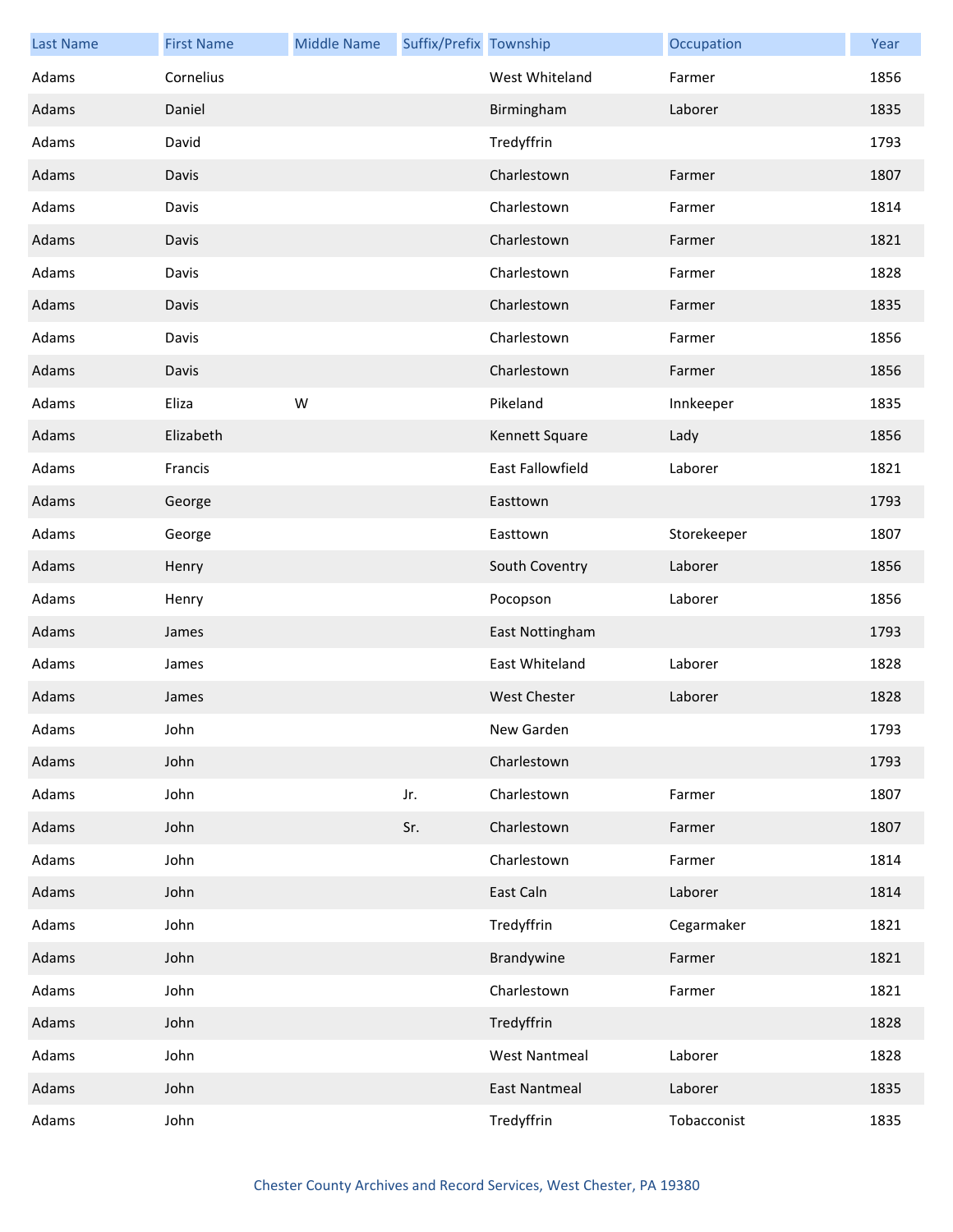| Last Name | First Name | Middle Name | Suffix/Prefix | Township | Occupation | Year |
|---|---|---|---|---|---|---|
| Adams | Cornelius | | | West Whiteland | Farmer | 1856 |
| Adams | Daniel | | | Birmingham | Laborer | 1835 |
| Adams | David | | | Tredyffrin | | 1793 |
| Adams | Davis | | | Charlestown | Farmer | 1807 |
| Adams | Davis | | | Charlestown | Farmer | 1814 |
| Adams | Davis | | | Charlestown | Farmer | 1821 |
| Adams | Davis | | | Charlestown | Farmer | 1828 |
| Adams | Davis | | | Charlestown | Farmer | 1835 |
| Adams | Davis | | | Charlestown | Farmer | 1856 |
| Adams | Davis | | | Charlestown | Farmer | 1856 |
| Adams | Eliza | W | | Pikeland | Innkeeper | 1835 |
| Adams | Elizabeth | | | Kennett Square | Lady | 1856 |
| Adams | Francis | | | East Fallowfield | Laborer | 1821 |
| Adams | George | | | Easttown | | 1793 |
| Adams | George | | | Easttown | Storekeeper | 1807 |
| Adams | Henry | | | South Coventry | Laborer | 1856 |
| Adams | Henry | | | Pocopson | Laborer | 1856 |
| Adams | James | | | East Nottingham | | 1793 |
| Adams | James | | | East Whiteland | Laborer | 1828 |
| Adams | James | | | West Chester | Laborer | 1828 |
| Adams | John | | | New Garden | | 1793 |
| Adams | John | | | Charlestown | | 1793 |
| Adams | John | | Jr. | Charlestown | Farmer | 1807 |
| Adams | John | | Sr. | Charlestown | Farmer | 1807 |
| Adams | John | | | Charlestown | Farmer | 1814 |
| Adams | John | | | East Caln | Laborer | 1814 |
| Adams | John | | | Tredyffrin | Cegarmaker | 1821 |
| Adams | John | | | Brandywine | Farmer | 1821 |
| Adams | John | | | Charlestown | Farmer | 1821 |
| Adams | John | | | Tredyffrin | | 1828 |
| Adams | John | | | West Nantmeal | Laborer | 1828 |
| Adams | John | | | East Nantmeal | Laborer | 1835 |
| Adams | John | | | Tredyffrin | Tobacconist | 1835 |

Chester County Archives and Record Services, West Chester, PA 19380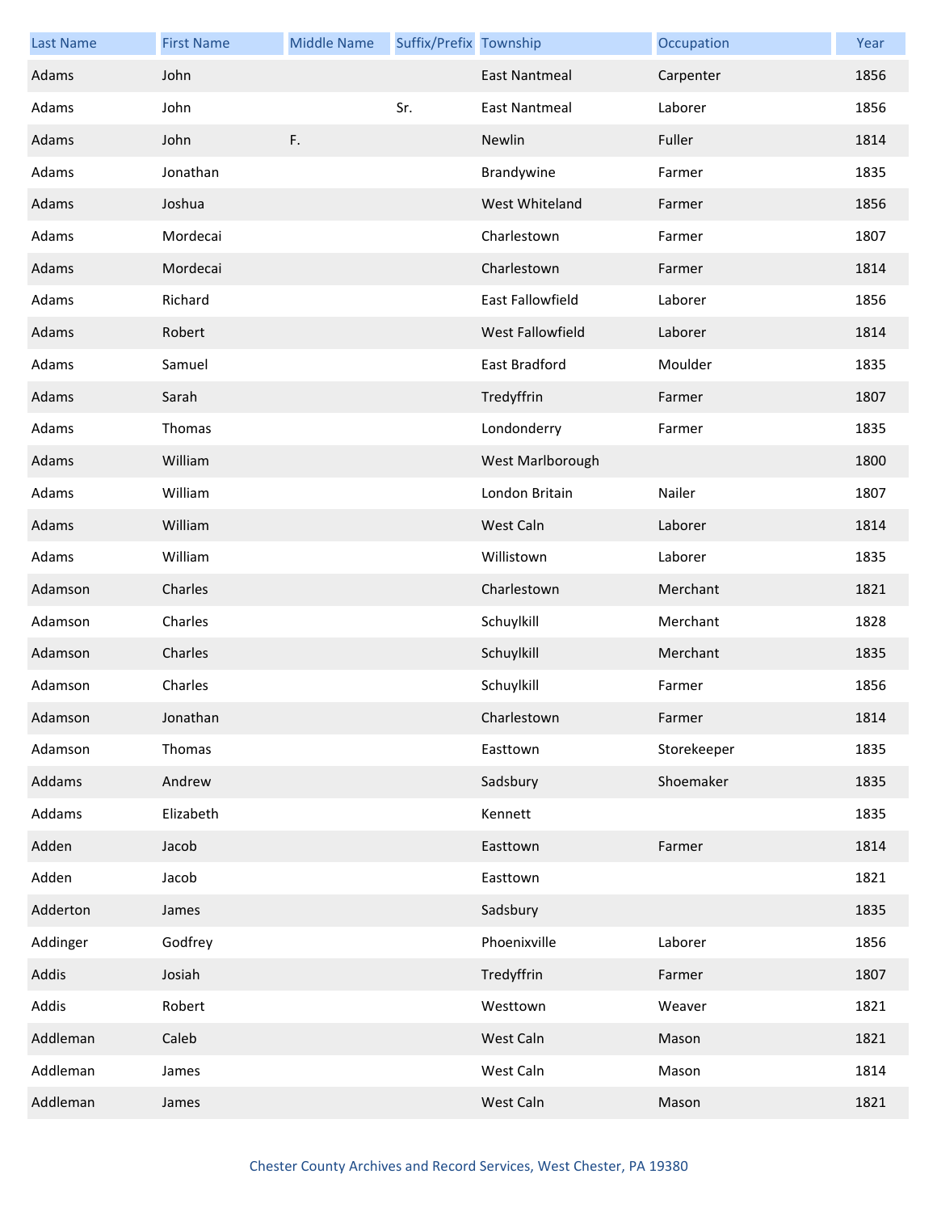| Last Name | First Name | Middle Name | Suffix/Prefix | Township | Occupation | Year |
|---|---|---|---|---|---|---|
| Adams | John | | | East Nantmeal | Carpenter | 1856 |
| Adams | John | | Sr. | East Nantmeal | Laborer | 1856 |
| Adams | John | F. | | Newlin | Fuller | 1814 |
| Adams | Jonathan | | | Brandywine | Farmer | 1835 |
| Adams | Joshua | | | West Whiteland | Farmer | 1856 |
| Adams | Mordecai | | | Charlestown | Farmer | 1807 |
| Adams | Mordecai | | | Charlestown | Farmer | 1814 |
| Adams | Richard | | | East Fallowfield | Laborer | 1856 |
| Adams | Robert | | | West Fallowfield | Laborer | 1814 |
| Adams | Samuel | | | East Bradford | Moulder | 1835 |
| Adams | Sarah | | | Tredyffrin | Farmer | 1807 |
| Adams | Thomas | | | Londonderry | Farmer | 1835 |
| Adams | William | | | West Marlborough | | 1800 |
| Adams | William | | | London Britain | Nailer | 1807 |
| Adams | William | | | West Caln | Laborer | 1814 |
| Adams | William | | | Willistown | Laborer | 1835 |
| Adamson | Charles | | | Charlestown | Merchant | 1821 |
| Adamson | Charles | | | Schuylkill | Merchant | 1828 |
| Adamson | Charles | | | Schuylkill | Merchant | 1835 |
| Adamson | Charles | | | Schuylkill | Farmer | 1856 |
| Adamson | Jonathan | | | Charlestown | Farmer | 1814 |
| Adamson | Thomas | | | Easttown | Storekeeper | 1835 |
| Addams | Andrew | | | Sadsbury | Shoemaker | 1835 |
| Addams | Elizabeth | | | Kennett | | 1835 |
| Adden | Jacob | | | Easttown | Farmer | 1814 |
| Adden | Jacob | | | Easttown | | 1821 |
| Adderton | James | | | Sadsbury | | 1835 |
| Addinger | Godfrey | | | Phoenixville | Laborer | 1856 |
| Addis | Josiah | | | Tredyffrin | Farmer | 1807 |
| Addis | Robert | | | Westtown | Weaver | 1821 |
| Addleman | Caleb | | | West Caln | Mason | 1821 |
| Addleman | James | | | West Caln | Mason | 1814 |
| Addleman | James | | | West Caln | Mason | 1821 |

Chester County Archives and Record Services, West Chester, PA 19380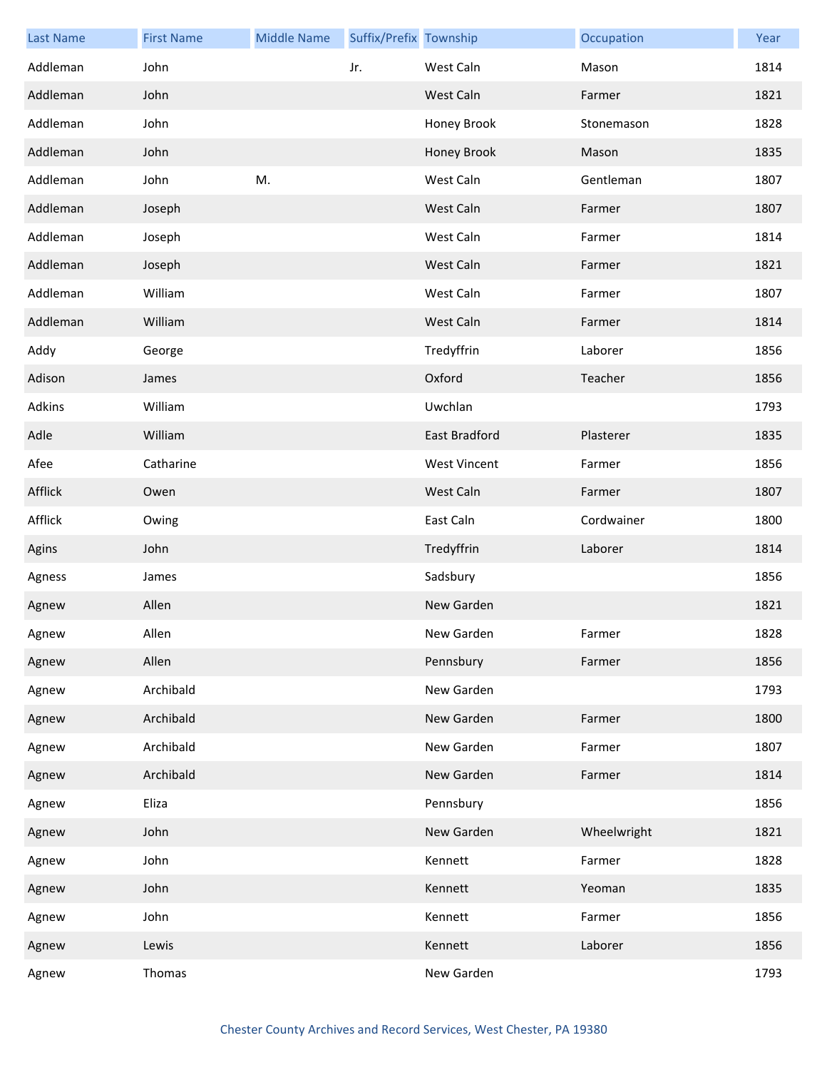| Last Name | First Name | Middle Name | Suffix/Prefix | Township | Occupation | Year |
|---|---|---|---|---|---|---|
| Addleman | John | | Jr. | West Caln | Mason | 1814 |
| Addleman | John | | | West Caln | Farmer | 1821 |
| Addleman | John | | | Honey Brook | Stonemason | 1828 |
| Addleman | John | | | Honey Brook | Mason | 1835 |
| Addleman | John | M. | | West Caln | Gentleman | 1807 |
| Addleman | Joseph | | | West Caln | Farmer | 1807 |
| Addleman | Joseph | | | West Caln | Farmer | 1814 |
| Addleman | Joseph | | | West Caln | Farmer | 1821 |
| Addleman | William | | | West Caln | Farmer | 1807 |
| Addleman | William | | | West Caln | Farmer | 1814 |
| Addy | George | | | Tredyffrin | Laborer | 1856 |
| Adison | James | | | Oxford | Teacher | 1856 |
| Adkins | William | | | Uwchlan | | 1793 |
| Adle | William | | | East Bradford | Plasterer | 1835 |
| Afee | Catharine | | | West Vincent | Farmer | 1856 |
| Afflick | Owen | | | West Caln | Farmer | 1807 |
| Afflick | Owing | | | East Caln | Cordwainer | 1800 |
| Agins | John | | | Tredyffrin | Laborer | 1814 |
| Agness | James | | | Sadsbury | | 1856 |
| Agnew | Allen | | | New Garden | | 1821 |
| Agnew | Allen | | | New Garden | Farmer | 1828 |
| Agnew | Allen | | | Pennsbury | Farmer | 1856 |
| Agnew | Archibald | | | New Garden | | 1793 |
| Agnew | Archibald | | | New Garden | Farmer | 1800 |
| Agnew | Archibald | | | New Garden | Farmer | 1807 |
| Agnew | Archibald | | | New Garden | Farmer | 1814 |
| Agnew | Eliza | | | Pennsbury | | 1856 |
| Agnew | John | | | New Garden | Wheelwright | 1821 |
| Agnew | John | | | Kennett | Farmer | 1828 |
| Agnew | John | | | Kennett | Yeoman | 1835 |
| Agnew | John | | | Kennett | Farmer | 1856 |
| Agnew | Lewis | | | Kennett | Laborer | 1856 |
| Agnew | Thomas | | | New Garden | | 1793 |

Chester County Archives and Record Services, West Chester, PA 19380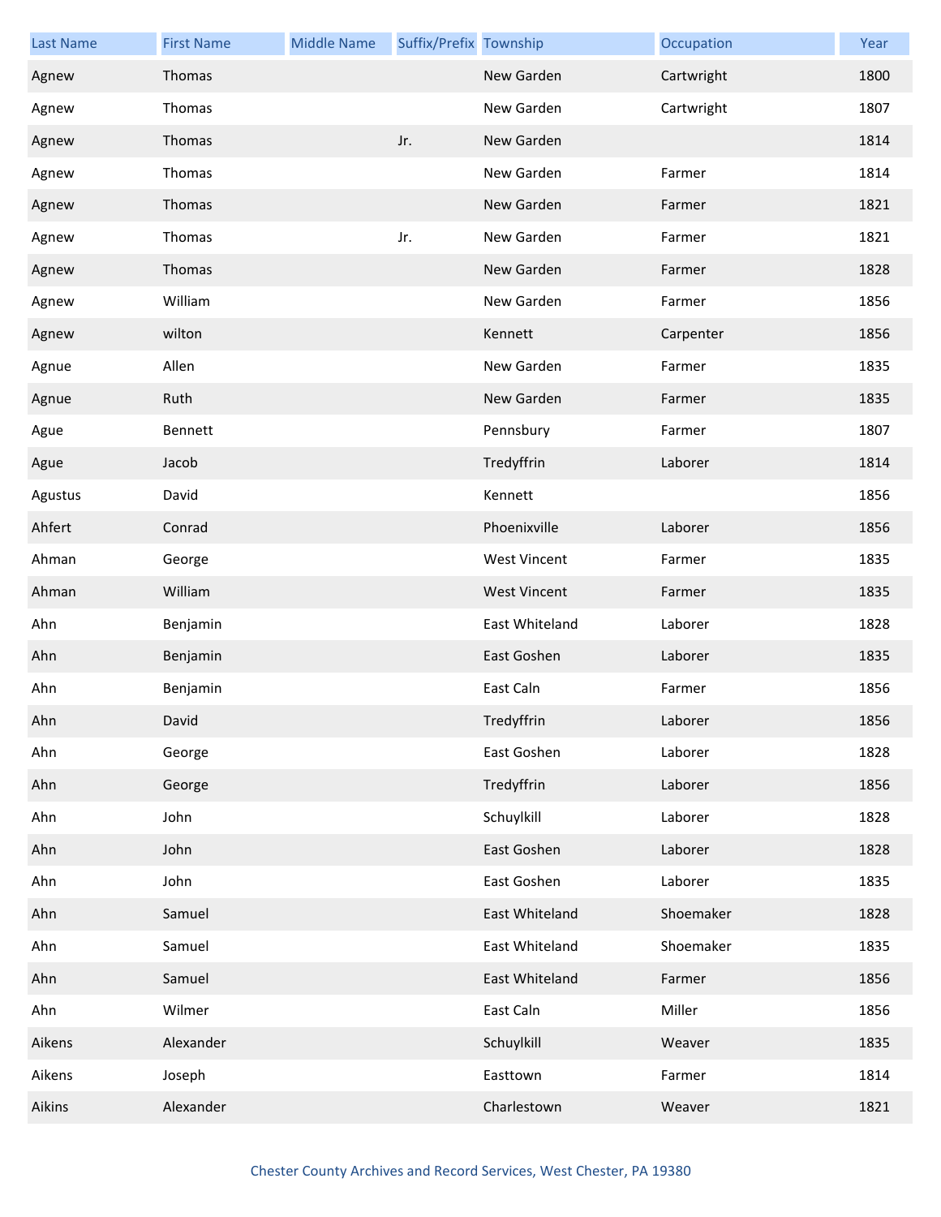| Last Name | First Name | Middle Name | Suffix/Prefix | Township | Occupation | Year |
| --- | --- | --- | --- | --- | --- | --- |
| Agnew | Thomas | | | New Garden | Cartwright | 1800 |
| Agnew | Thomas | | | New Garden | Cartwright | 1807 |
| Agnew | Thomas | | Jr. | New Garden | | 1814 |
| Agnew | Thomas | | | New Garden | Farmer | 1814 |
| Agnew | Thomas | | | New Garden | Farmer | 1821 |
| Agnew | Thomas | | Jr. | New Garden | Farmer | 1821 |
| Agnew | Thomas | | | New Garden | Farmer | 1828 |
| Agnew | William | | | New Garden | Farmer | 1856 |
| Agnew | wilton | | | Kennett | Carpenter | 1856 |
| Agnue | Allen | | | New Garden | Farmer | 1835 |
| Agnue | Ruth | | | New Garden | Farmer | 1835 |
| Ague | Bennett | | | Pennsbury | Farmer | 1807 |
| Ague | Jacob | | | Tredyffrin | Laborer | 1814 |
| Agustus | David | | | Kennett | | 1856 |
| Ahfert | Conrad | | | Phoenixville | Laborer | 1856 |
| Ahman | George | | | West Vincent | Farmer | 1835 |
| Ahman | William | | | West Vincent | Farmer | 1835 |
| Ahn | Benjamin | | | East Whiteland | Laborer | 1828 |
| Ahn | Benjamin | | | East Goshen | Laborer | 1835 |
| Ahn | Benjamin | | | East Caln | Farmer | 1856 |
| Ahn | David | | | Tredyffrin | Laborer | 1856 |
| Ahn | George | | | East Goshen | Laborer | 1828 |
| Ahn | George | | | Tredyffrin | Laborer | 1856 |
| Ahn | John | | | Schuylkill | Laborer | 1828 |
| Ahn | John | | | East Goshen | Laborer | 1828 |
| Ahn | John | | | East Goshen | Laborer | 1835 |
| Ahn | Samuel | | | East Whiteland | Shoemaker | 1828 |
| Ahn | Samuel | | | East Whiteland | Shoemaker | 1835 |
| Ahn | Samuel | | | East Whiteland | Farmer | 1856 |
| Ahn | Wilmer | | | East Caln | Miller | 1856 |
| Aikens | Alexander | | | Schuylkill | Weaver | 1835 |
| Aikens | Joseph | | | Easttown | Farmer | 1814 |
| Aikins | Alexander | | | Charlestown | Weaver | 1821 |

Chester County Archives and Record Services, West Chester, PA 19380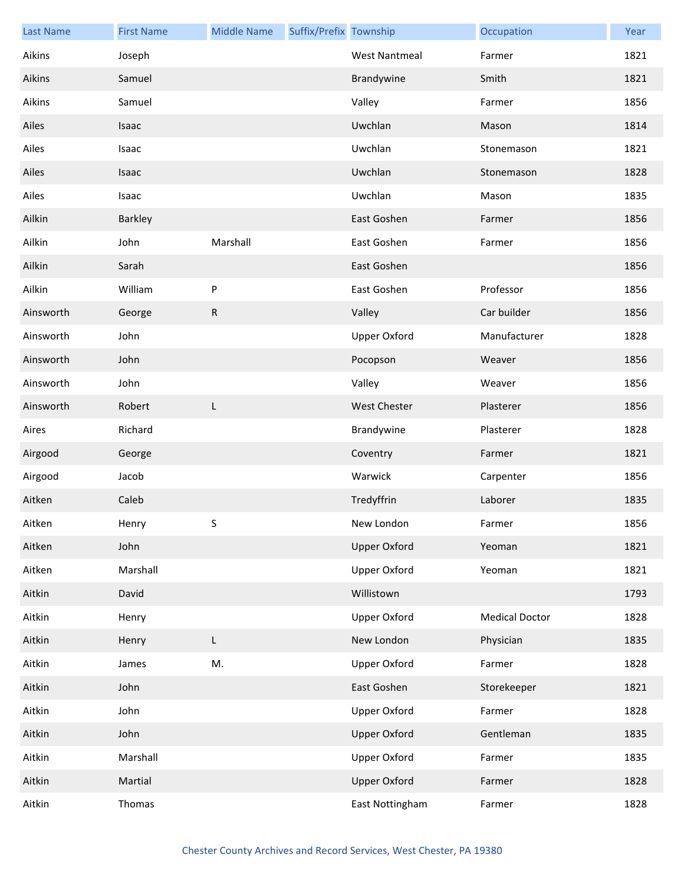| Last Name | First Name | Middle Name | Suffix/Prefix | Township | Occupation | Year |
|---|---|---|---|---|---|---|
| Aikins | Joseph | | | West Nantmeal | Farmer | 1821 |
| Aikins | Samuel | | | Brandywine | Smith | 1821 |
| Aikins | Samuel | | | Valley | Farmer | 1856 |
| Ailes | Isaac | | | Uwchlan | Mason | 1814 |
| Ailes | Isaac | | | Uwchlan | Stonemason | 1821 |
| Ailes | Isaac | | | Uwchlan | Stonemason | 1828 |
| Ailes | Isaac | | | Uwchlan | Mason | 1835 |
| Ailkin | Barkley | | | East Goshen | Farmer | 1856 |
| Ailkin | John | Marshall | | East Goshen | Farmer | 1856 |
| Ailkin | Sarah | | | East Goshen | | 1856 |
| Ailkin | William | P | | East Goshen | Professor | 1856 |
| Ainsworth | George | R | | Valley | Car builder | 1856 |
| Ainsworth | John | | | Upper Oxford | Manufacturer | 1828 |
| Ainsworth | John | | | Pocopson | Weaver | 1856 |
| Ainsworth | John | | | Valley | Weaver | 1856 |
| Ainsworth | Robert | L | | West Chester | Plasterer | 1856 |
| Aires | Richard | | | Brandywine | Plasterer | 1828 |
| Airgood | George | | | Coventry | Farmer | 1821 |
| Airgood | Jacob | | | Warwick | Carpenter | 1856 |
| Aitken | Caleb | | | Tredyffrin | Laborer | 1835 |
| Aitken | Henry | S | | New London | Farmer | 1856 |
| Aitken | John | | | Upper Oxford | Yeoman | 1821 |
| Aitken | Marshall | | | Upper Oxford | Yeoman | 1821 |
| Aitkin | David | | | Willistown | | 1793 |
| Aitkin | Henry | | | Upper Oxford | Medical Doctor | 1828 |
| Aitkin | Henry | L | | New London | Physician | 1835 |
| Aitkin | James | M. | | Upper Oxford | Farmer | 1828 |
| Aitkin | John | | | East Goshen | Storekeeper | 1821 |
| Aitkin | John | | | Upper Oxford | Farmer | 1828 |
| Aitkin | John | | | Upper Oxford | Gentleman | 1835 |
| Aitkin | Marshall | | | Upper Oxford | Farmer | 1835 |
| Aitkin | Martial | | | Upper Oxford | Farmer | 1828 |
| Aitkin | Thomas | | | East Nottingham | Farmer | 1828 |

Chester County Archives and Record Services, West Chester, PA 19380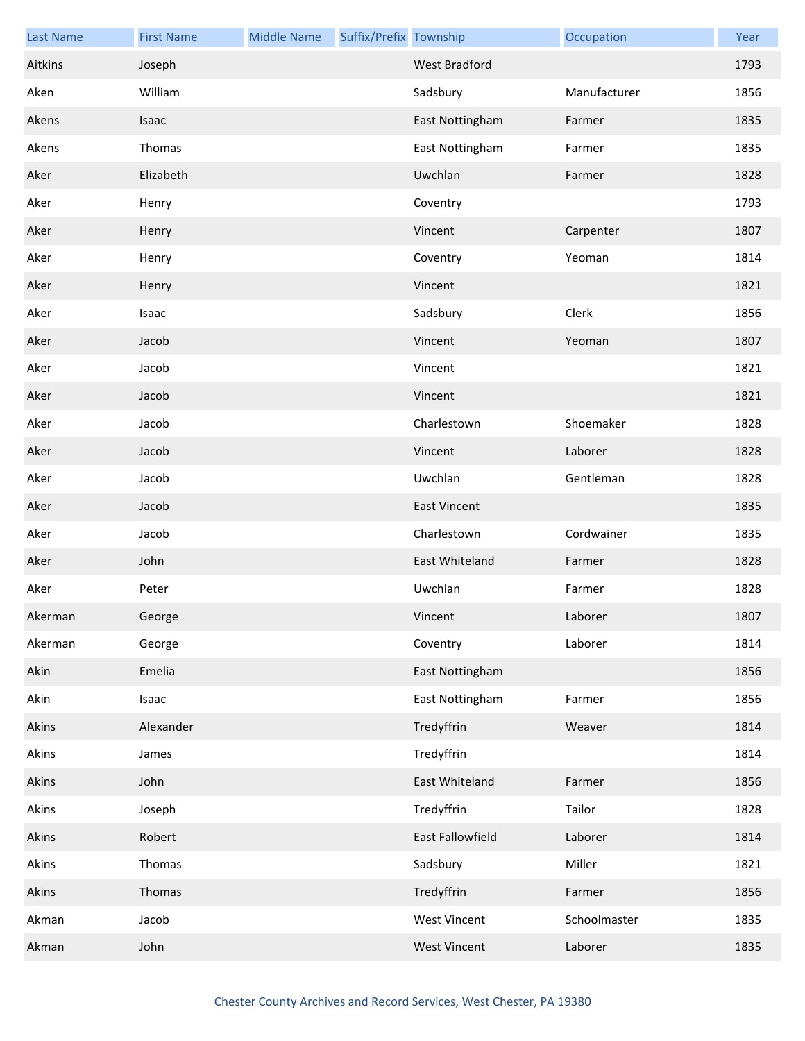| Last Name | First Name | Middle Name | Suffix/Prefix | Township | Occupation | Year |
|---|---|---|---|---|---|---|
| Aitkins | Joseph | | | West Bradford | | 1793 |
| Aken | William | | | Sadsbury | Manufacturer | 1856 |
| Akens | Isaac | | | East Nottingham | Farmer | 1835 |
| Akens | Thomas | | | East Nottingham | Farmer | 1835 |
| Aker | Elizabeth | | | Uwchlan | Farmer | 1828 |
| Aker | Henry | | | Coventry | | 1793 |
| Aker | Henry | | | Vincent | Carpenter | 1807 |
| Aker | Henry | | | Coventry | Yeoman | 1814 |
| Aker | Henry | | | Vincent | | 1821 |
| Aker | Isaac | | | Sadsbury | Clerk | 1856 |
| Aker | Jacob | | | Vincent | Yeoman | 1807 |
| Aker | Jacob | | | Vincent | | 1821 |
| Aker | Jacob | | | Vincent | | 1821 |
| Aker | Jacob | | | Charlestown | Shoemaker | 1828 |
| Aker | Jacob | | | Vincent | Laborer | 1828 |
| Aker | Jacob | | | Uwchlan | Gentleman | 1828 |
| Aker | Jacob | | | East Vincent | | 1835 |
| Aker | Jacob | | | Charlestown | Cordwainer | 1835 |
| Aker | John | | | East Whiteland | Farmer | 1828 |
| Aker | Peter | | | Uwchlan | Farmer | 1828 |
| Akerman | George | | | Vincent | Laborer | 1807 |
| Akerman | George | | | Coventry | Laborer | 1814 |
| Akin | Emelia | | | East Nottingham | | 1856 |
| Akin | Isaac | | | East Nottingham | Farmer | 1856 |
| Akins | Alexander | | | Tredyffrin | Weaver | 1814 |
| Akins | James | | | Tredyffrin | | 1814 |
| Akins | John | | | East Whiteland | Farmer | 1856 |
| Akins | Joseph | | | Tredyffrin | Tailor | 1828 |
| Akins | Robert | | | East Fallowfield | Laborer | 1814 |
| Akins | Thomas | | | Sadsbury | Miller | 1821 |
| Akins | Thomas | | | Tredyffrin | Farmer | 1856 |
| Akman | Jacob | | | West Vincent | Schoolmaster | 1835 |
| Akman | John | | | West Vincent | Laborer | 1835 |

Chester County Archives and Record Services, West Chester, PA 19380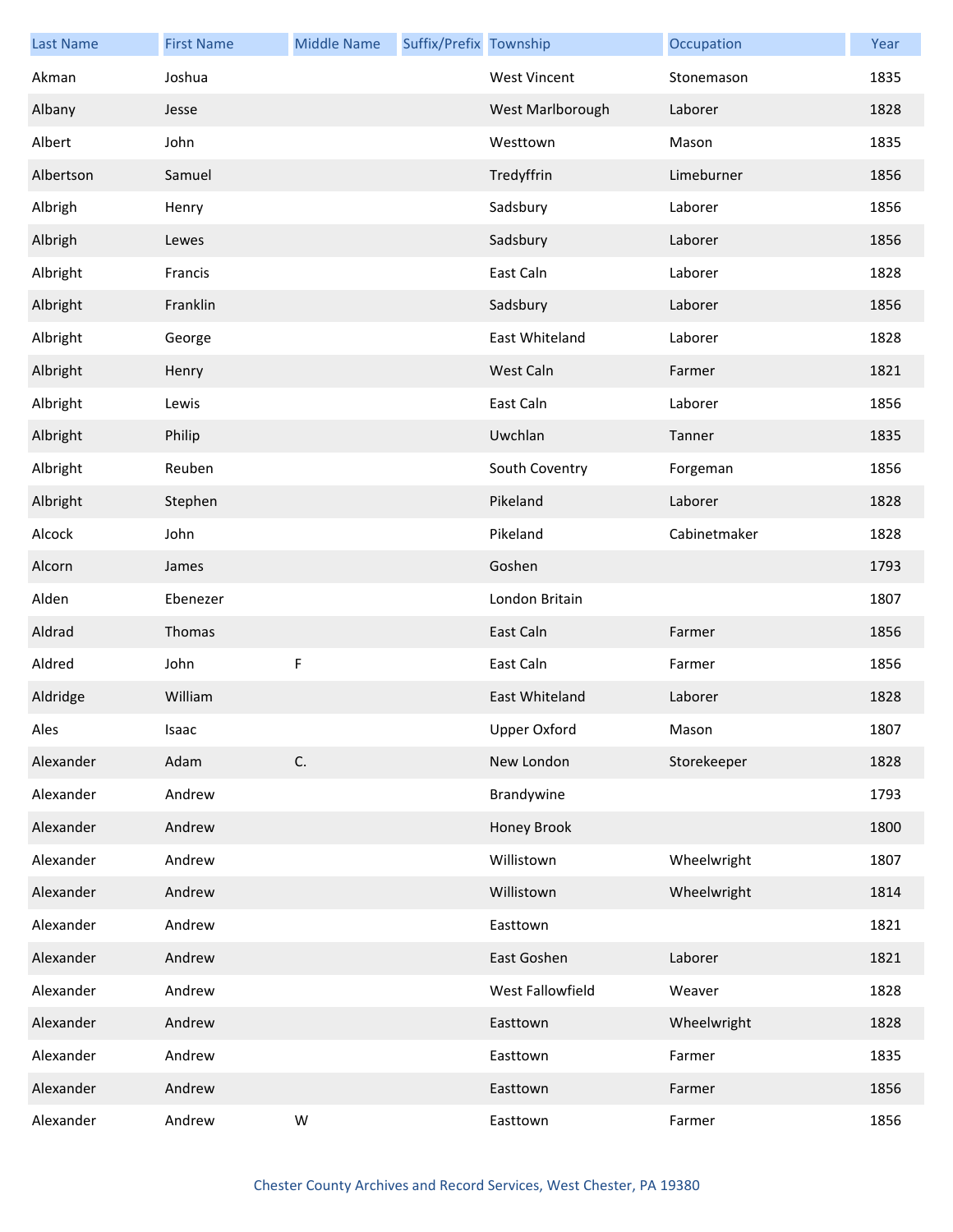| Last Name | First Name | Middle Name | Suffix/Prefix | Township | Occupation | Year |
| --- | --- | --- | --- | --- | --- | --- |
| Akman | Joshua | | | West Vincent | Stonemason | 1835 |
| Albany | Jesse | | | West Marlborough | Laborer | 1828 |
| Albert | John | | | Westtown | Mason | 1835 |
| Albertson | Samuel | | | Tredyffrin | Limeburner | 1856 |
| Albrigh | Henry | | | Sadsbury | Laborer | 1856 |
| Albrigh | Lewes | | | Sadsbury | Laborer | 1856 |
| Albright | Francis | | | East Caln | Laborer | 1828 |
| Albright | Franklin | | | Sadsbury | Laborer | 1856 |
| Albright | George | | | East Whiteland | Laborer | 1828 |
| Albright | Henry | | | West Caln | Farmer | 1821 |
| Albright | Lewis | | | East Caln | Laborer | 1856 |
| Albright | Philip | | | Uwchlan | Tanner | 1835 |
| Albright | Reuben | | | South Coventry | Forgeman | 1856 |
| Albright | Stephen | | | Pikeland | Laborer | 1828 |
| Alcock | John | | | Pikeland | Cabinetmaker | 1828 |
| Alcorn | James | | | Goshen | | 1793 |
| Alden | Ebenezer | | | London Britain | | 1807 |
| Aldrad | Thomas | | | East Caln | Farmer | 1856 |
| Aldred | John | F | | East Caln | Farmer | 1856 |
| Aldridge | William | | | East Whiteland | Laborer | 1828 |
| Ales | Isaac | | | Upper Oxford | Mason | 1807 |
| Alexander | Adam | C. | | New London | Storekeeper | 1828 |
| Alexander | Andrew | | | Brandywine | | 1793 |
| Alexander | Andrew | | | Honey Brook | | 1800 |
| Alexander | Andrew | | | Willistown | Wheelwright | 1807 |
| Alexander | Andrew | | | Willistown | Wheelwright | 1814 |
| Alexander | Andrew | | | Easttown | | 1821 |
| Alexander | Andrew | | | East Goshen | Laborer | 1821 |
| Alexander | Andrew | | | West Fallowfield | Weaver | 1828 |
| Alexander | Andrew | | | Easttown | Wheelwright | 1828 |
| Alexander | Andrew | | | Easttown | Farmer | 1835 |
| Alexander | Andrew | | | Easttown | Farmer | 1856 |
| Alexander | Andrew | W | | Easttown | Farmer | 1856 |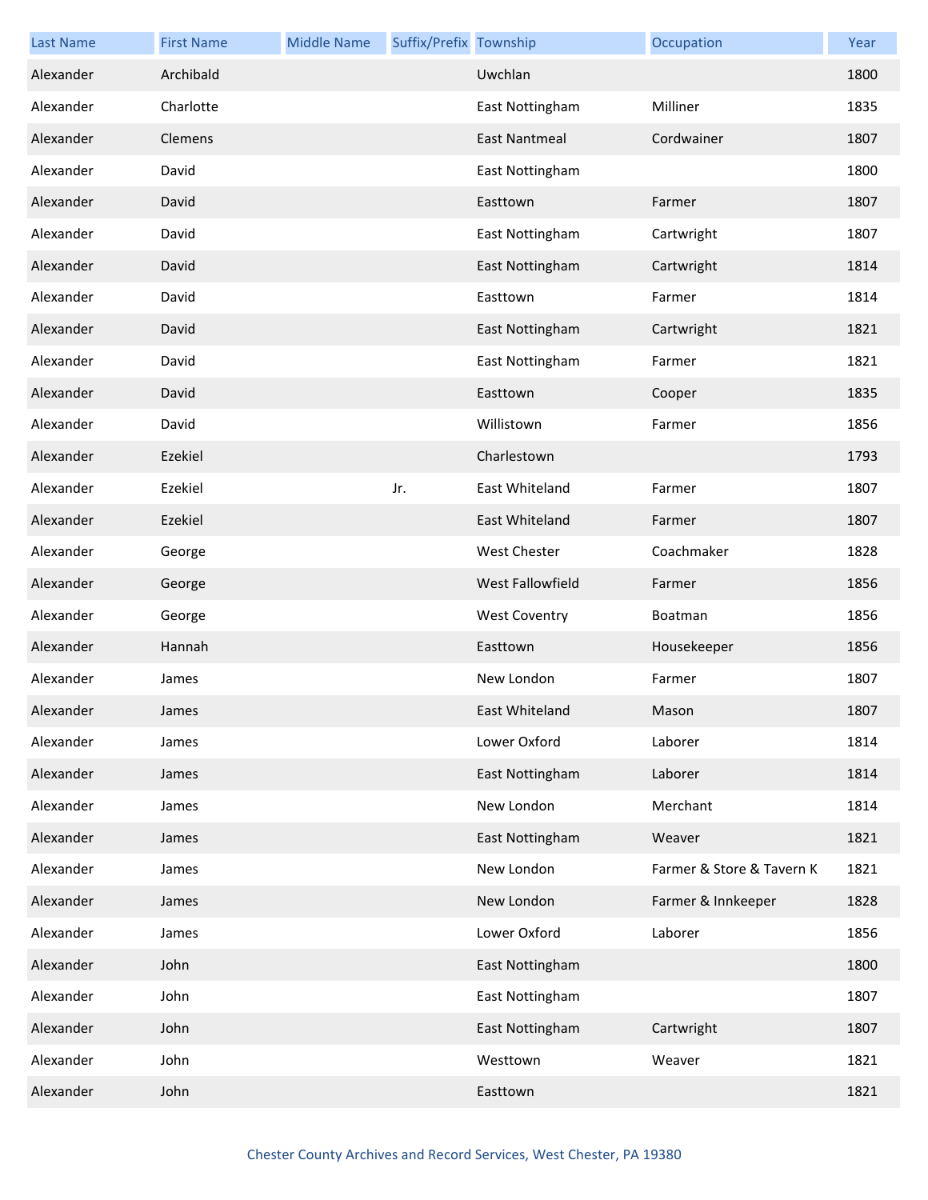| Last Name | First Name | Middle Name | Suffix/Prefix | Township | Occupation | Year |
| --- | --- | --- | --- | --- | --- | --- |
| Alexander | Archibald | | | Uwchlan | | 1800 |
| Alexander | Charlotte | | | East Nottingham | Milliner | 1835 |
| Alexander | Clemens | | | East Nantmeal | Cordwainer | 1807 |
| Alexander | David | | | East Nottingham | | 1800 |
| Alexander | David | | | Easttown | Farmer | 1807 |
| Alexander | David | | | East Nottingham | Cartwright | 1807 |
| Alexander | David | | | East Nottingham | Cartwright | 1814 |
| Alexander | David | | | Easttown | Farmer | 1814 |
| Alexander | David | | | East Nottingham | Cartwright | 1821 |
| Alexander | David | | | East Nottingham | Farmer | 1821 |
| Alexander | David | | | Easttown | Cooper | 1835 |
| Alexander | David | | | Willistown | Farmer | 1856 |
| Alexander | Ezekiel | | | Charlestown | | 1793 |
| Alexander | Ezekiel | | Jr. | East Whiteland | Farmer | 1807 |
| Alexander | Ezekiel | | | East Whiteland | Farmer | 1807 |
| Alexander | George | | | West Chester | Coachmaker | 1828 |
| Alexander | George | | | West Fallowfield | Farmer | 1856 |
| Alexander | George | | | West Coventry | Boatman | 1856 |
| Alexander | Hannah | | | Easttown | Housekeeper | 1856 |
| Alexander | James | | | New London | Farmer | 1807 |
| Alexander | James | | | East Whiteland | Mason | 1807 |
| Alexander | James | | | Lower Oxford | Laborer | 1814 |
| Alexander | James | | | East Nottingham | Laborer | 1814 |
| Alexander | James | | | New London | Merchant | 1814 |
| Alexander | James | | | East Nottingham | Weaver | 1821 |
| Alexander | James | | | New London | Farmer & Store & Tavern K | 1821 |
| Alexander | James | | | New London | Farmer & Innkeeper | 1828 |
| Alexander | James | | | Lower Oxford | Laborer | 1856 |
| Alexander | John | | | East Nottingham | | 1800 |
| Alexander | John | | | East Nottingham | | 1807 |
| Alexander | John | | | East Nottingham | Cartwright | 1807 |
| Alexander | John | | | Westtown | Weaver | 1821 |
| Alexander | John | | | Easttown | | 1821 |

Chester County Archives and Record Services, West Chester, PA 19380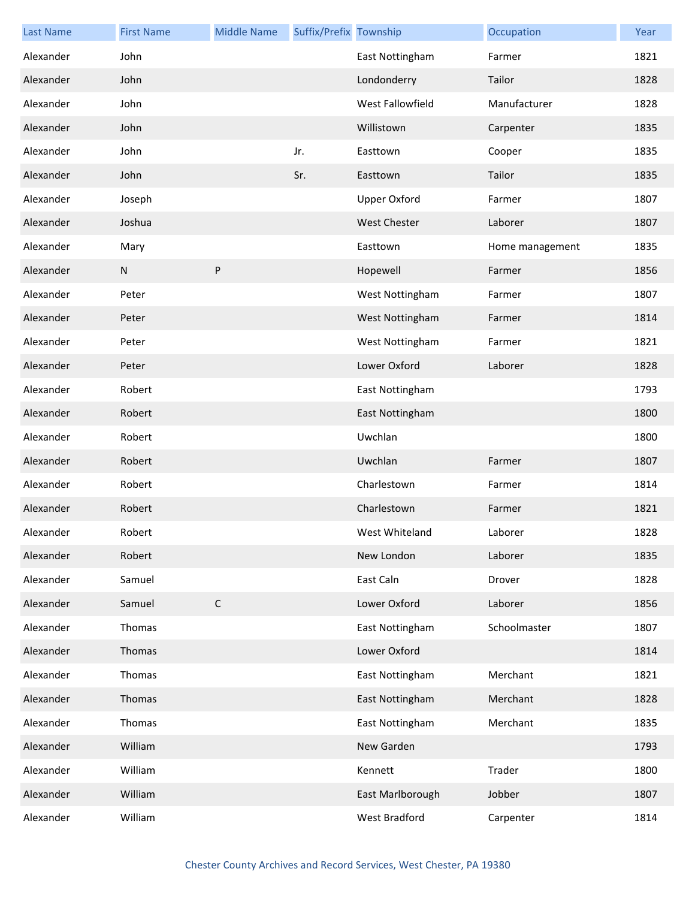| Last Name | First Name | Middle Name | Suffix/Prefix | Township | Occupation | Year |
|---|---|---|---|---|---|---|
| Alexander | John | | | East Nottingham | Farmer | 1821 |
| Alexander | John | | | Londonderry | Tailor | 1828 |
| Alexander | John | | | West Fallowfield | Manufacturer | 1828 |
| Alexander | John | | | Willistown | Carpenter | 1835 |
| Alexander | John | | Jr. | Easttown | Cooper | 1835 |
| Alexander | John | | Sr. | Easttown | Tailor | 1835 |
| Alexander | Joseph | | | Upper Oxford | Farmer | 1807 |
| Alexander | Joshua | | | West Chester | Laborer | 1807 |
| Alexander | Mary | | | Easttown | Home management | 1835 |
| Alexander | N | P | | Hopewell | Farmer | 1856 |
| Alexander | Peter | | | West Nottingham | Farmer | 1807 |
| Alexander | Peter | | | West Nottingham | Farmer | 1814 |
| Alexander | Peter | | | West Nottingham | Farmer | 1821 |
| Alexander | Peter | | | Lower Oxford | Laborer | 1828 |
| Alexander | Robert | | | East Nottingham | | 1793 |
| Alexander | Robert | | | East Nottingham | | 1800 |
| Alexander | Robert | | | Uwchlan | | 1800 |
| Alexander | Robert | | | Uwchlan | Farmer | 1807 |
| Alexander | Robert | | | Charlestown | Farmer | 1814 |
| Alexander | Robert | | | Charlestown | Farmer | 1821 |
| Alexander | Robert | | | West Whiteland | Laborer | 1828 |
| Alexander | Robert | | | New London | Laborer | 1835 |
| Alexander | Samuel | | | East Caln | Drover | 1828 |
| Alexander | Samuel | C | | Lower Oxford | Laborer | 1856 |
| Alexander | Thomas | | | East Nottingham | Schoolmaster | 1807 |
| Alexander | Thomas | | | Lower Oxford | | 1814 |
| Alexander | Thomas | | | East Nottingham | Merchant | 1821 |
| Alexander | Thomas | | | East Nottingham | Merchant | 1828 |
| Alexander | Thomas | | | East Nottingham | Merchant | 1835 |
| Alexander | William | | | New Garden | | 1793 |
| Alexander | William | | | Kennett | Trader | 1800 |
| Alexander | William | | | East Marlborough | Jobber | 1807 |
| Alexander | William | | | West Bradford | Carpenter | 1814 |

Chester County Archives and Record Services, West Chester, PA 19380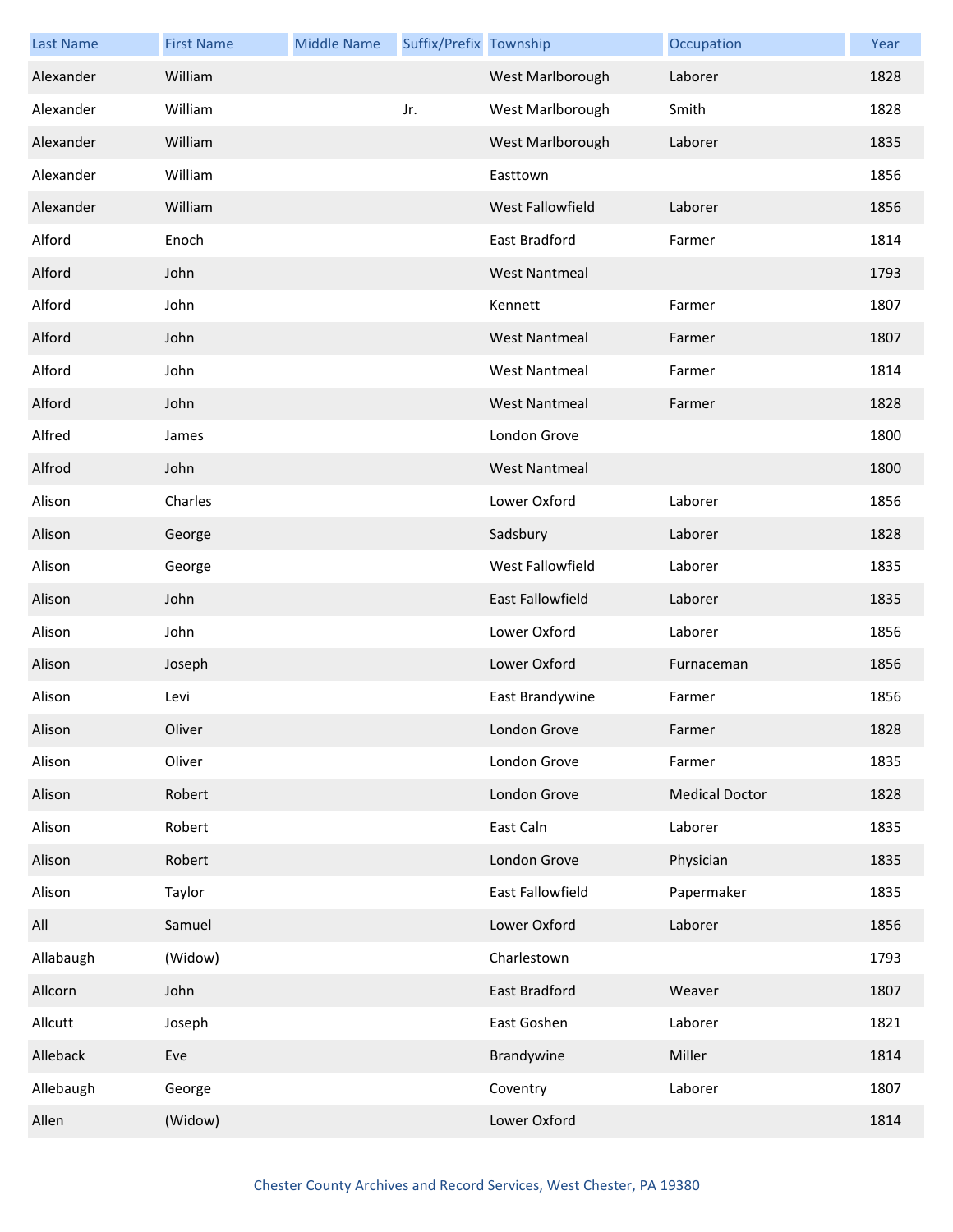| Last Name | First Name | Middle Name | Suffix/Prefix | Township | Occupation | Year |
| --- | --- | --- | --- | --- | --- | --- |
| Alexander | William | | | West Marlborough | Laborer | 1828 |
| Alexander | William | | Jr. | West Marlborough | Smith | 1828 |
| Alexander | William | | | West Marlborough | Laborer | 1835 |
| Alexander | William | | | Easttown | | 1856 |
| Alexander | William | | | West Fallowfield | Laborer | 1856 |
| Alford | Enoch | | | East Bradford | Farmer | 1814 |
| Alford | John | | | West Nantmeal | | 1793 |
| Alford | John | | | Kennett | Farmer | 1807 |
| Alford | John | | | West Nantmeal | Farmer | 1807 |
| Alford | John | | | West Nantmeal | Farmer | 1814 |
| Alford | John | | | West Nantmeal | Farmer | 1828 |
| Alfred | James | | | London Grove | | 1800 |
| Alfrod | John | | | West Nantmeal | | 1800 |
| Alison | Charles | | | Lower Oxford | Laborer | 1856 |
| Alison | George | | | Sadsbury | Laborer | 1828 |
| Alison | George | | | West Fallowfield | Laborer | 1835 |
| Alison | John | | | East Fallowfield | Laborer | 1835 |
| Alison | John | | | Lower Oxford | Laborer | 1856 |
| Alison | Joseph | | | Lower Oxford | Furnaceman | 1856 |
| Alison | Levi | | | East Brandywine | Farmer | 1856 |
| Alison | Oliver | | | London Grove | Farmer | 1828 |
| Alison | Oliver | | | London Grove | Farmer | 1835 |
| Alison | Robert | | | London Grove | Medical Doctor | 1828 |
| Alison | Robert | | | East Caln | Laborer | 1835 |
| Alison | Robert | | | London Grove | Physician | 1835 |
| Alison | Taylor | | | East Fallowfield | Papermaker | 1835 |
| All | Samuel | | | Lower Oxford | Laborer | 1856 |
| Allabaugh | (Widow) | | | Charlestown | | 1793 |
| Allcorn | John | | | East Bradford | Weaver | 1807 |
| Allcutt | Joseph | | | East Goshen | Laborer | 1821 |
| Alleback | Eve | | | Brandywine | Miller | 1814 |
| Allebaugh | George | | | Coventry | Laborer | 1807 |
| Allen | (Widow) | | | Lower Oxford | | 1814 |

Chester County Archives and Record Services, West Chester, PA 19380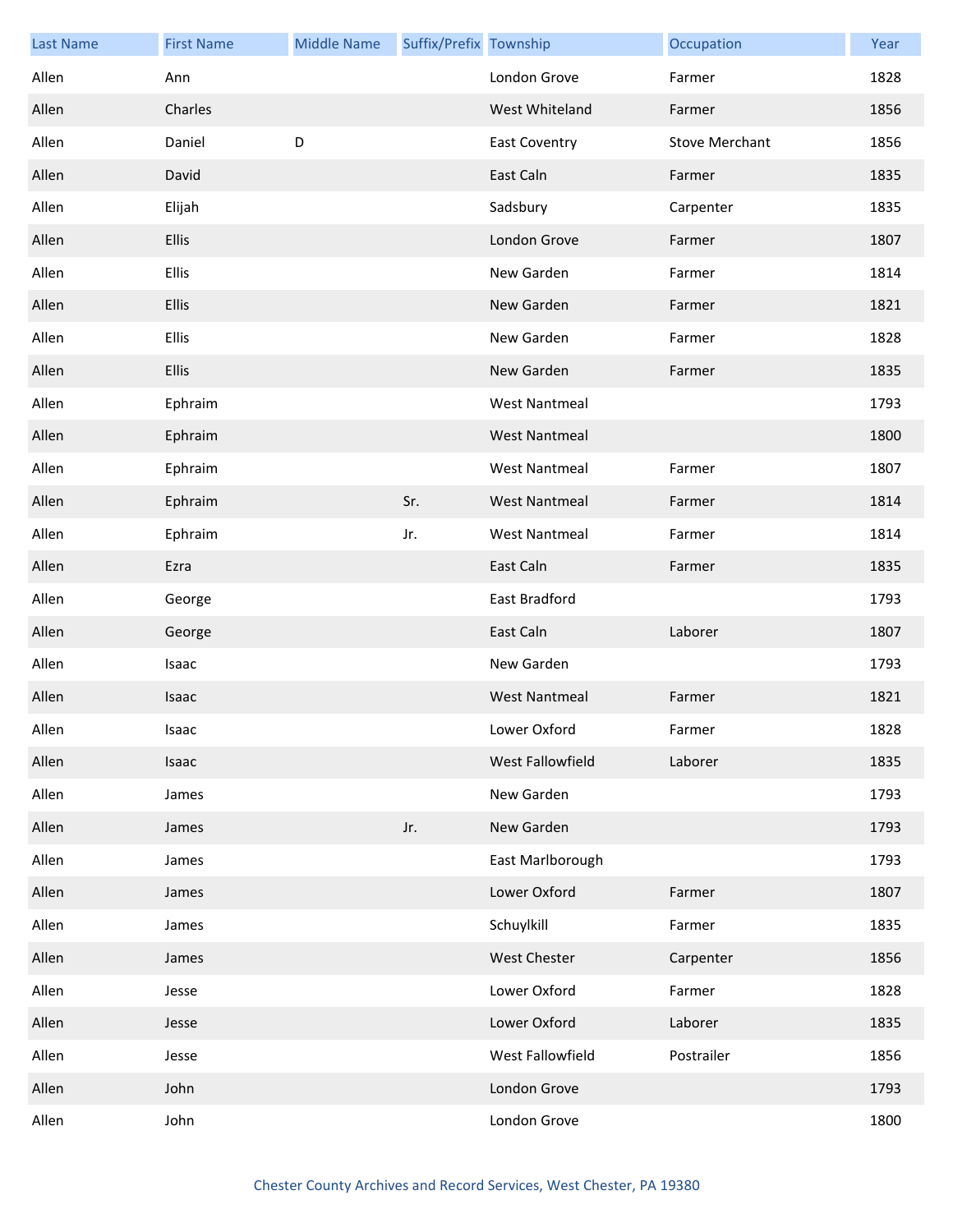| Last Name | First Name | Middle Name | Suffix/Prefix | Township | Occupation | Year |
|---|---|---|---|---|---|---|
| Allen | Ann | | | London Grove | Farmer | 1828 |
| Allen | Charles | | | West Whiteland | Farmer | 1856 |
| Allen | Daniel | D | | East Coventry | Stove Merchant | 1856 |
| Allen | David | | | East Caln | Farmer | 1835 |
| Allen | Elijah | | | Sadsbury | Carpenter | 1835 |
| Allen | Ellis | | | London Grove | Farmer | 1807 |
| Allen | Ellis | | | New Garden | Farmer | 1814 |
| Allen | Ellis | | | New Garden | Farmer | 1821 |
| Allen | Ellis | | | New Garden | Farmer | 1828 |
| Allen | Ellis | | | New Garden | Farmer | 1835 |
| Allen | Ephraim | | | West Nantmeal | | 1793 |
| Allen | Ephraim | | | West Nantmeal | | 1800 |
| Allen | Ephraim | | | West Nantmeal | Farmer | 1807 |
| Allen | Ephraim | | Sr. | West Nantmeal | Farmer | 1814 |
| Allen | Ephraim | | Jr. | West Nantmeal | Farmer | 1814 |
| Allen | Ezra | | | East Caln | Farmer | 1835 |
| Allen | George | | | East Bradford | | 1793 |
| Allen | George | | | East Caln | Laborer | 1807 |
| Allen | Isaac | | | New Garden | | 1793 |
| Allen | Isaac | | | West Nantmeal | Farmer | 1821 |
| Allen | Isaac | | | Lower Oxford | Farmer | 1828 |
| Allen | Isaac | | | West Fallowfield | Laborer | 1835 |
| Allen | James | | | New Garden | | 1793 |
| Allen | James | | Jr. | New Garden | | 1793 |
| Allen | James | | | East Marlborough | | 1793 |
| Allen | James | | | Lower Oxford | Farmer | 1807 |
| Allen | James | | | Schuylkill | Farmer | 1835 |
| Allen | James | | | West Chester | Carpenter | 1856 |
| Allen | Jesse | | | Lower Oxford | Farmer | 1828 |
| Allen | Jesse | | | Lower Oxford | Laborer | 1835 |
| Allen | Jesse | | | West Fallowfield | Postrailer | 1856 |
| Allen | John | | | London Grove | | 1793 |
| Allen | John | | | London Grove | | 1800 |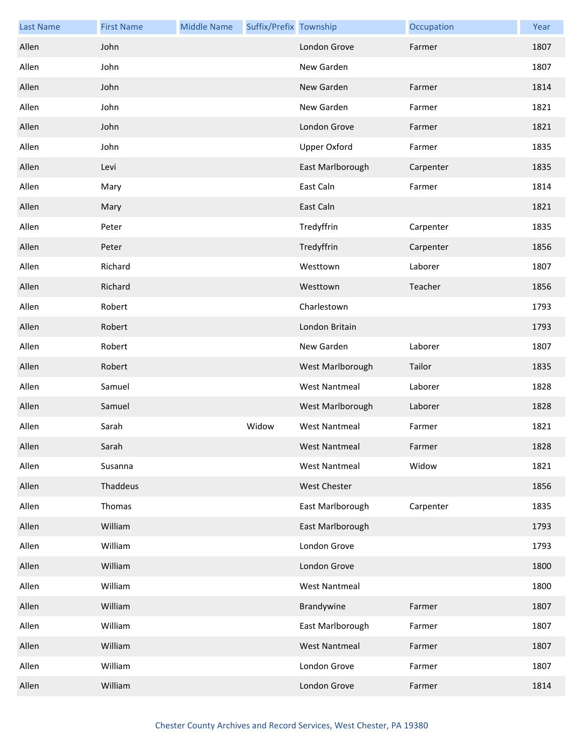| Last Name | First Name | Middle Name | Suffix/Prefix | Township | Occupation | Year |
| --- | --- | --- | --- | --- | --- | --- |
| Allen | John | | | London Grove | Farmer | 1807 |
| Allen | John | | | New Garden | | 1807 |
| Allen | John | | | New Garden | Farmer | 1814 |
| Allen | John | | | New Garden | Farmer | 1821 |
| Allen | John | | | London Grove | Farmer | 1821 |
| Allen | John | | | Upper Oxford | Farmer | 1835 |
| Allen | Levi | | | East Marlborough | Carpenter | 1835 |
| Allen | Mary | | | East Caln | Farmer | 1814 |
| Allen | Mary | | | East Caln | | 1821 |
| Allen | Peter | | | Tredyffrin | Carpenter | 1835 |
| Allen | Peter | | | Tredyffrin | Carpenter | 1856 |
| Allen | Richard | | | Westtown | Laborer | 1807 |
| Allen | Richard | | | Westtown | Teacher | 1856 |
| Allen | Robert | | | Charlestown | | 1793 |
| Allen | Robert | | | London Britain | | 1793 |
| Allen | Robert | | | New Garden | Laborer | 1807 |
| Allen | Robert | | | West Marlborough | Tailor | 1835 |
| Allen | Samuel | | | West Nantmeal | Laborer | 1828 |
| Allen | Samuel | | | West Marlborough | Laborer | 1828 |
| Allen | Sarah | | Widow | West Nantmeal | Farmer | 1821 |
| Allen | Sarah | | | West Nantmeal | Farmer | 1828 |
| Allen | Susanna | | | West Nantmeal | Widow | 1821 |
| Allen | Thaddeus | | | West Chester | | 1856 |
| Allen | Thomas | | | East Marlborough | Carpenter | 1835 |
| Allen | William | | | East Marlborough | | 1793 |
| Allen | William | | | London Grove | | 1793 |
| Allen | William | | | London Grove | | 1800 |
| Allen | William | | | West Nantmeal | | 1800 |
| Allen | William | | | Brandywine | Farmer | 1807 |
| Allen | William | | | East Marlborough | Farmer | 1807 |
| Allen | William | | | West Nantmeal | Farmer | 1807 |
| Allen | William | | | London Grove | Farmer | 1807 |
| Allen | William | | | London Grove | Farmer | 1814 |

Chester County Archives and Record Services, West Chester, PA 19380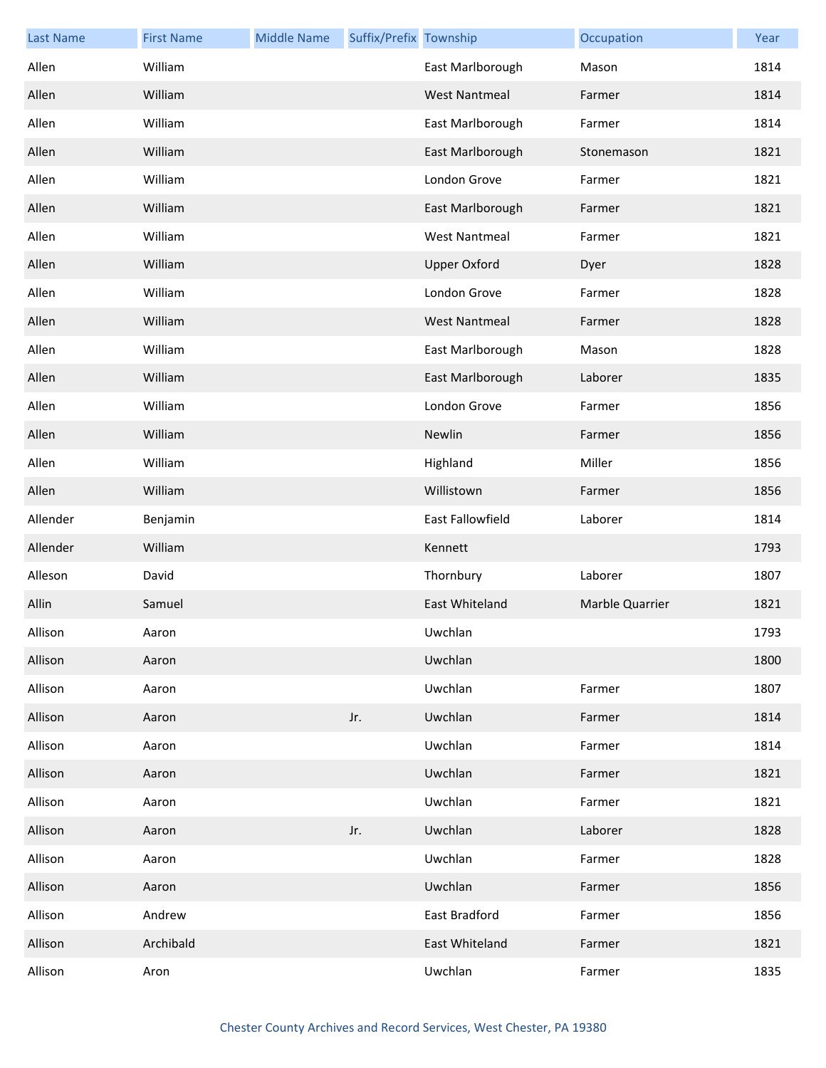| Last Name | First Name | Middle Name | Suffix/Prefix | Township | Occupation | Year |
|---|---|---|---|---|---|---|
| Allen | William | | | East Marlborough | Mason | 1814 |
| Allen | William | | | West Nantmeal | Farmer | 1814 |
| Allen | William | | | East Marlborough | Farmer | 1814 |
| Allen | William | | | East Marlborough | Stonemason | 1821 |
| Allen | William | | | London Grove | Farmer | 1821 |
| Allen | William | | | East Marlborough | Farmer | 1821 |
| Allen | William | | | West Nantmeal | Farmer | 1821 |
| Allen | William | | | Upper Oxford | Dyer | 1828 |
| Allen | William | | | London Grove | Farmer | 1828 |
| Allen | William | | | West Nantmeal | Farmer | 1828 |
| Allen | William | | | East Marlborough | Mason | 1828 |
| Allen | William | | | East Marlborough | Laborer | 1835 |
| Allen | William | | | London Grove | Farmer | 1856 |
| Allen | William | | | Newlin | Farmer | 1856 |
| Allen | William | | | Highland | Miller | 1856 |
| Allen | William | | | Willistown | Farmer | 1856 |
| Allender | Benjamin | | | East Fallowfield | Laborer | 1814 |
| Allender | William | | | Kennett | | 1793 |
| Alleson | David | | | Thornbury | Laborer | 1807 |
| Allin | Samuel | | | East Whiteland | Marble Quarrier | 1821 |
| Allison | Aaron | | | Uwchlan | | 1793 |
| Allison | Aaron | | | Uwchlan | | 1800 |
| Allison | Aaron | | | Uwchlan | Farmer | 1807 |
| Allison | Aaron | | Jr. | Uwchlan | Farmer | 1814 |
| Allison | Aaron | | | Uwchlan | Farmer | 1814 |
| Allison | Aaron | | | Uwchlan | Farmer | 1821 |
| Allison | Aaron | | | Uwchlan | Farmer | 1821 |
| Allison | Aaron | | Jr. | Uwchlan | Laborer | 1828 |
| Allison | Aaron | | | Uwchlan | Farmer | 1828 |
| Allison | Aaron | | | Uwchlan | Farmer | 1856 |
| Allison | Andrew | | | East Bradford | Farmer | 1856 |
| Allison | Archibald | | | East Whiteland | Farmer | 1821 |
| Allison | Aron | | | Uwchlan | Farmer | 1835 |

Chester County Archives and Record Services, West Chester, PA 19380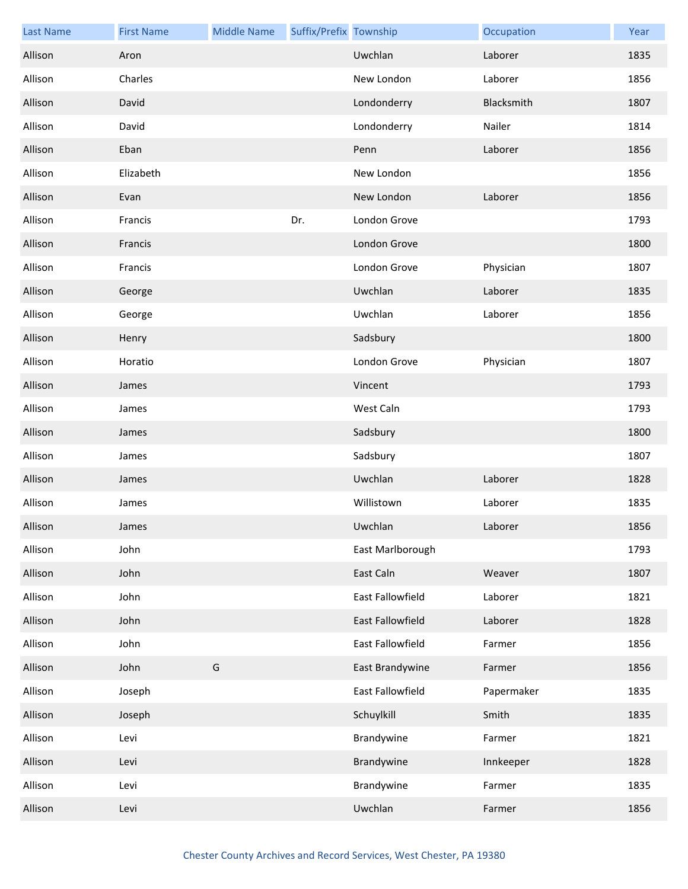| Last Name | First Name | Middle Name | Suffix/Prefix | Township | Occupation | Year |
| --- | --- | --- | --- | --- | --- | --- |
| Allison | Aron | | | Uwchlan | Laborer | 1835 |
| Allison | Charles | | | New London | Laborer | 1856 |
| Allison | David | | | Londonderry | Blacksmith | 1807 |
| Allison | David | | | Londonderry | Nailer | 1814 |
| Allison | Eban | | | Penn | Laborer | 1856 |
| Allison | Elizabeth | | | New London | | 1856 |
| Allison | Evan | | | New London | Laborer | 1856 |
| Allison | Francis | | Dr. | London Grove | | 1793 |
| Allison | Francis | | | London Grove | | 1800 |
| Allison | Francis | | | London Grove | Physician | 1807 |
| Allison | George | | | Uwchlan | Laborer | 1835 |
| Allison | George | | | Uwchlan | Laborer | 1856 |
| Allison | Henry | | | Sadsbury | | 1800 |
| Allison | Horatio | | | London Grove | Physician | 1807 |
| Allison | James | | | Vincent | | 1793 |
| Allison | James | | | West Caln | | 1793 |
| Allison | James | | | Sadsbury | | 1800 |
| Allison | James | | | Sadsbury | | 1807 |
| Allison | James | | | Uwchlan | Laborer | 1828 |
| Allison | James | | | Willistown | Laborer | 1835 |
| Allison | James | | | Uwchlan | Laborer | 1856 |
| Allison | John | | | East Marlborough | | 1793 |
| Allison | John | | | East Caln | Weaver | 1807 |
| Allison | John | | | East Fallowfield | Laborer | 1821 |
| Allison | John | | | East Fallowfield | Laborer | 1828 |
| Allison | John | | | East Fallowfield | Farmer | 1856 |
| Allison | John | G | | East Brandywine | Farmer | 1856 |
| Allison | Joseph | | | East Fallowfield | Papermaker | 1835 |
| Allison | Joseph | | | Schuylkill | Smith | 1835 |
| Allison | Levi | | | Brandywine | Farmer | 1821 |
| Allison | Levi | | | Brandywine | Innkeeper | 1828 |
| Allison | Levi | | | Brandywine | Farmer | 1835 |
| Allison | Levi | | | Uwchlan | Farmer | 1856 |

Chester County Archives and Record Services, West Chester, PA 19380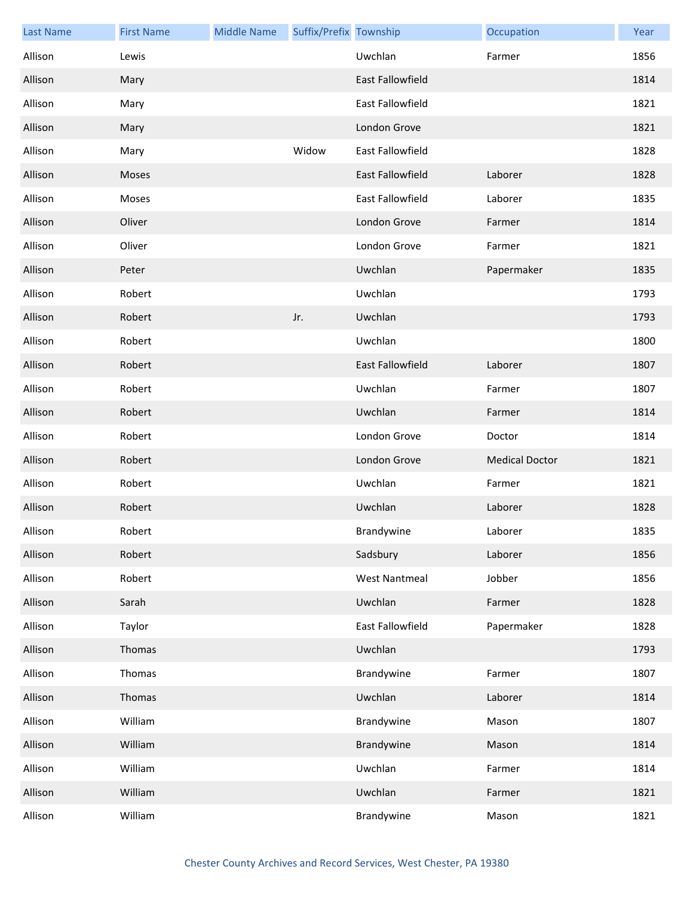| Last Name | First Name | Middle Name | Suffix/Prefix | Township | Occupation | Year |
| --- | --- | --- | --- | --- | --- | --- |
| Allison | Lewis | | | Uwchlan | Farmer | 1856 |
| Allison | Mary | | | East Fallowfield | | 1814 |
| Allison | Mary | | | East Fallowfield | | 1821 |
| Allison | Mary | | | London Grove | | 1821 |
| Allison | Mary | | Widow | East Fallowfield | | 1828 |
| Allison | Moses | | | East Fallowfield | Laborer | 1828 |
| Allison | Moses | | | East Fallowfield | Laborer | 1835 |
| Allison | Oliver | | | London Grove | Farmer | 1814 |
| Allison | Oliver | | | London Grove | Farmer | 1821 |
| Allison | Peter | | | Uwchlan | Papermaker | 1835 |
| Allison | Robert | | | Uwchlan | | 1793 |
| Allison | Robert | | Jr. | Uwchlan | | 1793 |
| Allison | Robert | | | Uwchlan | | 1800 |
| Allison | Robert | | | East Fallowfield | Laborer | 1807 |
| Allison | Robert | | | Uwchlan | Farmer | 1807 |
| Allison | Robert | | | Uwchlan | Farmer | 1814 |
| Allison | Robert | | | London Grove | Doctor | 1814 |
| Allison | Robert | | | London Grove | Medical Doctor | 1821 |
| Allison | Robert | | | Uwchlan | Farmer | 1821 |
| Allison | Robert | | | Uwchlan | Laborer | 1828 |
| Allison | Robert | | | Brandywine | Laborer | 1835 |
| Allison | Robert | | | Sadsbury | Laborer | 1856 |
| Allison | Robert | | | West Nantmeal | Jobber | 1856 |
| Allison | Sarah | | | Uwchlan | Farmer | 1828 |
| Allison | Taylor | | | East Fallowfield | Papermaker | 1828 |
| Allison | Thomas | | | Uwchlan | | 1793 |
| Allison | Thomas | | | Brandywine | Farmer | 1807 |
| Allison | Thomas | | | Uwchlan | Laborer | 1814 |
| Allison | William | | | Brandywine | Mason | 1807 |
| Allison | William | | | Brandywine | Mason | 1814 |
| Allison | William | | | Uwchlan | Farmer | 1814 |
| Allison | William | | | Uwchlan | Farmer | 1821 |
| Allison | William | | | Brandywine | Mason | 1821 |

Chester County Archives and Record Services, West Chester, PA 19380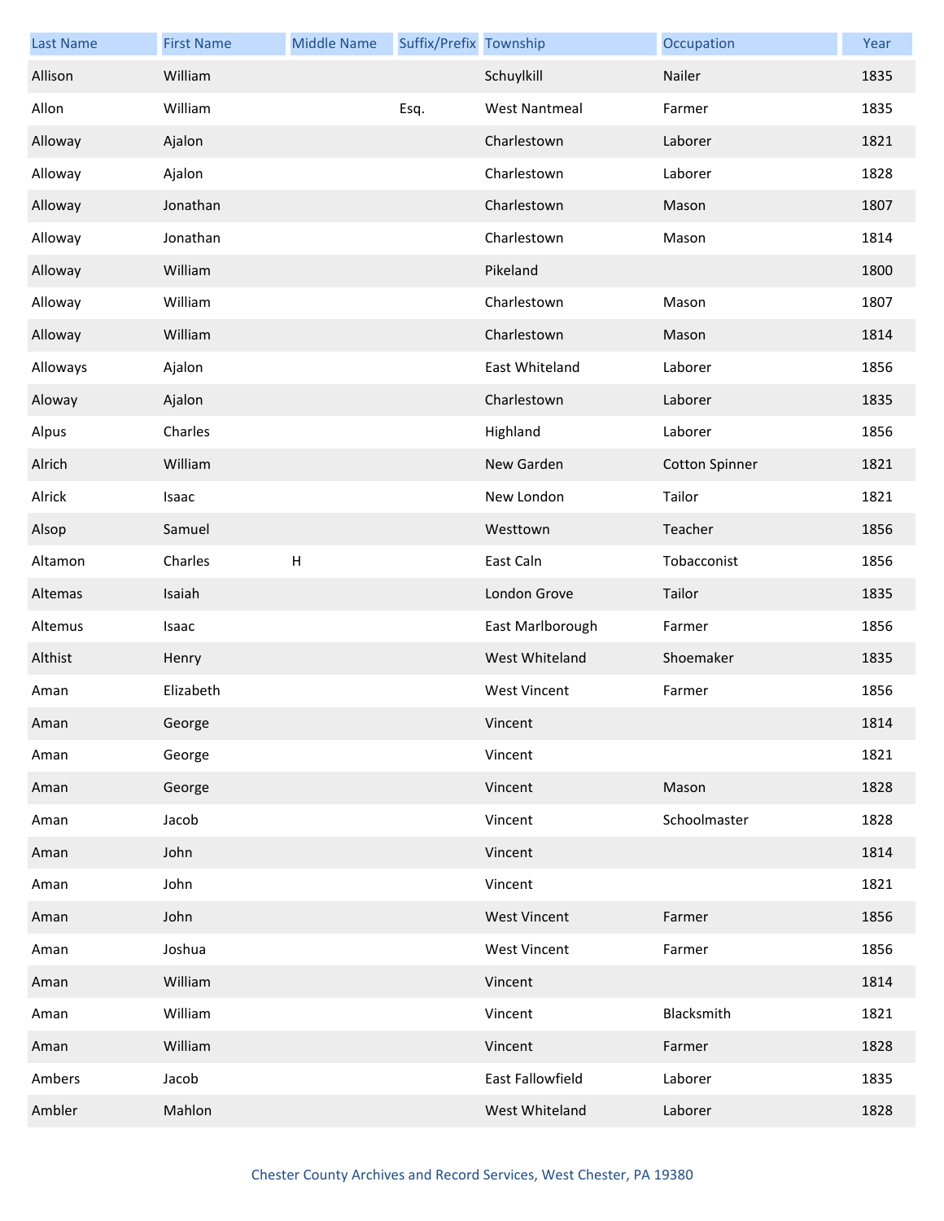| Last Name | First Name | Middle Name | Suffix/Prefix | Township | Occupation | Year |
|---|---|---|---|---|---|---|
| Allison | William | | | Schuylkill | Nailer | 1835 |
| Allon | William | | Esq. | West Nantmeal | Farmer | 1835 |
| Alloway | Ajalon | | | Charlestown | Laborer | 1821 |
| Alloway | Ajalon | | | Charlestown | Laborer | 1828 |
| Alloway | Jonathan | | | Charlestown | Mason | 1807 |
| Alloway | Jonathan | | | Charlestown | Mason | 1814 |
| Alloway | William | | | Pikeland | | 1800 |
| Alloway | William | | | Charlestown | Mason | 1807 |
| Alloway | William | | | Charlestown | Mason | 1814 |
| Alloways | Ajalon | | | East Whiteland | Laborer | 1856 |
| Aloway | Ajalon | | | Charlestown | Laborer | 1835 |
| Alpus | Charles | | | Highland | Laborer | 1856 |
| Alrich | William | | | New Garden | Cotton Spinner | 1821 |
| Alrick | Isaac | | | New London | Tailor | 1821 |
| Alsop | Samuel | | | Westtown | Teacher | 1856 |
| Altamon | Charles | H | | East Caln | Tobacconist | 1856 |
| Altemas | Isaiah | | | London Grove | Tailor | 1835 |
| Altemus | Isaac | | | East Marlborough | Farmer | 1856 |
| Althist | Henry | | | West Whiteland | Shoemaker | 1835 |
| Aman | Elizabeth | | | West Vincent | Farmer | 1856 |
| Aman | George | | | Vincent | | 1814 |
| Aman | George | | | Vincent | | 1821 |
| Aman | George | | | Vincent | Mason | 1828 |
| Aman | Jacob | | | Vincent | Schoolmaster | 1828 |
| Aman | John | | | Vincent | | 1814 |
| Aman | John | | | Vincent | | 1821 |
| Aman | John | | | West Vincent | Farmer | 1856 |
| Aman | Joshua | | | West Vincent | Farmer | 1856 |
| Aman | William | | | Vincent | | 1814 |
| Aman | William | | | Vincent | Blacksmith | 1821 |
| Aman | William | | | Vincent | Farmer | 1828 |
| Ambers | Jacob | | | East Fallowfield | Laborer | 1835 |
| Ambler | Mahlon | | | West Whiteland | Laborer | 1828 |

Chester County Archives and Record Services, West Chester, PA 19380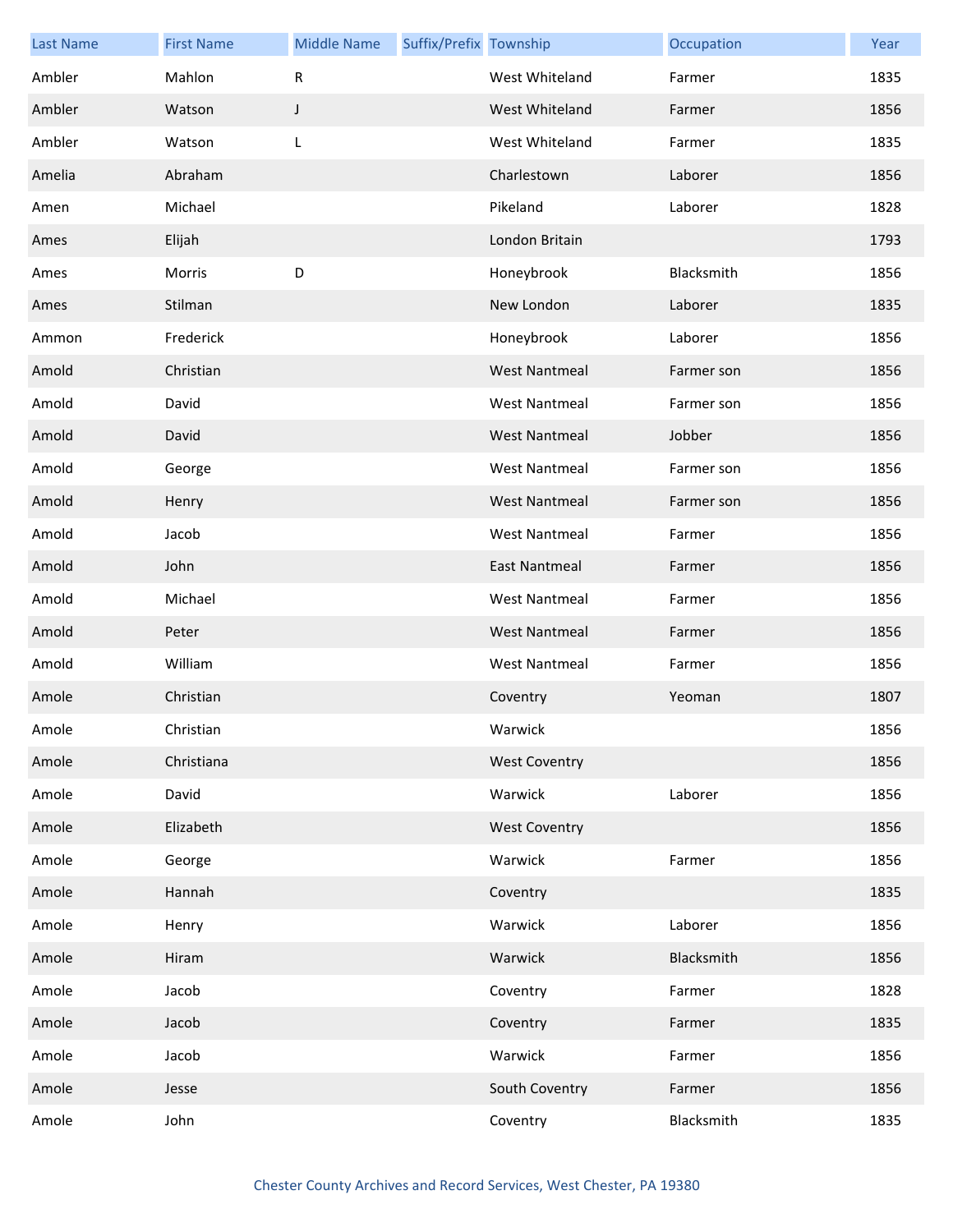| Last Name | First Name | Middle Name | Suffix/Prefix | Township | Occupation | Year |
|---|---|---|---|---|---|---|
| Ambler | Mahlon | R | | West Whiteland | Farmer | 1835 |
| Ambler | Watson | J | | West Whiteland | Farmer | 1856 |
| Ambler | Watson | L | | West Whiteland | Farmer | 1835 |
| Amelia | Abraham | | | Charlestown | Laborer | 1856 |
| Amen | Michael | | | Pikeland | Laborer | 1828 |
| Ames | Elijah | | | London Britain | | 1793 |
| Ames | Morris | D | | Honeybrook | Blacksmith | 1856 |
| Ames | Stilman | | | New London | Laborer | 1835 |
| Ammon | Frederick | | | Honeybrook | Laborer | 1856 |
| Amold | Christian | | | West Nantmeal | Farmer son | 1856 |
| Amold | David | | | West Nantmeal | Farmer son | 1856 |
| Amold | David | | | West Nantmeal | Jobber | 1856 |
| Amold | George | | | West Nantmeal | Farmer son | 1856 |
| Amold | Henry | | | West Nantmeal | Farmer son | 1856 |
| Amold | Jacob | | | West Nantmeal | Farmer | 1856 |
| Amold | John | | | East Nantmeal | Farmer | 1856 |
| Amold | Michael | | | West Nantmeal | Farmer | 1856 |
| Amold | Peter | | | West Nantmeal | Farmer | 1856 |
| Amold | William | | | West Nantmeal | Farmer | 1856 |
| Amole | Christian | | | Coventry | Yeoman | 1807 |
| Amole | Christian | | | Warwick | | 1856 |
| Amole | Christiana | | | West Coventry | | 1856 |
| Amole | David | | | Warwick | Laborer | 1856 |
| Amole | Elizabeth | | | West Coventry | | 1856 |
| Amole | George | | | Warwick | Farmer | 1856 |
| Amole | Hannah | | | Coventry | | 1835 |
| Amole | Henry | | | Warwick | Laborer | 1856 |
| Amole | Hiram | | | Warwick | Blacksmith | 1856 |
| Amole | Jacob | | | Coventry | Farmer | 1828 |
| Amole | Jacob | | | Coventry | Farmer | 1835 |
| Amole | Jacob | | | Warwick | Farmer | 1856 |
| Amole | Jesse | | | South Coventry | Farmer | 1856 |
| Amole | John | | | Coventry | Blacksmith | 1835 |

Chester County Archives and Record Services, West Chester, PA 19380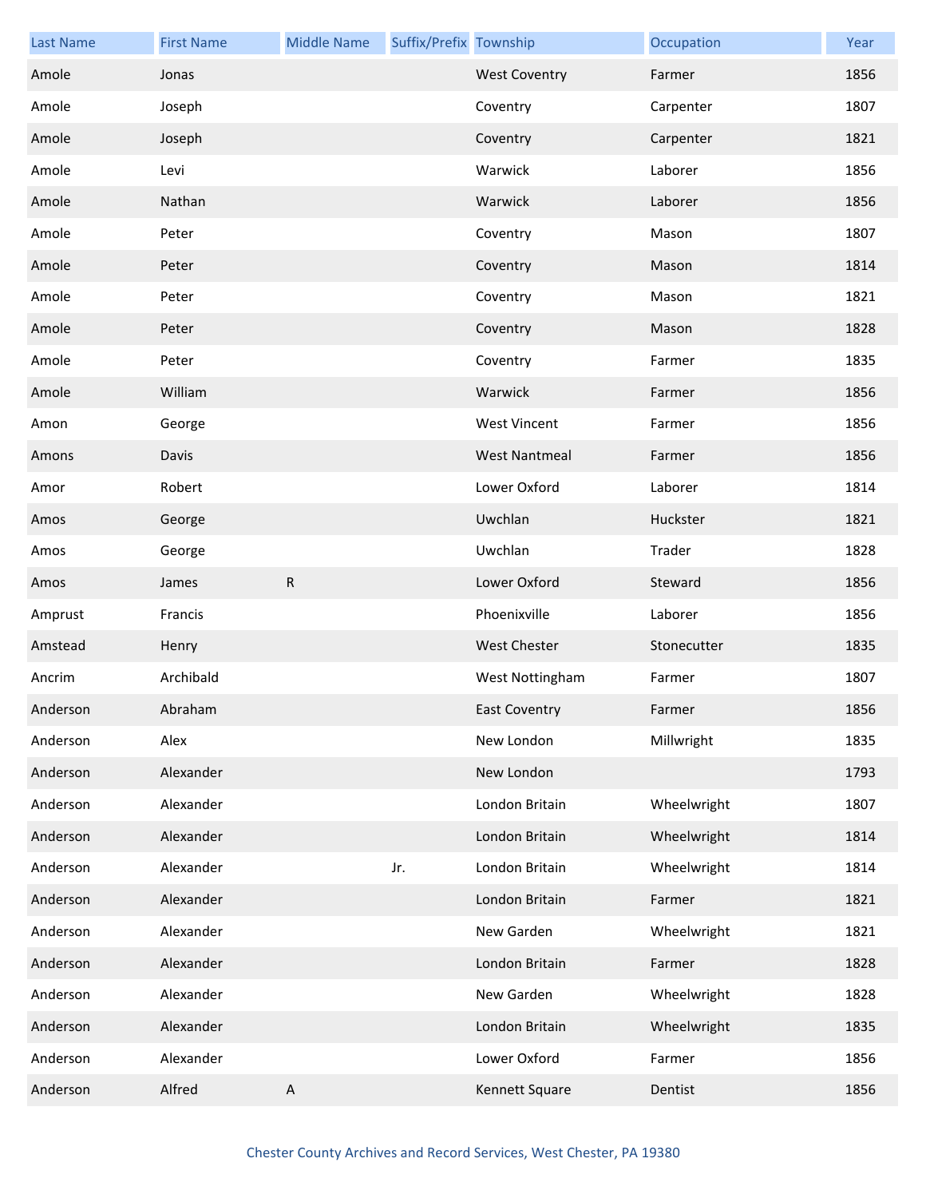| Last Name | First Name | Middle Name | Suffix/Prefix | Township | Occupation | Year |
|---|---|---|---|---|---|---|
| Amole | Jonas | | | West Coventry | Farmer | 1856 |
| Amole | Joseph | | | Coventry | Carpenter | 1807 |
| Amole | Joseph | | | Coventry | Carpenter | 1821 |
| Amole | Levi | | | Warwick | Laborer | 1856 |
| Amole | Nathan | | | Warwick | Laborer | 1856 |
| Amole | Peter | | | Coventry | Mason | 1807 |
| Amole | Peter | | | Coventry | Mason | 1814 |
| Amole | Peter | | | Coventry | Mason | 1821 |
| Amole | Peter | | | Coventry | Mason | 1828 |
| Amole | Peter | | | Coventry | Farmer | 1835 |
| Amole | William | | | Warwick | Farmer | 1856 |
| Amon | George | | | West Vincent | Farmer | 1856 |
| Amons | Davis | | | West Nantmeal | Farmer | 1856 |
| Amor | Robert | | | Lower Oxford | Laborer | 1814 |
| Amos | George | | | Uwchlan | Huckster | 1821 |
| Amos | George | | | Uwchlan | Trader | 1828 |
| Amos | James | R | | Lower Oxford | Steward | 1856 |
| Amprust | Francis | | | Phoenixville | Laborer | 1856 |
| Amstead | Henry | | | West Chester | Stonecutter | 1835 |
| Ancrim | Archibald | | | West Nottingham | Farmer | 1807 |
| Anderson | Abraham | | | East Coventry | Farmer | 1856 |
| Anderson | Alex | | | New London | Millwright | 1835 |
| Anderson | Alexander | | | New London | | 1793 |
| Anderson | Alexander | | | London Britain | Wheelwright | 1807 |
| Anderson | Alexander | | | London Britain | Wheelwright | 1814 |
| Anderson | Alexander | | Jr. | London Britain | Wheelwright | 1814 |
| Anderson | Alexander | | | London Britain | Farmer | 1821 |
| Anderson | Alexander | | | New Garden | Wheelwright | 1821 |
| Anderson | Alexander | | | London Britain | Farmer | 1828 |
| Anderson | Alexander | | | New Garden | Wheelwright | 1828 |
| Anderson | Alexander | | | London Britain | Wheelwright | 1835 |
| Anderson | Alexander | | | Lower Oxford | Farmer | 1856 |
| Anderson | Alfred | A | | Kennett Square | Dentist | 1856 |

Chester County Archives and Record Services, West Chester, PA 19380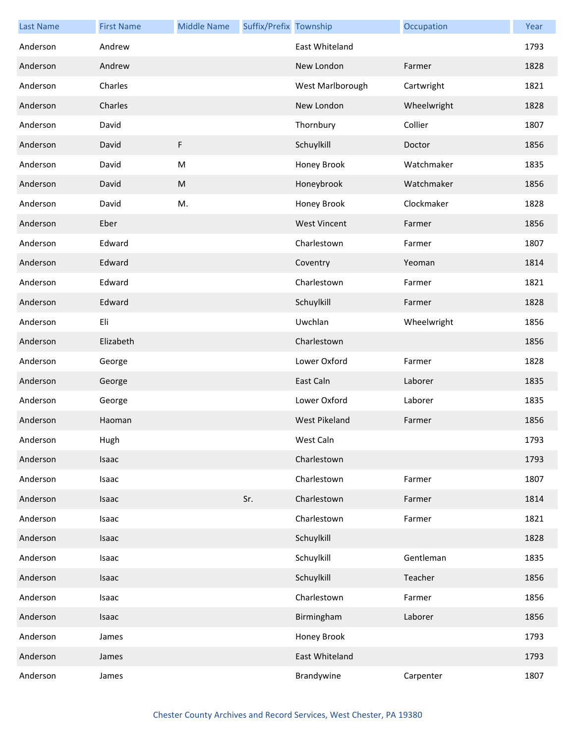| Last Name | First Name | Middle Name | Suffix/Prefix | Township | Occupation | Year |
| --- | --- | --- | --- | --- | --- | --- |
| Anderson | Andrew | | | East Whiteland | | 1793 |
| Anderson | Andrew | | | New London | Farmer | 1828 |
| Anderson | Charles | | | West Marlborough | Cartwright | 1821 |
| Anderson | Charles | | | New London | Wheelwright | 1828 |
| Anderson | David | | | Thornbury | Collier | 1807 |
| Anderson | David | F | | Schuylkill | Doctor | 1856 |
| Anderson | David | M | | Honey Brook | Watchmaker | 1835 |
| Anderson | David | M | | Honeybrook | Watchmaker | 1856 |
| Anderson | David | M. | | Honey Brook | Clockmaker | 1828 |
| Anderson | Eber | | | West Vincent | Farmer | 1856 |
| Anderson | Edward | | | Charlestown | Farmer | 1807 |
| Anderson | Edward | | | Coventry | Yeoman | 1814 |
| Anderson | Edward | | | Charlestown | Farmer | 1821 |
| Anderson | Edward | | | Schuylkill | Farmer | 1828 |
| Anderson | Eli | | | Uwchlan | Wheelwright | 1856 |
| Anderson | Elizabeth | | | Charlestown | | 1856 |
| Anderson | George | | | Lower Oxford | Farmer | 1828 |
| Anderson | George | | | East Caln | Laborer | 1835 |
| Anderson | George | | | Lower Oxford | Laborer | 1835 |
| Anderson | Haoman | | | West Pikeland | Farmer | 1856 |
| Anderson | Hugh | | | West Caln | | 1793 |
| Anderson | Isaac | | | Charlestown | | 1793 |
| Anderson | Isaac | | | Charlestown | Farmer | 1807 |
| Anderson | Isaac | | Sr. | Charlestown | Farmer | 1814 |
| Anderson | Isaac | | | Charlestown | Farmer | 1821 |
| Anderson | Isaac | | | Schuylkill | | 1828 |
| Anderson | Isaac | | | Schuylkill | Gentleman | 1835 |
| Anderson | Isaac | | | Schuylkill | Teacher | 1856 |
| Anderson | Isaac | | | Charlestown | Farmer | 1856 |
| Anderson | Isaac | | | Birmingham | Laborer | 1856 |
| Anderson | James | | | Honey Brook | | 1793 |
| Anderson | James | | | East Whiteland | | 1793 |
| Anderson | James | | | Brandywine | Carpenter | 1807 |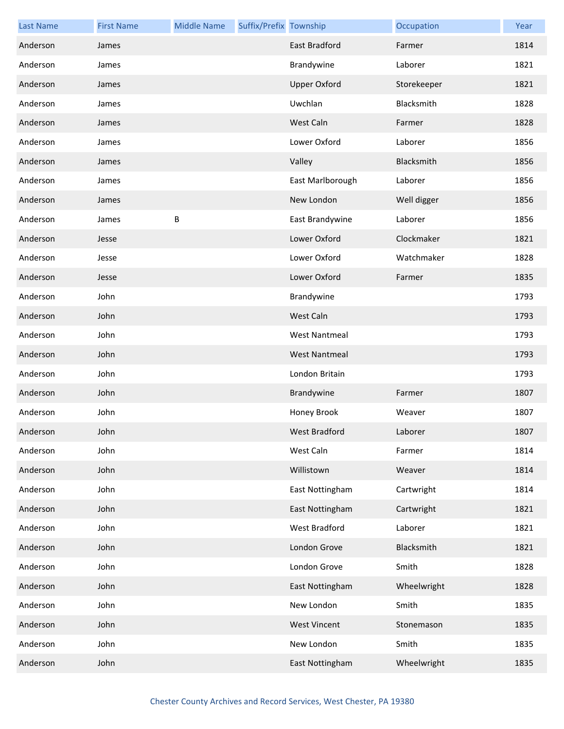| Last Name | First Name | Middle Name | Suffix/Prefix | Township | Occupation | Year |
|---|---|---|---|---|---|---|
| Anderson | James | | | East Bradford | Farmer | 1814 |
| Anderson | James | | | Brandywine | Laborer | 1821 |
| Anderson | James | | | Upper Oxford | Storekeeper | 1821 |
| Anderson | James | | | Uwchlan | Blacksmith | 1828 |
| Anderson | James | | | West Caln | Farmer | 1828 |
| Anderson | James | | | Lower Oxford | Laborer | 1856 |
| Anderson | James | | | Valley | Blacksmith | 1856 |
| Anderson | James | | | East Marlborough | Laborer | 1856 |
| Anderson | James | | | New London | Well digger | 1856 |
| Anderson | James | B | | East Brandywine | Laborer | 1856 |
| Anderson | Jesse | | | Lower Oxford | Clockmaker | 1821 |
| Anderson | Jesse | | | Lower Oxford | Watchmaker | 1828 |
| Anderson | Jesse | | | Lower Oxford | Farmer | 1835 |
| Anderson | John | | | Brandywine | | 1793 |
| Anderson | John | | | West Caln | | 1793 |
| Anderson | John | | | West Nantmeal | | 1793 |
| Anderson | John | | | West Nantmeal | | 1793 |
| Anderson | John | | | London Britain | | 1793 |
| Anderson | John | | | Brandywine | Farmer | 1807 |
| Anderson | John | | | Honey Brook | Weaver | 1807 |
| Anderson | John | | | West Bradford | Laborer | 1807 |
| Anderson | John | | | West Caln | Farmer | 1814 |
| Anderson | John | | | Willistown | Weaver | 1814 |
| Anderson | John | | | East Nottingham | Cartwright | 1814 |
| Anderson | John | | | East Nottingham | Cartwright | 1821 |
| Anderson | John | | | West Bradford | Laborer | 1821 |
| Anderson | John | | | London Grove | Blacksmith | 1821 |
| Anderson | John | | | London Grove | Smith | 1828 |
| Anderson | John | | | East Nottingham | Wheelwright | 1828 |
| Anderson | John | | | New London | Smith | 1835 |
| Anderson | John | | | West Vincent | Stonemason | 1835 |
| Anderson | John | | | New London | Smith | 1835 |
| Anderson | John | | | East Nottingham | Wheelwright | 1835 |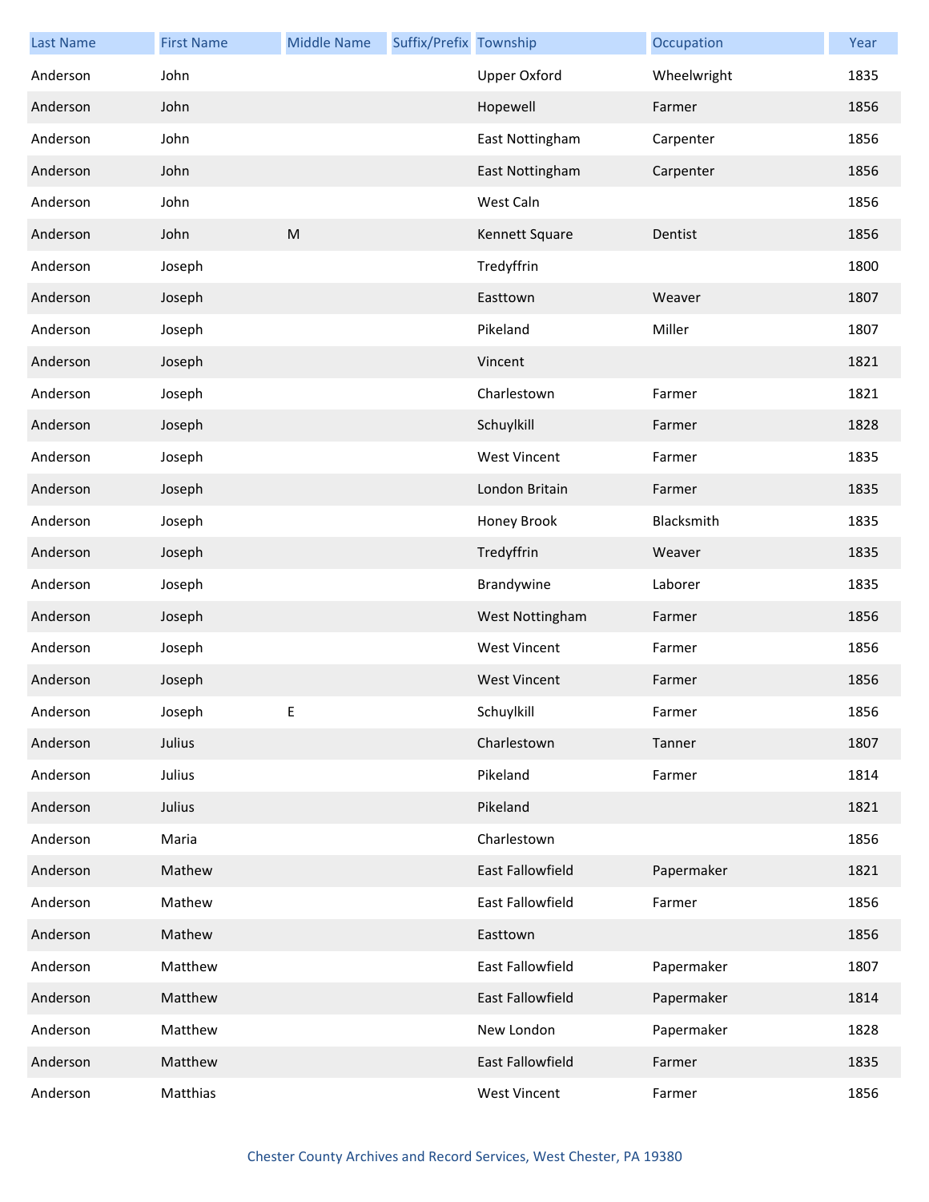| Last Name | First Name | Middle Name | Suffix/Prefix | Township | Occupation | Year |
|---|---|---|---|---|---|---|
| Anderson | John | | | Upper Oxford | Wheelwright | 1835 |
| Anderson | John | | | Hopewell | Farmer | 1856 |
| Anderson | John | | | East Nottingham | Carpenter | 1856 |
| Anderson | John | | | East Nottingham | Carpenter | 1856 |
| Anderson | John | | | West Caln | | 1856 |
| Anderson | John | M | | Kennett Square | Dentist | 1856 |
| Anderson | Joseph | | | Tredyffrin | | 1800 |
| Anderson | Joseph | | | Easttown | Weaver | 1807 |
| Anderson | Joseph | | | Pikeland | Miller | 1807 |
| Anderson | Joseph | | | Vincent | | 1821 |
| Anderson | Joseph | | | Charlestown | Farmer | 1821 |
| Anderson | Joseph | | | Schuylkill | Farmer | 1828 |
| Anderson | Joseph | | | West Vincent | Farmer | 1835 |
| Anderson | Joseph | | | London Britain | Farmer | 1835 |
| Anderson | Joseph | | | Honey Brook | Blacksmith | 1835 |
| Anderson | Joseph | | | Tredyffrin | Weaver | 1835 |
| Anderson | Joseph | | | Brandywine | Laborer | 1835 |
| Anderson | Joseph | | | West Nottingham | Farmer | 1856 |
| Anderson | Joseph | | | West Vincent | Farmer | 1856 |
| Anderson | Joseph | | | West Vincent | Farmer | 1856 |
| Anderson | Joseph | E | | Schuylkill | Farmer | 1856 |
| Anderson | Julius | | | Charlestown | Tanner | 1807 |
| Anderson | Julius | | | Pikeland | Farmer | 1814 |
| Anderson | Julius | | | Pikeland | | 1821 |
| Anderson | Maria | | | Charlestown | | 1856 |
| Anderson | Mathew | | | East Fallowfield | Papermaker | 1821 |
| Anderson | Mathew | | | East Fallowfield | Farmer | 1856 |
| Anderson | Mathew | | | Easttown | | 1856 |
| Anderson | Matthew | | | East Fallowfield | Papermaker | 1807 |
| Anderson | Matthew | | | East Fallowfield | Papermaker | 1814 |
| Anderson | Matthew | | | New London | Papermaker | 1828 |
| Anderson | Matthew | | | East Fallowfield | Farmer | 1835 |
| Anderson | Matthias | | | West Vincent | Farmer | 1856 |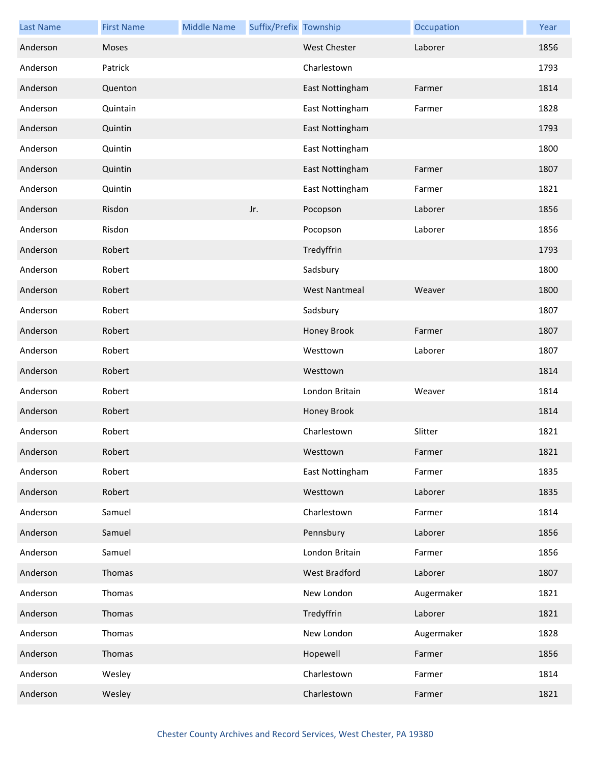| Last Name | First Name | Middle Name | Suffix/Prefix | Township | Occupation | Year |
| --- | --- | --- | --- | --- | --- | --- |
| Anderson | Moses | | | West Chester | Laborer | 1856 |
| Anderson | Patrick | | | Charlestown | | 1793 |
| Anderson | Quenton | | | East Nottingham | Farmer | 1814 |
| Anderson | Quintain | | | East Nottingham | Farmer | 1828 |
| Anderson | Quintin | | | East Nottingham | | 1793 |
| Anderson | Quintin | | | East Nottingham | | 1800 |
| Anderson | Quintin | | | East Nottingham | Farmer | 1807 |
| Anderson | Quintin | | | East Nottingham | Farmer | 1821 |
| Anderson | Risdon | | Jr. | Pocopson | Laborer | 1856 |
| Anderson | Risdon | | | Pocopson | Laborer | 1856 |
| Anderson | Robert | | | Tredyffrin | | 1793 |
| Anderson | Robert | | | Sadsbury | | 1800 |
| Anderson | Robert | | | West Nantmeal | Weaver | 1800 |
| Anderson | Robert | | | Sadsbury | | 1807 |
| Anderson | Robert | | | Honey Brook | Farmer | 1807 |
| Anderson | Robert | | | Westtown | Laborer | 1807 |
| Anderson | Robert | | | Westtown | | 1814 |
| Anderson | Robert | | | London Britain | Weaver | 1814 |
| Anderson | Robert | | | Honey Brook | | 1814 |
| Anderson | Robert | | | Charlestown | Slitter | 1821 |
| Anderson | Robert | | | Westtown | Farmer | 1821 |
| Anderson | Robert | | | East Nottingham | Farmer | 1835 |
| Anderson | Robert | | | Westtown | Laborer | 1835 |
| Anderson | Samuel | | | Charlestown | Farmer | 1814 |
| Anderson | Samuel | | | Pennsbury | Laborer | 1856 |
| Anderson | Samuel | | | London Britain | Farmer | 1856 |
| Anderson | Thomas | | | West Bradford | Laborer | 1807 |
| Anderson | Thomas | | | New London | Augermaker | 1821 |
| Anderson | Thomas | | | Tredyffrin | Laborer | 1821 |
| Anderson | Thomas | | | New London | Augermaker | 1828 |
| Anderson | Thomas | | | Hopewell | Farmer | 1856 |
| Anderson | Wesley | | | Charlestown | Farmer | 1814 |
| Anderson | Wesley | | | Charlestown | Farmer | 1821 |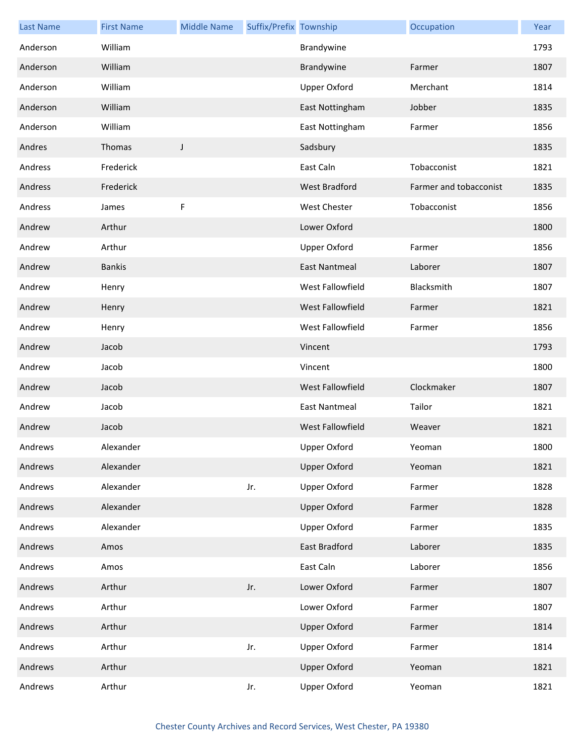| Last Name | First Name | Middle Name | Suffix/Prefix | Township | Occupation | Year |
| --- | --- | --- | --- | --- | --- | --- |
| Anderson | William | | | Brandywine | | 1793 |
| Anderson | William | | | Brandywine | Farmer | 1807 |
| Anderson | William | | | Upper Oxford | Merchant | 1814 |
| Anderson | William | | | East Nottingham | Jobber | 1835 |
| Anderson | William | | | East Nottingham | Farmer | 1856 |
| Andres | Thomas | J | | Sadsbury | | 1835 |
| Andress | Frederick | | | East Caln | Tobacconist | 1821 |
| Andress | Frederick | | | West Bradford | Farmer and tobacconist | 1835 |
| Andress | James | F | | West Chester | Tobacconist | 1856 |
| Andrew | Arthur | | | Lower Oxford | | 1800 |
| Andrew | Arthur | | | Upper Oxford | Farmer | 1856 |
| Andrew | Bankis | | | East Nantmeal | Laborer | 1807 |
| Andrew | Henry | | | West Fallowfield | Blacksmith | 1807 |
| Andrew | Henry | | | West Fallowfield | Farmer | 1821 |
| Andrew | Henry | | | West Fallowfield | Farmer | 1856 |
| Andrew | Jacob | | | Vincent | | 1793 |
| Andrew | Jacob | | | Vincent | | 1800 |
| Andrew | Jacob | | | West Fallowfield | Clockmaker | 1807 |
| Andrew | Jacob | | | East Nantmeal | Tailor | 1821 |
| Andrew | Jacob | | | West Fallowfield | Weaver | 1821 |
| Andrews | Alexander | | | Upper Oxford | Yeoman | 1800 |
| Andrews | Alexander | | | Upper Oxford | Yeoman | 1821 |
| Andrews | Alexander | | Jr. | Upper Oxford | Farmer | 1828 |
| Andrews | Alexander | | | Upper Oxford | Farmer | 1828 |
| Andrews | Alexander | | | Upper Oxford | Farmer | 1835 |
| Andrews | Amos | | | East Bradford | Laborer | 1835 |
| Andrews | Amos | | | East Caln | Laborer | 1856 |
| Andrews | Arthur | | Jr. | Lower Oxford | Farmer | 1807 |
| Andrews | Arthur | | | Lower Oxford | Farmer | 1807 |
| Andrews | Arthur | | | Upper Oxford | Farmer | 1814 |
| Andrews | Arthur | | Jr. | Upper Oxford | Farmer | 1814 |
| Andrews | Arthur | | | Upper Oxford | Yeoman | 1821 |
| Andrews | Arthur | | Jr. | Upper Oxford | Yeoman | 1821 |

Chester County Archives and Record Services, West Chester, PA 19380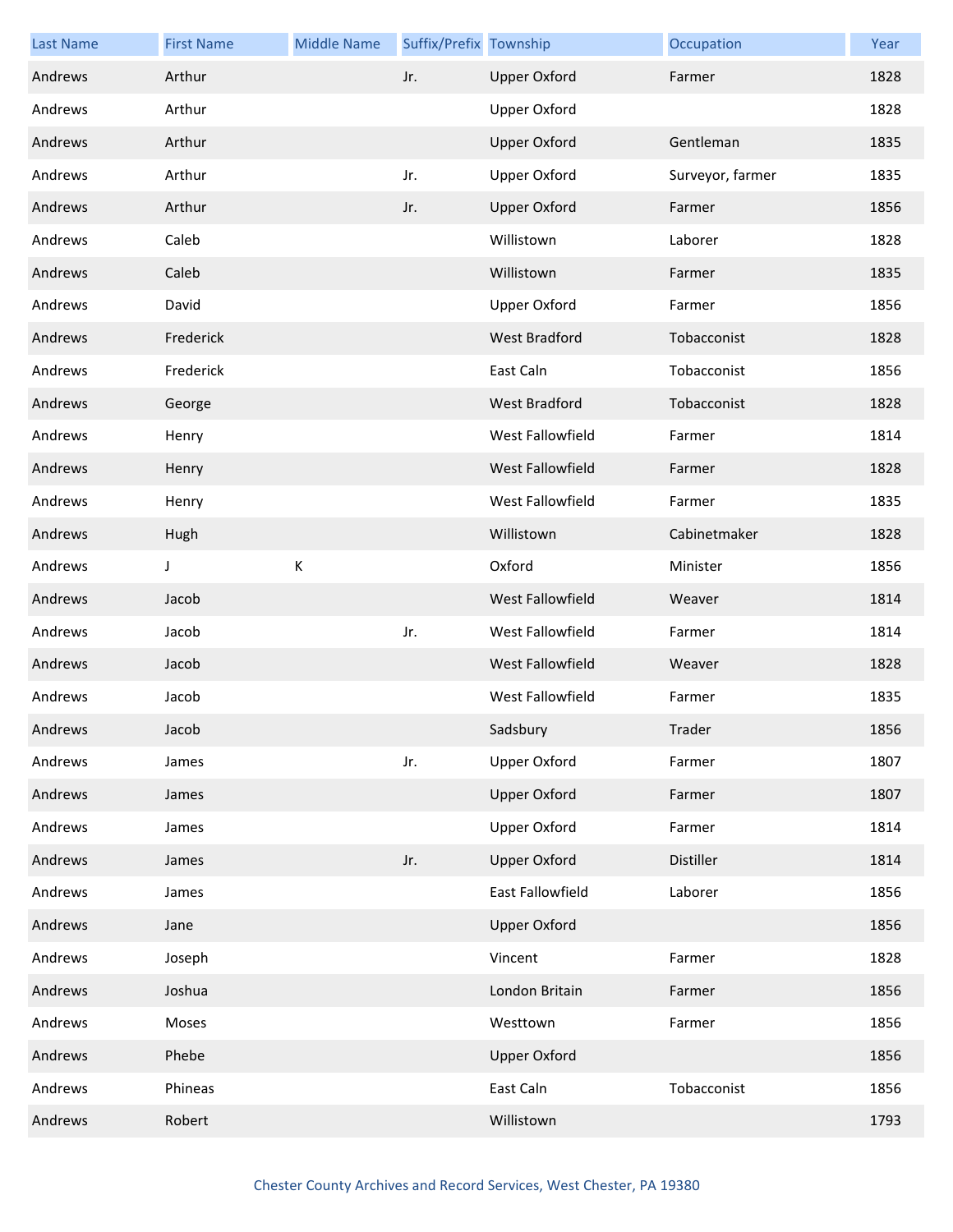| Last Name | First Name | Middle Name | Suffix/Prefix | Township | Occupation | Year |
|---|---|---|---|---|---|---|
| Andrews | Arthur | | Jr. | Upper Oxford | Farmer | 1828 |
| Andrews | Arthur | | | Upper Oxford | | 1828 |
| Andrews | Arthur | | | Upper Oxford | Gentleman | 1835 |
| Andrews | Arthur | | Jr. | Upper Oxford | Surveyor, farmer | 1835 |
| Andrews | Arthur | | Jr. | Upper Oxford | Farmer | 1856 |
| Andrews | Caleb | | | Willistown | Laborer | 1828 |
| Andrews | Caleb | | | Willistown | Farmer | 1835 |
| Andrews | David | | | Upper Oxford | Farmer | 1856 |
| Andrews | Frederick | | | West Bradford | Tobacconist | 1828 |
| Andrews | Frederick | | | East Caln | Tobacconist | 1856 |
| Andrews | George | | | West Bradford | Tobacconist | 1828 |
| Andrews | Henry | | | West Fallowfield | Farmer | 1814 |
| Andrews | Henry | | | West Fallowfield | Farmer | 1828 |
| Andrews | Henry | | | West Fallowfield | Farmer | 1835 |
| Andrews | Hugh | | | Willistown | Cabinetmaker | 1828 |
| Andrews | J | K | | Oxford | Minister | 1856 |
| Andrews | Jacob | | | West Fallowfield | Weaver | 1814 |
| Andrews | Jacob | | Jr. | West Fallowfield | Farmer | 1814 |
| Andrews | Jacob | | | West Fallowfield | Weaver | 1828 |
| Andrews | Jacob | | | West Fallowfield | Farmer | 1835 |
| Andrews | Jacob | | | Sadsbury | Trader | 1856 |
| Andrews | James | | Jr. | Upper Oxford | Farmer | 1807 |
| Andrews | James | | | Upper Oxford | Farmer | 1807 |
| Andrews | James | | | Upper Oxford | Farmer | 1814 |
| Andrews | James | | Jr. | Upper Oxford | Distiller | 1814 |
| Andrews | James | | | East Fallowfield | Laborer | 1856 |
| Andrews | Jane | | | Upper Oxford | | 1856 |
| Andrews | Joseph | | | Vincent | Farmer | 1828 |
| Andrews | Joshua | | | London Britain | Farmer | 1856 |
| Andrews | Moses | | | Westtown | Farmer | 1856 |
| Andrews | Phebe | | | Upper Oxford | | 1856 |
| Andrews | Phineas | | | East Caln | Tobacconist | 1856 |
| Andrews | Robert | | | Willistown | | 1793 |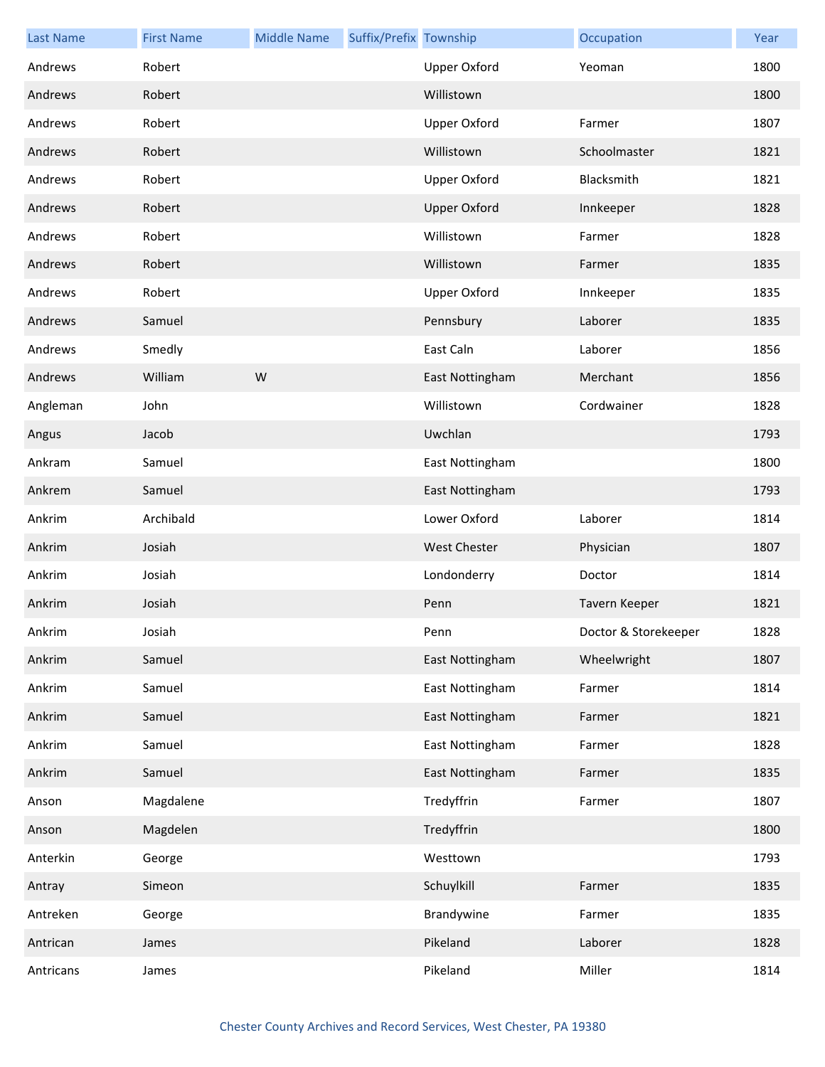| Last Name | First Name | Middle Name | Suffix/Prefix | Township | Occupation | Year |
| --- | --- | --- | --- | --- | --- | --- |
| Andrews | Robert | | | Upper Oxford | Yeoman | 1800 |
| Andrews | Robert | | | Willistown | | 1800 |
| Andrews | Robert | | | Upper Oxford | Farmer | 1807 |
| Andrews | Robert | | | Willistown | Schoolmaster | 1821 |
| Andrews | Robert | | | Upper Oxford | Blacksmith | 1821 |
| Andrews | Robert | | | Upper Oxford | Innkeeper | 1828 |
| Andrews | Robert | | | Willistown | Farmer | 1828 |
| Andrews | Robert | | | Willistown | Farmer | 1835 |
| Andrews | Robert | | | Upper Oxford | Innkeeper | 1835 |
| Andrews | Samuel | | | Pennsbury | Laborer | 1835 |
| Andrews | Smedly | | | East Caln | Laborer | 1856 |
| Andrews | William | W | | East Nottingham | Merchant | 1856 |
| Angleman | John | | | Willistown | Cordwainer | 1828 |
| Angus | Jacob | | | Uwchlan | | 1793 |
| Ankram | Samuel | | | East Nottingham | | 1800 |
| Ankrem | Samuel | | | East Nottingham | | 1793 |
| Ankrim | Archibald | | | Lower Oxford | Laborer | 1814 |
| Ankrim | Josiah | | | West Chester | Physician | 1807 |
| Ankrim | Josiah | | | Londonderry | Doctor | 1814 |
| Ankrim | Josiah | | | Penn | Tavern Keeper | 1821 |
| Ankrim | Josiah | | | Penn | Doctor & Storekeeper | 1828 |
| Ankrim | Samuel | | | East Nottingham | Wheelwright | 1807 |
| Ankrim | Samuel | | | East Nottingham | Farmer | 1814 |
| Ankrim | Samuel | | | East Nottingham | Farmer | 1821 |
| Ankrim | Samuel | | | East Nottingham | Farmer | 1828 |
| Ankrim | Samuel | | | East Nottingham | Farmer | 1835 |
| Anson | Magdalene | | | Tredyffrin | Farmer | 1807 |
| Anson | Magdelen | | | Tredyffrin | | 1800 |
| Anterkin | George | | | Westtown | | 1793 |
| Antray | Simeon | | | Schuylkill | Farmer | 1835 |
| Antreken | George | | | Brandywine | Farmer | 1835 |
| Antrican | James | | | Pikeland | Laborer | 1828 |
| Antricans | James | | | Pikeland | Miller | 1814 |

Chester County Archives and Record Services, West Chester, PA 19380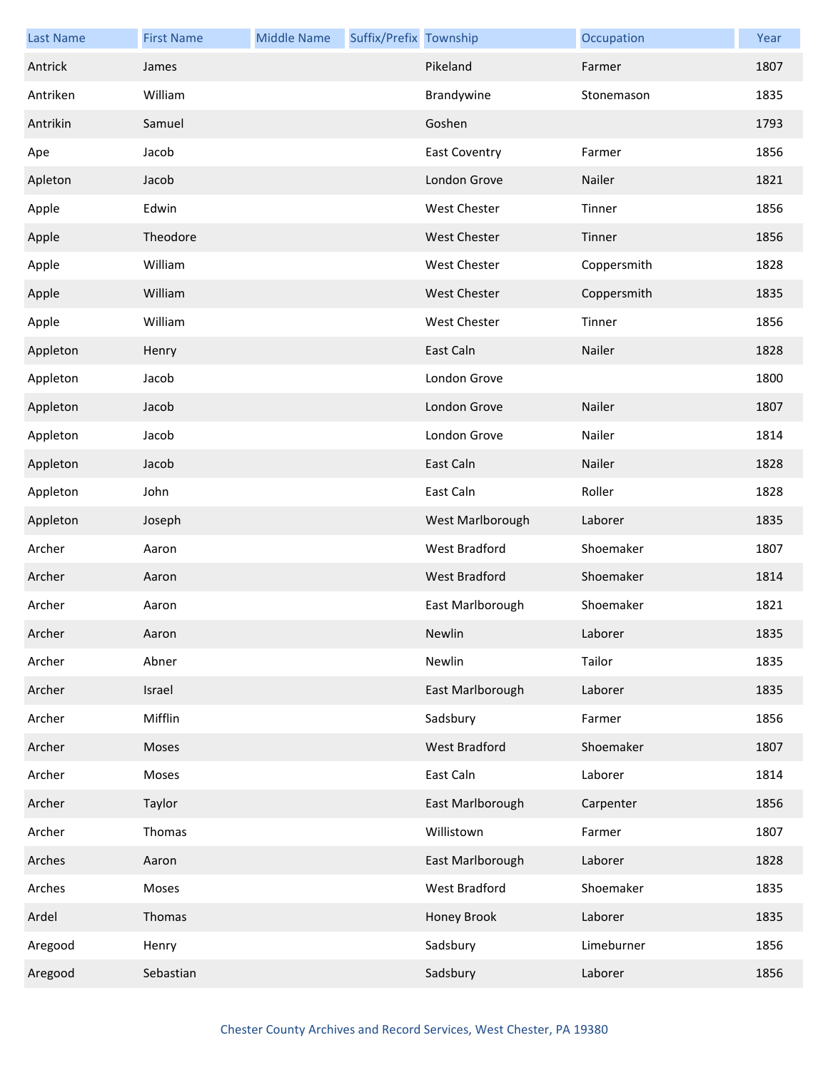| Last Name | First Name | Middle Name | Suffix/Prefix | Township | Occupation | Year |
| --- | --- | --- | --- | --- | --- | --- |
| Antrick | James | | | Pikeland | Farmer | 1807 |
| Antriken | William | | | Brandywine | Stonemason | 1835 |
| Antrikin | Samuel | | | Goshen | | 1793 |
| Ape | Jacob | | | East Coventry | Farmer | 1856 |
| Apleton | Jacob | | | London Grove | Nailer | 1821 |
| Apple | Edwin | | | West Chester | Tinner | 1856 |
| Apple | Theodore | | | West Chester | Tinner | 1856 |
| Apple | William | | | West Chester | Coppersmith | 1828 |
| Apple | William | | | West Chester | Coppersmith | 1835 |
| Apple | William | | | West Chester | Tinner | 1856 |
| Appleton | Henry | | | East Caln | Nailer | 1828 |
| Appleton | Jacob | | | London Grove | | 1800 |
| Appleton | Jacob | | | London Grove | Nailer | 1807 |
| Appleton | Jacob | | | London Grove | Nailer | 1814 |
| Appleton | Jacob | | | East Caln | Nailer | 1828 |
| Appleton | John | | | East Caln | Roller | 1828 |
| Appleton | Joseph | | | West Marlborough | Laborer | 1835 |
| Archer | Aaron | | | West Bradford | Shoemaker | 1807 |
| Archer | Aaron | | | West Bradford | Shoemaker | 1814 |
| Archer | Aaron | | | East Marlborough | Shoemaker | 1821 |
| Archer | Aaron | | | Newlin | Laborer | 1835 |
| Archer | Abner | | | Newlin | Tailor | 1835 |
| Archer | Israel | | | East Marlborough | Laborer | 1835 |
| Archer | Mifflin | | | Sadsbury | Farmer | 1856 |
| Archer | Moses | | | West Bradford | Shoemaker | 1807 |
| Archer | Moses | | | East Caln | Laborer | 1814 |
| Archer | Taylor | | | East Marlborough | Carpenter | 1856 |
| Archer | Thomas | | | Willistown | Farmer | 1807 |
| Arches | Aaron | | | East Marlborough | Laborer | 1828 |
| Arches | Moses | | | West Bradford | Shoemaker | 1835 |
| Ardel | Thomas | | | Honey Brook | Laborer | 1835 |
| Aregood | Henry | | | Sadsbury | Limeburner | 1856 |
| Aregood | Sebastian | | | Sadsbury | Laborer | 1856 |

Chester County Archives and Record Services, West Chester, PA 19380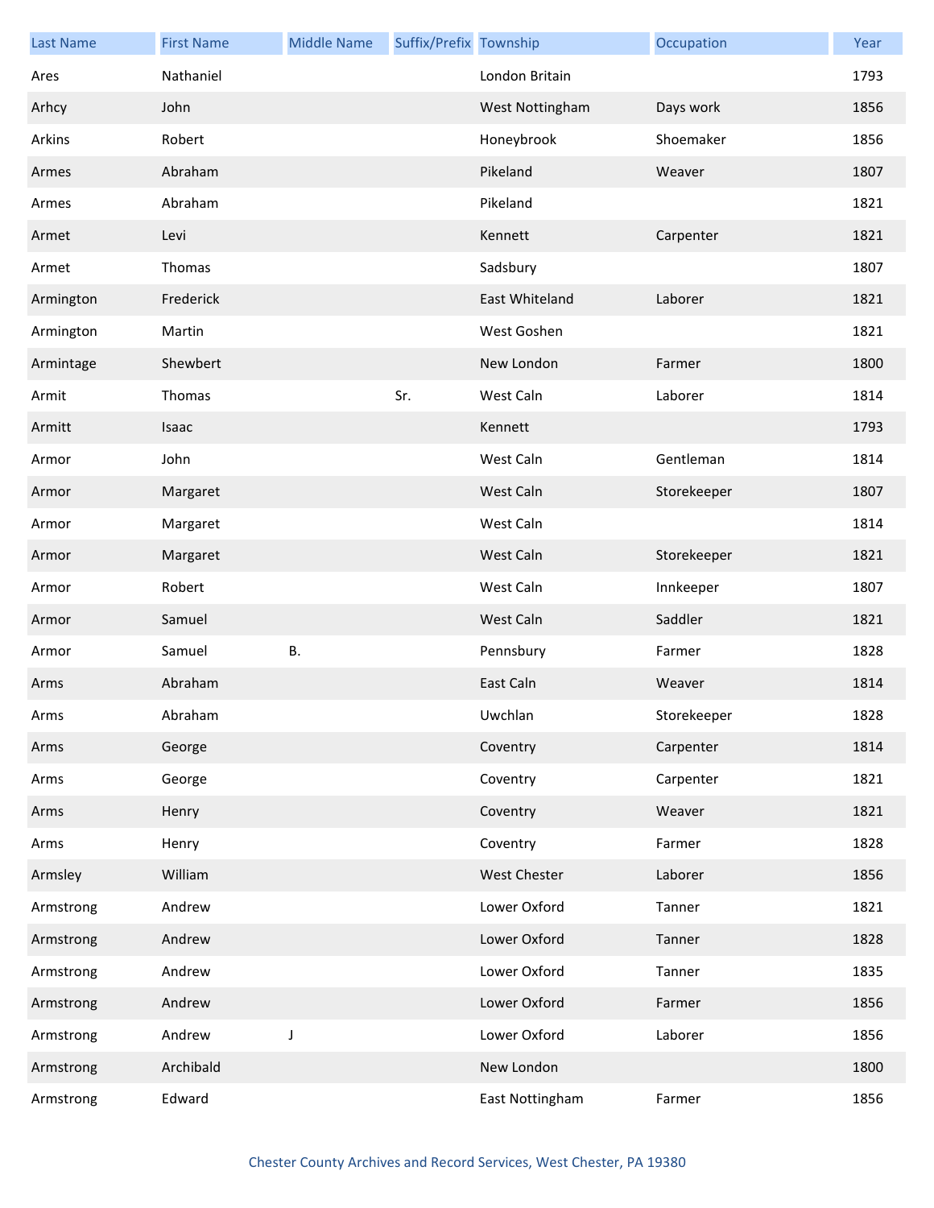| Last Name | First Name | Middle Name | Suffix/Prefix | Township | Occupation | Year |
|---|---|---|---|---|---|---|
| Ares | Nathaniel | | | London Britain | | 1793 |
| Arhcy | John | | | West Nottingham | Days work | 1856 |
| Arkins | Robert | | | Honeybrook | Shoemaker | 1856 |
| Armes | Abraham | | | Pikeland | Weaver | 1807 |
| Armes | Abraham | | | Pikeland | | 1821 |
| Armet | Levi | | | Kennett | Carpenter | 1821 |
| Armet | Thomas | | | Sadsbury | | 1807 |
| Armington | Frederick | | | East Whiteland | Laborer | 1821 |
| Armington | Martin | | | West Goshen | | 1821 |
| Armintage | Shewbert | | | New London | Farmer | 1800 |
| Armit | Thomas | | Sr. | West Caln | Laborer | 1814 |
| Armitt | Isaac | | | Kennett | | 1793 |
| Armor | John | | | West Caln | Gentleman | 1814 |
| Armor | Margaret | | | West Caln | Storekeeper | 1807 |
| Armor | Margaret | | | West Caln | | 1814 |
| Armor | Margaret | | | West Caln | Storekeeper | 1821 |
| Armor | Robert | | | West Caln | Innkeeper | 1807 |
| Armor | Samuel | | | West Caln | Saddler | 1821 |
| Armor | Samuel | B. | | Pennsbury | Farmer | 1828 |
| Arms | Abraham | | | East Caln | Weaver | 1814 |
| Arms | Abraham | | | Uwchlan | Storekeeper | 1828 |
| Arms | George | | | Coventry | Carpenter | 1814 |
| Arms | George | | | Coventry | Carpenter | 1821 |
| Arms | Henry | | | Coventry | Weaver | 1821 |
| Arms | Henry | | | Coventry | Farmer | 1828 |
| Armsley | William | | | West Chester | Laborer | 1856 |
| Armstrong | Andrew | | | Lower Oxford | Tanner | 1821 |
| Armstrong | Andrew | | | Lower Oxford | Tanner | 1828 |
| Armstrong | Andrew | | | Lower Oxford | Tanner | 1835 |
| Armstrong | Andrew | | | Lower Oxford | Farmer | 1856 |
| Armstrong | Andrew | J | | Lower Oxford | Laborer | 1856 |
| Armstrong | Archibald | | | New London | | 1800 |
| Armstrong | Edward | | | East Nottingham | Farmer | 1856 |

Chester County Archives and Record Services, West Chester, PA 19380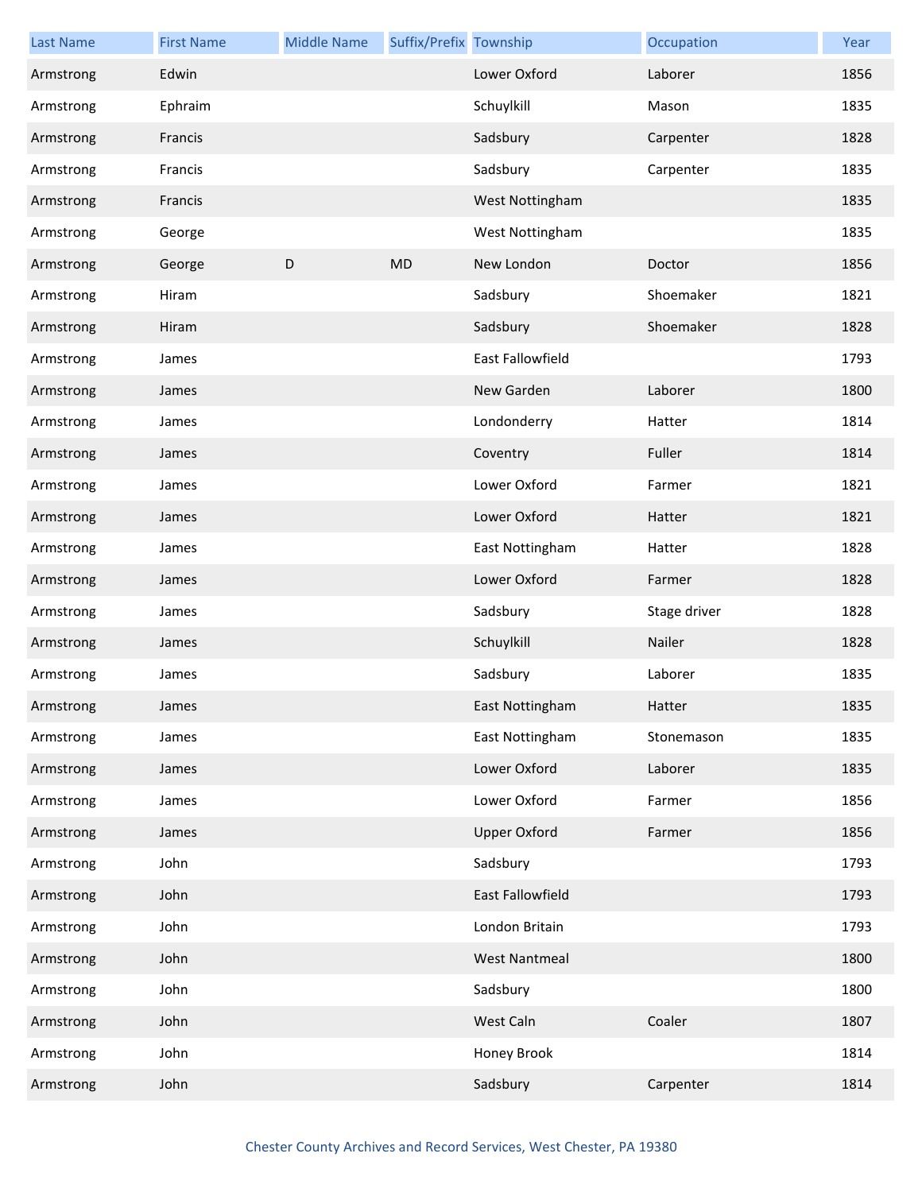| Last Name | First Name | Middle Name | Suffix/Prefix | Township | Occupation | Year |
| --- | --- | --- | --- | --- | --- | --- |
| Armstrong | Edwin | | | Lower Oxford | Laborer | 1856 |
| Armstrong | Ephraim | | | Schuylkill | Mason | 1835 |
| Armstrong | Francis | | | Sadsbury | Carpenter | 1828 |
| Armstrong | Francis | | | Sadsbury | Carpenter | 1835 |
| Armstrong | Francis | | | West Nottingham | | 1835 |
| Armstrong | George | | | West Nottingham | | 1835 |
| Armstrong | George | D | MD | New London | Doctor | 1856 |
| Armstrong | Hiram | | | Sadsbury | Shoemaker | 1821 |
| Armstrong | Hiram | | | Sadsbury | Shoemaker | 1828 |
| Armstrong | James | | | East Fallowfield | | 1793 |
| Armstrong | James | | | New Garden | Laborer | 1800 |
| Armstrong | James | | | Londonderry | Hatter | 1814 |
| Armstrong | James | | | Coventry | Fuller | 1814 |
| Armstrong | James | | | Lower Oxford | Farmer | 1821 |
| Armstrong | James | | | Lower Oxford | Hatter | 1821 |
| Armstrong | James | | | East Nottingham | Hatter | 1828 |
| Armstrong | James | | | Lower Oxford | Farmer | 1828 |
| Armstrong | James | | | Sadsbury | Stage driver | 1828 |
| Armstrong | James | | | Schuylkill | Nailer | 1828 |
| Armstrong | James | | | Sadsbury | Laborer | 1835 |
| Armstrong | James | | | East Nottingham | Hatter | 1835 |
| Armstrong | James | | | East Nottingham | Stonemason | 1835 |
| Armstrong | James | | | Lower Oxford | Laborer | 1835 |
| Armstrong | James | | | Lower Oxford | Farmer | 1856 |
| Armstrong | James | | | Upper Oxford | Farmer | 1856 |
| Armstrong | John | | | Sadsbury | | 1793 |
| Armstrong | John | | | East Fallowfield | | 1793 |
| Armstrong | John | | | London Britain | | 1793 |
| Armstrong | John | | | West Nantmeal | | 1800 |
| Armstrong | John | | | Sadsbury | | 1800 |
| Armstrong | John | | | West Caln | Coaler | 1807 |
| Armstrong | John | | | Honey Brook | | 1814 |
| Armstrong | John | | | Sadsbury | Carpenter | 1814 |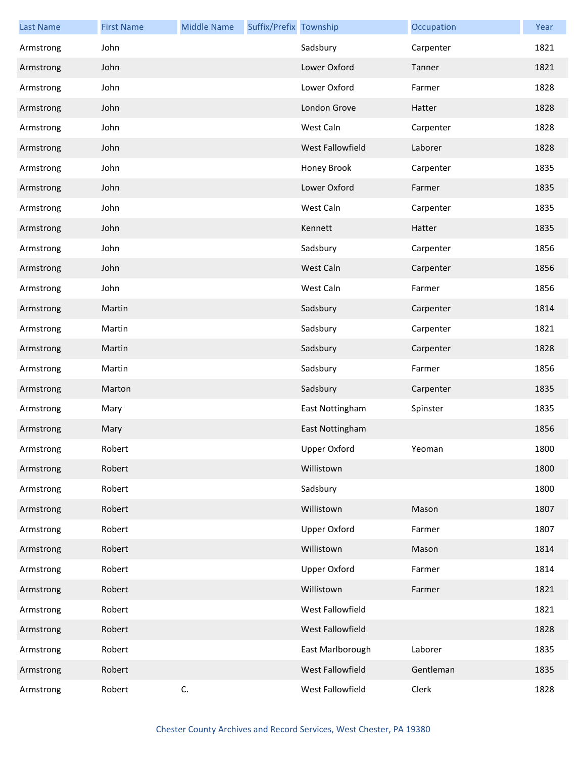| Last Name | First Name | Middle Name | Suffix/Prefix | Township | Occupation | Year |
|---|---|---|---|---|---|---|
| Armstrong | John | | | Sadsbury | Carpenter | 1821 |
| Armstrong | John | | | Lower Oxford | Tanner | 1821 |
| Armstrong | John | | | Lower Oxford | Farmer | 1828 |
| Armstrong | John | | | London Grove | Hatter | 1828 |
| Armstrong | John | | | West Caln | Carpenter | 1828 |
| Armstrong | John | | | West Fallowfield | Laborer | 1828 |
| Armstrong | John | | | Honey Brook | Carpenter | 1835 |
| Armstrong | John | | | Lower Oxford | Farmer | 1835 |
| Armstrong | John | | | West Caln | Carpenter | 1835 |
| Armstrong | John | | | Kennett | Hatter | 1835 |
| Armstrong | John | | | Sadsbury | Carpenter | 1856 |
| Armstrong | John | | | West Caln | Carpenter | 1856 |
| Armstrong | John | | | West Caln | Farmer | 1856 |
| Armstrong | Martin | | | Sadsbury | Carpenter | 1814 |
| Armstrong | Martin | | | Sadsbury | Carpenter | 1821 |
| Armstrong | Martin | | | Sadsbury | Carpenter | 1828 |
| Armstrong | Martin | | | Sadsbury | Farmer | 1856 |
| Armstrong | Marton | | | Sadsbury | Carpenter | 1835 |
| Armstrong | Mary | | | East Nottingham | Spinster | 1835 |
| Armstrong | Mary | | | East Nottingham | | 1856 |
| Armstrong | Robert | | | Upper Oxford | Yeoman | 1800 |
| Armstrong | Robert | | | Willistown | | 1800 |
| Armstrong | Robert | | | Sadsbury | | 1800 |
| Armstrong | Robert | | | Willistown | Mason | 1807 |
| Armstrong | Robert | | | Upper Oxford | Farmer | 1807 |
| Armstrong | Robert | | | Willistown | Mason | 1814 |
| Armstrong | Robert | | | Upper Oxford | Farmer | 1814 |
| Armstrong | Robert | | | Willistown | Farmer | 1821 |
| Armstrong | Robert | | | West Fallowfield | | 1821 |
| Armstrong | Robert | | | West Fallowfield | | 1828 |
| Armstrong | Robert | | | East Marlborough | Laborer | 1835 |
| Armstrong | Robert | | | West Fallowfield | Gentleman | 1835 |
| Armstrong | Robert | C. | | West Fallowfield | Clerk | 1828 |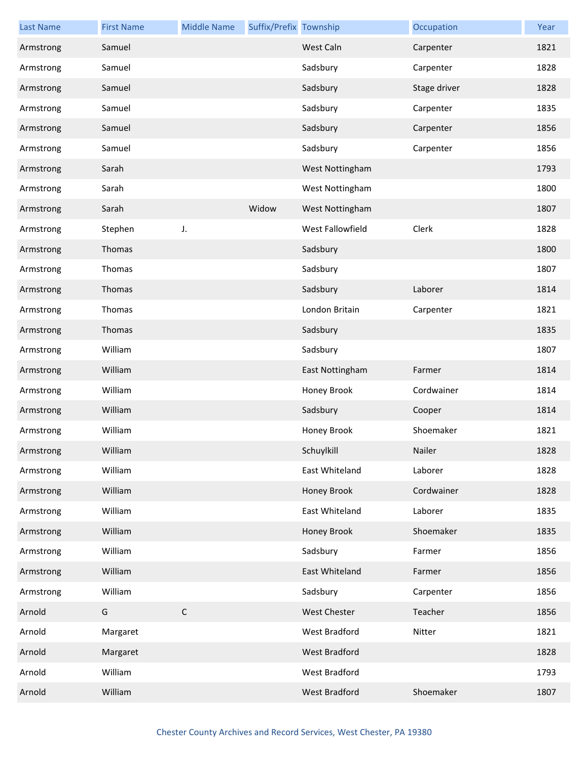| Last Name | First Name | Middle Name | Suffix/Prefix | Township | Occupation | Year |
| --- | --- | --- | --- | --- | --- | --- |
| Armstrong | Samuel | | | West Caln | Carpenter | 1821 |
| Armstrong | Samuel | | | Sadsbury | Carpenter | 1828 |
| Armstrong | Samuel | | | Sadsbury | Stage driver | 1828 |
| Armstrong | Samuel | | | Sadsbury | Carpenter | 1835 |
| Armstrong | Samuel | | | Sadsbury | Carpenter | 1856 |
| Armstrong | Samuel | | | Sadsbury | Carpenter | 1856 |
| Armstrong | Sarah | | | West Nottingham | | 1793 |
| Armstrong | Sarah | | | West Nottingham | | 1800 |
| Armstrong | Sarah | | Widow | West Nottingham | | 1807 |
| Armstrong | Stephen | J. | | West Fallowfield | Clerk | 1828 |
| Armstrong | Thomas | | | Sadsbury | | 1800 |
| Armstrong | Thomas | | | Sadsbury | | 1807 |
| Armstrong | Thomas | | | Sadsbury | Laborer | 1814 |
| Armstrong | Thomas | | | London Britain | Carpenter | 1821 |
| Armstrong | Thomas | | | Sadsbury | | 1835 |
| Armstrong | William | | | Sadsbury | | 1807 |
| Armstrong | William | | | East Nottingham | Farmer | 1814 |
| Armstrong | William | | | Honey Brook | Cordwainer | 1814 |
| Armstrong | William | | | Sadsbury | Cooper | 1814 |
| Armstrong | William | | | Honey Brook | Shoemaker | 1821 |
| Armstrong | William | | | Schuylkill | Nailer | 1828 |
| Armstrong | William | | | East Whiteland | Laborer | 1828 |
| Armstrong | William | | | Honey Brook | Cordwainer | 1828 |
| Armstrong | William | | | East Whiteland | Laborer | 1835 |
| Armstrong | William | | | Honey Brook | Shoemaker | 1835 |
| Armstrong | William | | | Sadsbury | Farmer | 1856 |
| Armstrong | William | | | East Whiteland | Farmer | 1856 |
| Armstrong | William | | | Sadsbury | Carpenter | 1856 |
| Arnold | G | C | | West Chester | Teacher | 1856 |
| Arnold | Margaret | | | West Bradford | Nitter | 1821 |
| Arnold | Margaret | | | West Bradford | | 1828 |
| Arnold | William | | | West Bradford | | 1793 |
| Arnold | William | | | West Bradford | Shoemaker | 1807 |

Chester County Archives and Record Services, West Chester, PA 19380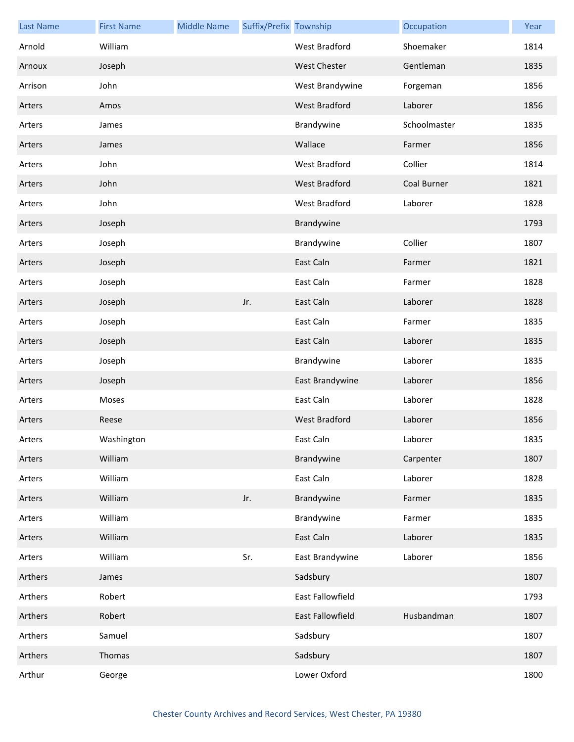| Last Name | First Name | Middle Name | Suffix/Prefix | Township | Occupation | Year |
|---|---|---|---|---|---|---|
| Arnold | William | | | West Bradford | Shoemaker | 1814 |
| Arnoux | Joseph | | | West Chester | Gentleman | 1835 |
| Arrison | John | | | West Brandywine | Forgeman | 1856 |
| Arters | Amos | | | West Bradford | Laborer | 1856 |
| Arters | James | | | Brandywine | Schoolmaster | 1835 |
| Arters | James | | | Wallace | Farmer | 1856 |
| Arters | John | | | West Bradford | Collier | 1814 |
| Arters | John | | | West Bradford | Coal Burner | 1821 |
| Arters | John | | | West Bradford | Laborer | 1828 |
| Arters | Joseph | | | Brandywine | | 1793 |
| Arters | Joseph | | | Brandywine | Collier | 1807 |
| Arters | Joseph | | | East Caln | Farmer | 1821 |
| Arters | Joseph | | | East Caln | Farmer | 1828 |
| Arters | Joseph | | Jr. | East Caln | Laborer | 1828 |
| Arters | Joseph | | | East Caln | Farmer | 1835 |
| Arters | Joseph | | | East Caln | Laborer | 1835 |
| Arters | Joseph | | | Brandywine | Laborer | 1835 |
| Arters | Joseph | | | East Brandywine | Laborer | 1856 |
| Arters | Moses | | | East Caln | Laborer | 1828 |
| Arters | Reese | | | West Bradford | Laborer | 1856 |
| Arters | Washington | | | East Caln | Laborer | 1835 |
| Arters | William | | | Brandywine | Carpenter | 1807 |
| Arters | William | | | East Caln | Laborer | 1828 |
| Arters | William | | Jr. | Brandywine | Farmer | 1835 |
| Arters | William | | | Brandywine | Farmer | 1835 |
| Arters | William | | | East Caln | Laborer | 1835 |
| Arters | William | | Sr. | East Brandywine | Laborer | 1856 |
| Arthers | James | | | Sadsbury | | 1807 |
| Arthers | Robert | | | East Fallowfield | | 1793 |
| Arthers | Robert | | | East Fallowfield | Husbandman | 1807 |
| Arthers | Samuel | | | Sadsbury | | 1807 |
| Arthers | Thomas | | | Sadsbury | | 1807 |
| Arthur | George | | | Lower Oxford | | 1800 |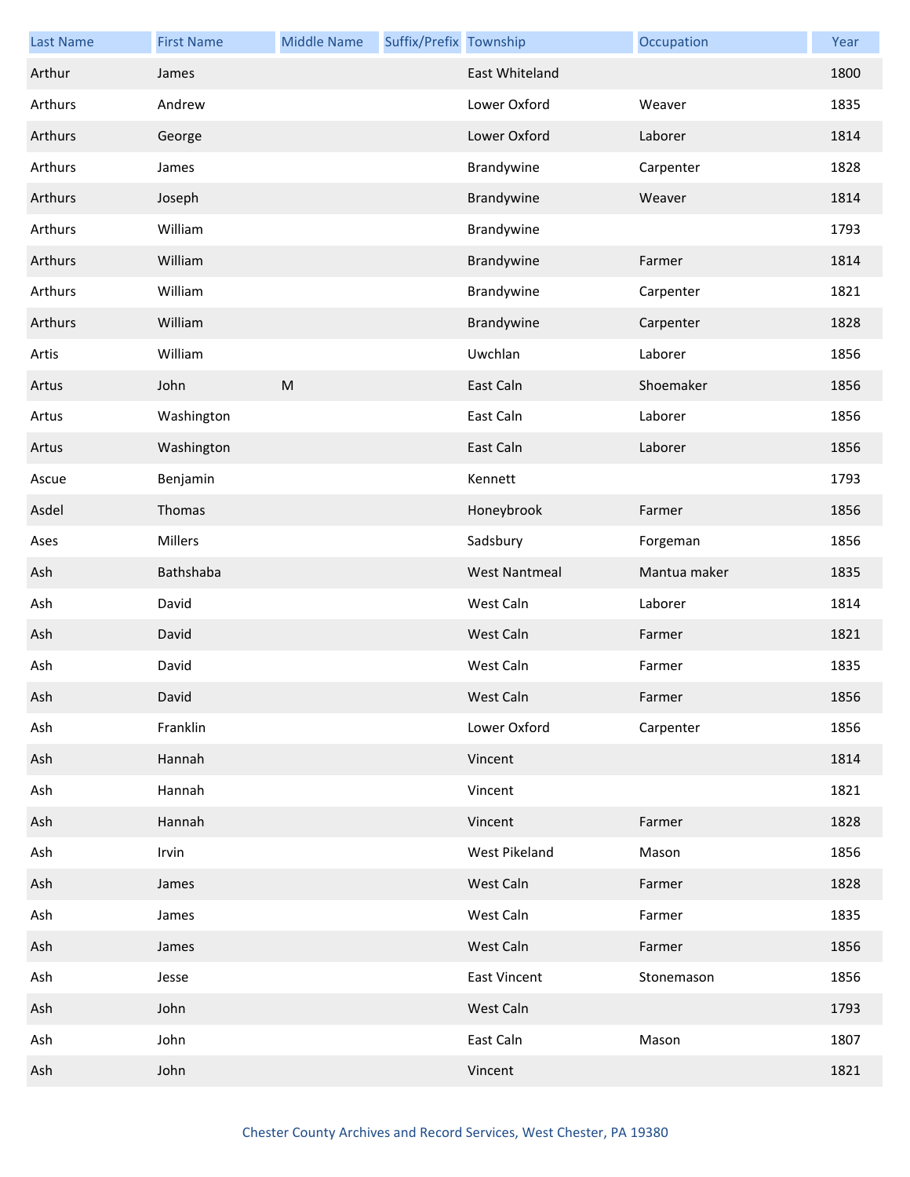| Last Name | First Name | Middle Name | Suffix/Prefix | Township | Occupation | Year |
| --- | --- | --- | --- | --- | --- | --- |
| Arthur | James | | | East Whiteland | | 1800 |
| Arthurs | Andrew | | | Lower Oxford | Weaver | 1835 |
| Arthurs | George | | | Lower Oxford | Laborer | 1814 |
| Arthurs | James | | | Brandywine | Carpenter | 1828 |
| Arthurs | Joseph | | | Brandywine | Weaver | 1814 |
| Arthurs | William | | | Brandywine | | 1793 |
| Arthurs | William | | | Brandywine | Farmer | 1814 |
| Arthurs | William | | | Brandywine | Carpenter | 1821 |
| Arthurs | William | | | Brandywine | Carpenter | 1828 |
| Artis | William | | | Uwchlan | Laborer | 1856 |
| Artus | John | M | | East Caln | Shoemaker | 1856 |
| Artus | Washington | | | East Caln | Laborer | 1856 |
| Artus | Washington | | | East Caln | Laborer | 1856 |
| Ascue | Benjamin | | | Kennett | | 1793 |
| Asdel | Thomas | | | Honeybrook | Farmer | 1856 |
| Ases | Millers | | | Sadsbury | Forgeman | 1856 |
| Ash | Bathshaba | | | West Nantmeal | Mantua maker | 1835 |
| Ash | David | | | West Caln | Laborer | 1814 |
| Ash | David | | | West Caln | Farmer | 1821 |
| Ash | David | | | West Caln | Farmer | 1835 |
| Ash | David | | | West Caln | Farmer | 1856 |
| Ash | Franklin | | | Lower Oxford | Carpenter | 1856 |
| Ash | Hannah | | | Vincent | | 1814 |
| Ash | Hannah | | | Vincent | | 1821 |
| Ash | Hannah | | | Vincent | Farmer | 1828 |
| Ash | Irvin | | | West Pikeland | Mason | 1856 |
| Ash | James | | | West Caln | Farmer | 1828 |
| Ash | James | | | West Caln | Farmer | 1835 |
| Ash | James | | | West Caln | Farmer | 1856 |
| Ash | Jesse | | | East Vincent | Stonemason | 1856 |
| Ash | John | | | West Caln | | 1793 |
| Ash | John | | | East Caln | Mason | 1807 |
| Ash | John | | | Vincent | | 1821 |

Chester County Archives and Record Services, West Chester, PA 19380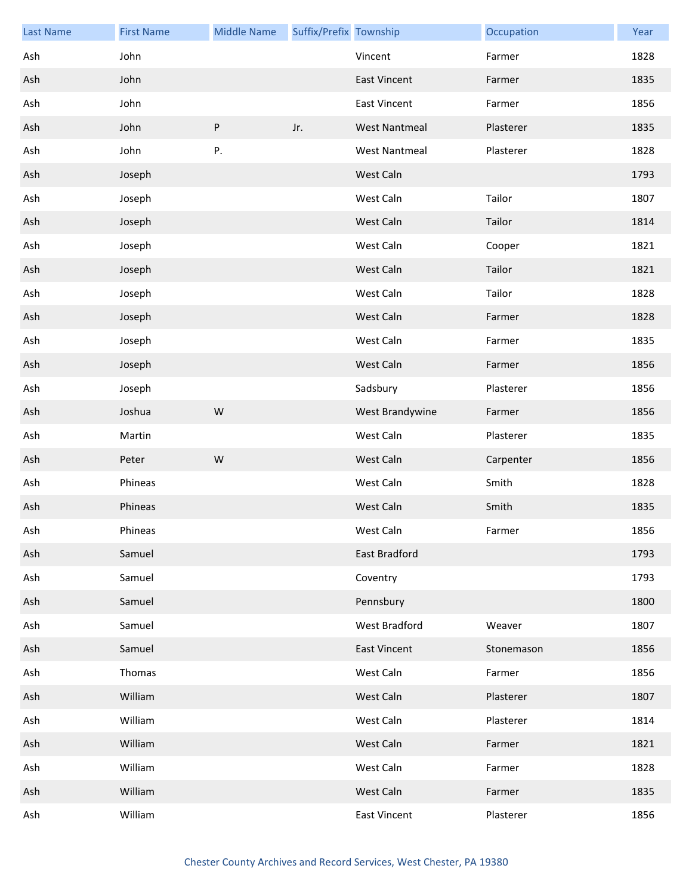| Last Name | First Name | Middle Name | Suffix/Prefix | Township | Occupation | Year |
| --- | --- | --- | --- | --- | --- | --- |
| Ash | John | | | Vincent | Farmer | 1828 |
| Ash | John | | | East Vincent | Farmer | 1835 |
| Ash | John | | | East Vincent | Farmer | 1856 |
| Ash | John | P | Jr. | West Nantmeal | Plasterer | 1835 |
| Ash | John | P. | | West Nantmeal | Plasterer | 1828 |
| Ash | Joseph | | | West Caln | | 1793 |
| Ash | Joseph | | | West Caln | Tailor | 1807 |
| Ash | Joseph | | | West Caln | Tailor | 1814 |
| Ash | Joseph | | | West Caln | Cooper | 1821 |
| Ash | Joseph | | | West Caln | Tailor | 1821 |
| Ash | Joseph | | | West Caln | Tailor | 1828 |
| Ash | Joseph | | | West Caln | Farmer | 1828 |
| Ash | Joseph | | | West Caln | Farmer | 1835 |
| Ash | Joseph | | | West Caln | Farmer | 1856 |
| Ash | Joseph | | | Sadsbury | Plasterer | 1856 |
| Ash | Joshua | W | | West Brandywine | Farmer | 1856 |
| Ash | Martin | | | West Caln | Plasterer | 1835 |
| Ash | Peter | W | | West Caln | Carpenter | 1856 |
| Ash | Phineas | | | West Caln | Smith | 1828 |
| Ash | Phineas | | | West Caln | Smith | 1835 |
| Ash | Phineas | | | West Caln | Farmer | 1856 |
| Ash | Samuel | | | East Bradford | | 1793 |
| Ash | Samuel | | | Coventry | | 1793 |
| Ash | Samuel | | | Pennsbury | | 1800 |
| Ash | Samuel | | | West Bradford | Weaver | 1807 |
| Ash | Samuel | | | East Vincent | Stonemason | 1856 |
| Ash | Thomas | | | West Caln | Farmer | 1856 |
| Ash | William | | | West Caln | Plasterer | 1807 |
| Ash | William | | | West Caln | Plasterer | 1814 |
| Ash | William | | | West Caln | Farmer | 1821 |
| Ash | William | | | West Caln | Farmer | 1828 |
| Ash | William | | | West Caln | Farmer | 1835 |
| Ash | William | | | East Vincent | Plasterer | 1856 |

Chester County Archives and Record Services, West Chester, PA 19380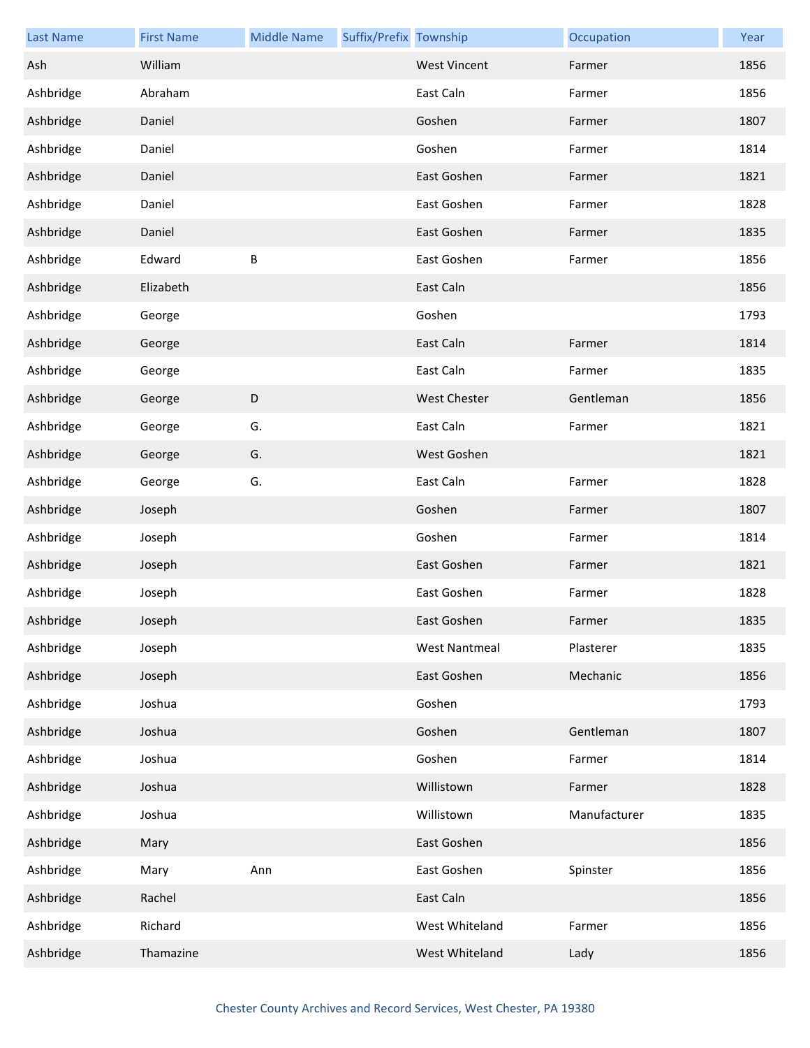| Last Name | First Name | Middle Name | Suffix/Prefix | Township | Occupation | Year |
| --- | --- | --- | --- | --- | --- | --- |
| Ash | William | | | West Vincent | Farmer | 1856 |
| Ashbridge | Abraham | | | East Caln | Farmer | 1856 |
| Ashbridge | Daniel | | | Goshen | Farmer | 1807 |
| Ashbridge | Daniel | | | Goshen | Farmer | 1814 |
| Ashbridge | Daniel | | | East Goshen | Farmer | 1821 |
| Ashbridge | Daniel | | | East Goshen | Farmer | 1828 |
| Ashbridge | Daniel | | | East Goshen | Farmer | 1835 |
| Ashbridge | Edward | B | | East Goshen | Farmer | 1856 |
| Ashbridge | Elizabeth | | | East Caln | | 1856 |
| Ashbridge | George | | | Goshen | | 1793 |
| Ashbridge | George | | | East Caln | Farmer | 1814 |
| Ashbridge | George | | | East Caln | Farmer | 1835 |
| Ashbridge | George | D | | West Chester | Gentleman | 1856 |
| Ashbridge | George | G. | | East Caln | Farmer | 1821 |
| Ashbridge | George | G. | | West Goshen | | 1821 |
| Ashbridge | George | G. | | East Caln | Farmer | 1828 |
| Ashbridge | Joseph | | | Goshen | Farmer | 1807 |
| Ashbridge | Joseph | | | Goshen | Farmer | 1814 |
| Ashbridge | Joseph | | | East Goshen | Farmer | 1821 |
| Ashbridge | Joseph | | | East Goshen | Farmer | 1828 |
| Ashbridge | Joseph | | | East Goshen | Farmer | 1835 |
| Ashbridge | Joseph | | | West Nantmeal | Plasterer | 1835 |
| Ashbridge | Joseph | | | East Goshen | Mechanic | 1856 |
| Ashbridge | Joshua | | | Goshen | | 1793 |
| Ashbridge | Joshua | | | Goshen | Gentleman | 1807 |
| Ashbridge | Joshua | | | Goshen | Farmer | 1814 |
| Ashbridge | Joshua | | | Willistown | Farmer | 1828 |
| Ashbridge | Joshua | | | Willistown | Manufacturer | 1835 |
| Ashbridge | Mary | | | East Goshen | | 1856 |
| Ashbridge | Mary | Ann | | East Goshen | Spinster | 1856 |
| Ashbridge | Rachel | | | East Caln | | 1856 |
| Ashbridge | Richard | | | West Whiteland | Farmer | 1856 |
| Ashbridge | Thamazine | | | West Whiteland | Lady | 1856 |

Chester County Archives and Record Services, West Chester, PA 19380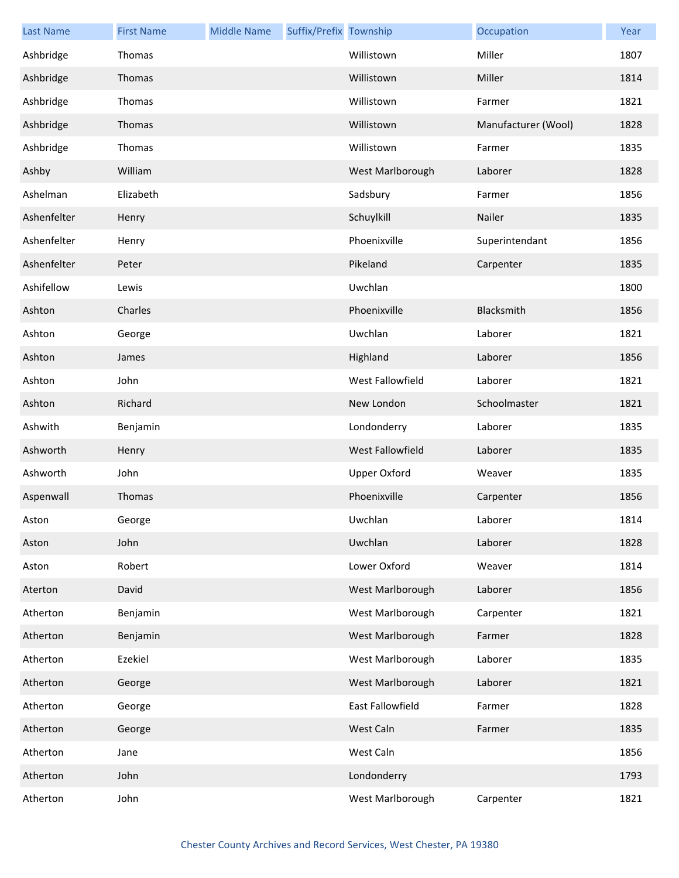| Last Name | First Name | Middle Name | Suffix/Prefix | Township | Occupation | Year |
|---|---|---|---|---|---|---|
| Ashbridge | Thomas | | | Willistown | Miller | 1807 |
| Ashbridge | Thomas | | | Willistown | Miller | 1814 |
| Ashbridge | Thomas | | | Willistown | Farmer | 1821 |
| Ashbridge | Thomas | | | Willistown | Manufacturer (Wool) | 1828 |
| Ashbridge | Thomas | | | Willistown | Farmer | 1835 |
| Ashby | William | | | West Marlborough | Laborer | 1828 |
| Ashelman | Elizabeth | | | Sadsbury | Farmer | 1856 |
| Ashenfelter | Henry | | | Schuylkill | Nailer | 1835 |
| Ashenfelter | Henry | | | Phoenixville | Superintendant | 1856 |
| Ashenfelter | Peter | | | Pikeland | Carpenter | 1835 |
| Ashifellow | Lewis | | | Uwchlan | | 1800 |
| Ashton | Charles | | | Phoenixville | Blacksmith | 1856 |
| Ashton | George | | | Uwchlan | Laborer | 1821 |
| Ashton | James | | | Highland | Laborer | 1856 |
| Ashton | John | | | West Fallowfield | Laborer | 1821 |
| Ashton | Richard | | | New London | Schoolmaster | 1821 |
| Ashwith | Benjamin | | | Londonderry | Laborer | 1835 |
| Ashworth | Henry | | | West Fallowfield | Laborer | 1835 |
| Ashworth | John | | | Upper Oxford | Weaver | 1835 |
| Aspenwall | Thomas | | | Phoenixville | Carpenter | 1856 |
| Aston | George | | | Uwchlan | Laborer | 1814 |
| Aston | John | | | Uwchlan | Laborer | 1828 |
| Aston | Robert | | | Lower Oxford | Weaver | 1814 |
| Aterton | David | | | West Marlborough | Laborer | 1856 |
| Atherton | Benjamin | | | West Marlborough | Carpenter | 1821 |
| Atherton | Benjamin | | | West Marlborough | Farmer | 1828 |
| Atherton | Ezekiel | | | West Marlborough | Laborer | 1835 |
| Atherton | George | | | West Marlborough | Laborer | 1821 |
| Atherton | George | | | East Fallowfield | Farmer | 1828 |
| Atherton | George | | | West Caln | Farmer | 1835 |
| Atherton | Jane | | | West Caln | | 1856 |
| Atherton | John | | | Londonderry | | 1793 |
| Atherton | John | | | West Marlborough | Carpenter | 1821 |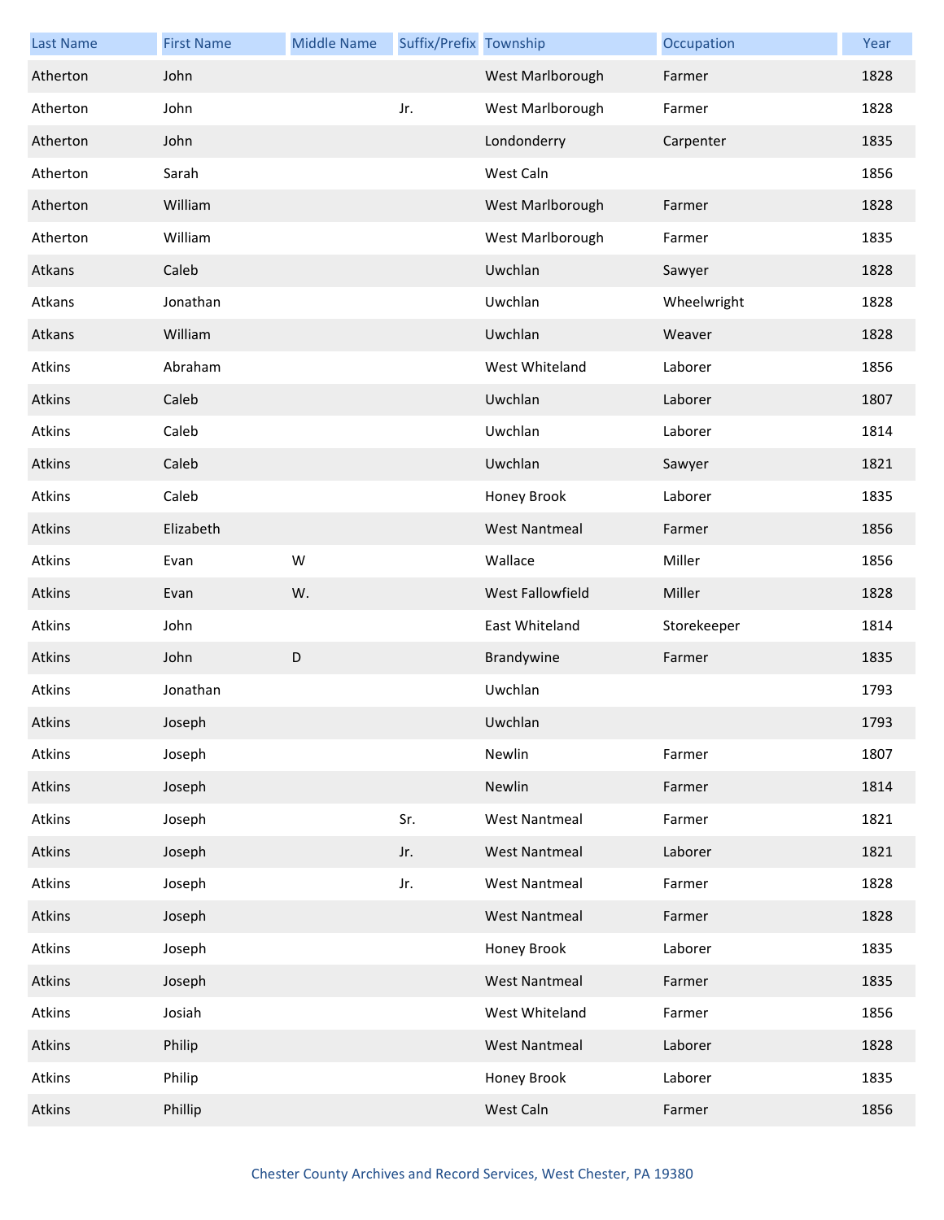| Last Name | First Name | Middle Name | Suffix/Prefix | Township | Occupation | Year |
| --- | --- | --- | --- | --- | --- | --- |
| Atherton | John | | | West Marlborough | Farmer | 1828 |
| Atherton | John | | Jr. | West Marlborough | Farmer | 1828 |
| Atherton | John | | | Londonderry | Carpenter | 1835 |
| Atherton | Sarah | | | West Caln | | 1856 |
| Atherton | William | | | West Marlborough | Farmer | 1828 |
| Atherton | William | | | West Marlborough | Farmer | 1835 |
| Atkans | Caleb | | | Uwchlan | Sawyer | 1828 |
| Atkans | Jonathan | | | Uwchlan | Wheelwright | 1828 |
| Atkans | William | | | Uwchlan | Weaver | 1828 |
| Atkins | Abraham | | | West Whiteland | Laborer | 1856 |
| Atkins | Caleb | | | Uwchlan | Laborer | 1807 |
| Atkins | Caleb | | | Uwchlan | Laborer | 1814 |
| Atkins | Caleb | | | Uwchlan | Sawyer | 1821 |
| Atkins | Caleb | | | Honey Brook | Laborer | 1835 |
| Atkins | Elizabeth | | | West Nantmeal | Farmer | 1856 |
| Atkins | Evan | W | | Wallace | Miller | 1856 |
| Atkins | Evan | W. | | West Fallowfield | Miller | 1828 |
| Atkins | John | | | East Whiteland | Storekeeper | 1814 |
| Atkins | John | D | | Brandywine | Farmer | 1835 |
| Atkins | Jonathan | | | Uwchlan | | 1793 |
| Atkins | Joseph | | | Uwchlan | | 1793 |
| Atkins | Joseph | | | Newlin | Farmer | 1807 |
| Atkins | Joseph | | | Newlin | Farmer | 1814 |
| Atkins | Joseph | | Sr. | West Nantmeal | Farmer | 1821 |
| Atkins | Joseph | | Jr. | West Nantmeal | Laborer | 1821 |
| Atkins | Joseph | | Jr. | West Nantmeal | Farmer | 1828 |
| Atkins | Joseph | | | West Nantmeal | Farmer | 1828 |
| Atkins | Joseph | | | Honey Brook | Laborer | 1835 |
| Atkins | Joseph | | | West Nantmeal | Farmer | 1835 |
| Atkins | Josiah | | | West Whiteland | Farmer | 1856 |
| Atkins | Philip | | | West Nantmeal | Laborer | 1828 |
| Atkins | Philip | | | Honey Brook | Laborer | 1835 |
| Atkins | Phillip | | | West Caln | Farmer | 1856 |

Chester County Archives and Record Services, West Chester, PA 19380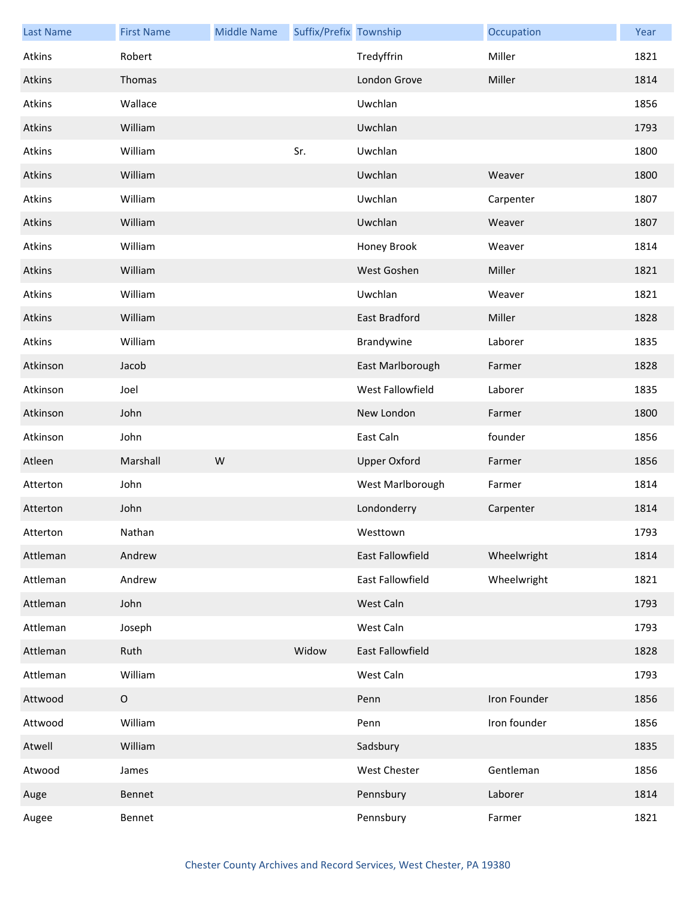| Last Name | First Name | Middle Name | Suffix/Prefix | Township | Occupation | Year |
|---|---|---|---|---|---|---|
| Atkins | Robert | | | Tredyffrin | Miller | 1821 |
| Atkins | Thomas | | | London Grove | Miller | 1814 |
| Atkins | Wallace | | | Uwchlan | | 1856 |
| Atkins | William | | | Uwchlan | | 1793 |
| Atkins | William | | Sr. | Uwchlan | | 1800 |
| Atkins | William | | | Uwchlan | Weaver | 1800 |
| Atkins | William | | | Uwchlan | Carpenter | 1807 |
| Atkins | William | | | Uwchlan | Weaver | 1807 |
| Atkins | William | | | Honey Brook | Weaver | 1814 |
| Atkins | William | | | West Goshen | Miller | 1821 |
| Atkins | William | | | Uwchlan | Weaver | 1821 |
| Atkins | William | | | East Bradford | Miller | 1828 |
| Atkins | William | | | Brandywine | Laborer | 1835 |
| Atkinson | Jacob | | | East Marlborough | Farmer | 1828 |
| Atkinson | Joel | | | West Fallowfield | Laborer | 1835 |
| Atkinson | John | | | New London | Farmer | 1800 |
| Atkinson | John | | | East Caln | founder | 1856 |
| Atleen | Marshall | W | | Upper Oxford | Farmer | 1856 |
| Atterton | John | | | West Marlborough | Farmer | 1814 |
| Atterton | John | | | Londonderry | Carpenter | 1814 |
| Atterton | Nathan | | | Westtown | | 1793 |
| Attleman | Andrew | | | East Fallowfield | Wheelwright | 1814 |
| Attleman | Andrew | | | East Fallowfield | Wheelwright | 1821 |
| Attleman | John | | | West Caln | | 1793 |
| Attleman | Joseph | | | West Caln | | 1793 |
| Attleman | Ruth | | Widow | East Fallowfield | | 1828 |
| Attleman | William | | | West Caln | | 1793 |
| Attwood | O | | | Penn | Iron Founder | 1856 |
| Attwood | William | | | Penn | Iron founder | 1856 |
| Atwell | William | | | Sadsbury | | 1835 |
| Atwood | James | | | West Chester | Gentleman | 1856 |
| Auge | Bennet | | | Pennsbury | Laborer | 1814 |
| Augee | Bennet | | | Pennsbury | Farmer | 1821 |

Chester County Archives and Record Services, West Chester, PA 19380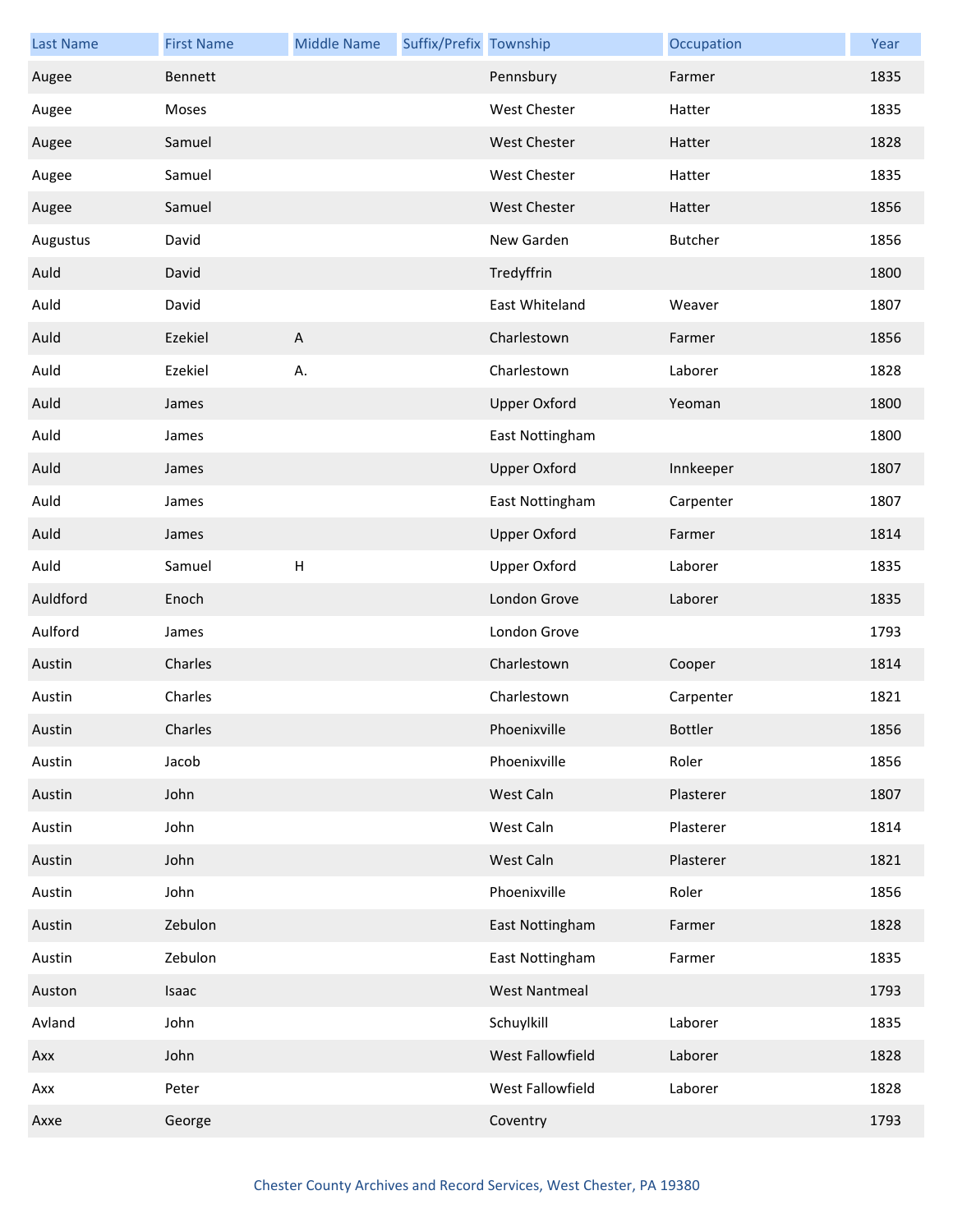| Last Name | First Name | Middle Name | Suffix/Prefix | Township | Occupation | Year |
|---|---|---|---|---|---|---|
| Augee | Bennett | | | Pennsbury | Farmer | 1835 |
| Augee | Moses | | | West Chester | Hatter | 1835 |
| Augee | Samuel | | | West Chester | Hatter | 1828 |
| Augee | Samuel | | | West Chester | Hatter | 1835 |
| Augee | Samuel | | | West Chester | Hatter | 1856 |
| Augustus | David | | | New Garden | Butcher | 1856 |
| Auld | David | | | Tredyffrin | | 1800 |
| Auld | David | | | East Whiteland | Weaver | 1807 |
| Auld | Ezekiel | A | | Charlestown | Farmer | 1856 |
| Auld | Ezekiel | A. | | Charlestown | Laborer | 1828 |
| Auld | James | | | Upper Oxford | Yeoman | 1800 |
| Auld | James | | | East Nottingham | | 1800 |
| Auld | James | | | Upper Oxford | Innkeeper | 1807 |
| Auld | James | | | East Nottingham | Carpenter | 1807 |
| Auld | James | | | Upper Oxford | Farmer | 1814 |
| Auld | Samuel | H | | Upper Oxford | Laborer | 1835 |
| Auldford | Enoch | | | London Grove | Laborer | 1835 |
| Aulford | James | | | London Grove | | 1793 |
| Austin | Charles | | | Charlestown | Cooper | 1814 |
| Austin | Charles | | | Charlestown | Carpenter | 1821 |
| Austin | Charles | | | Phoenixville | Bottler | 1856 |
| Austin | Jacob | | | Phoenixville | Roler | 1856 |
| Austin | John | | | West Caln | Plasterer | 1807 |
| Austin | John | | | West Caln | Plasterer | 1814 |
| Austin | John | | | West Caln | Plasterer | 1821 |
| Austin | John | | | Phoenixville | Roler | 1856 |
| Austin | Zebulon | | | East Nottingham | Farmer | 1828 |
| Austin | Zebulon | | | East Nottingham | Farmer | 1835 |
| Auston | Isaac | | | West Nantmeal | | 1793 |
| Avland | John | | | Schuylkill | Laborer | 1835 |
| Axx | John | | | West Fallowfield | Laborer | 1828 |
| Axx | Peter | | | West Fallowfield | Laborer | 1828 |
| Axxe | George | | | Coventry | | 1793 |

Chester County Archives and Record Services, West Chester, PA 19380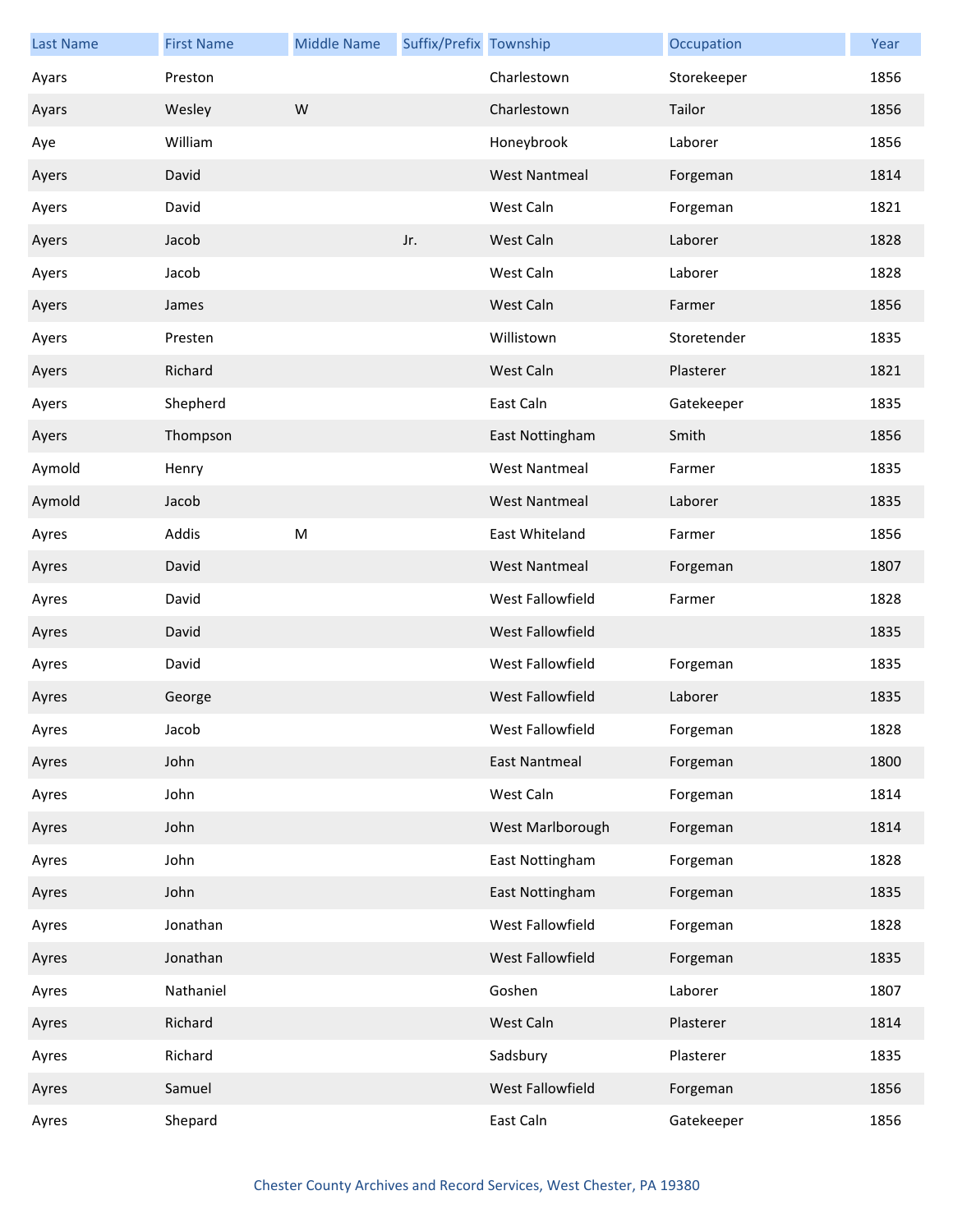| Last Name | First Name | Middle Name | Suffix/Prefix | Township | Occupation | Year |
|---|---|---|---|---|---|---|
| Ayars | Preston | | | Charlestown | Storekeeper | 1856 |
| Ayars | Wesley | W | | Charlestown | Tailor | 1856 |
| Aye | William | | | Honeybrook | Laborer | 1856 |
| Ayers | David | | | West Nantmeal | Forgeman | 1814 |
| Ayers | David | | | West Caln | Forgeman | 1821 |
| Ayers | Jacob | | Jr. | West Caln | Laborer | 1828 |
| Ayers | Jacob | | | West Caln | Laborer | 1828 |
| Ayers | James | | | West Caln | Farmer | 1856 |
| Ayers | Presten | | | Willistown | Storetender | 1835 |
| Ayers | Richard | | | West Caln | Plasterer | 1821 |
| Ayers | Shepherd | | | East Caln | Gatekeeper | 1835 |
| Ayers | Thompson | | | East Nottingham | Smith | 1856 |
| Aymold | Henry | | | West Nantmeal | Farmer | 1835 |
| Aymold | Jacob | | | West Nantmeal | Laborer | 1835 |
| Ayres | Addis | M | | East Whiteland | Farmer | 1856 |
| Ayres | David | | | West Nantmeal | Forgeman | 1807 |
| Ayres | David | | | West Fallowfield | Farmer | 1828 |
| Ayres | David | | | West Fallowfield | | 1835 |
| Ayres | David | | | West Fallowfield | Forgeman | 1835 |
| Ayres | George | | | West Fallowfield | Laborer | 1835 |
| Ayres | Jacob | | | West Fallowfield | Forgeman | 1828 |
| Ayres | John | | | East Nantmeal | Forgeman | 1800 |
| Ayres | John | | | West Caln | Forgeman | 1814 |
| Ayres | John | | | West Marlborough | Forgeman | 1814 |
| Ayres | John | | | East Nottingham | Forgeman | 1828 |
| Ayres | John | | | East Nottingham | Forgeman | 1835 |
| Ayres | Jonathan | | | West Fallowfield | Forgeman | 1828 |
| Ayres | Jonathan | | | West Fallowfield | Forgeman | 1835 |
| Ayres | Nathaniel | | | Goshen | Laborer | 1807 |
| Ayres | Richard | | | West Caln | Plasterer | 1814 |
| Ayres | Richard | | | Sadsbury | Plasterer | 1835 |
| Ayres | Samuel | | | West Fallowfield | Forgeman | 1856 |
| Ayres | Shepard | | | East Caln | Gatekeeper | 1856 |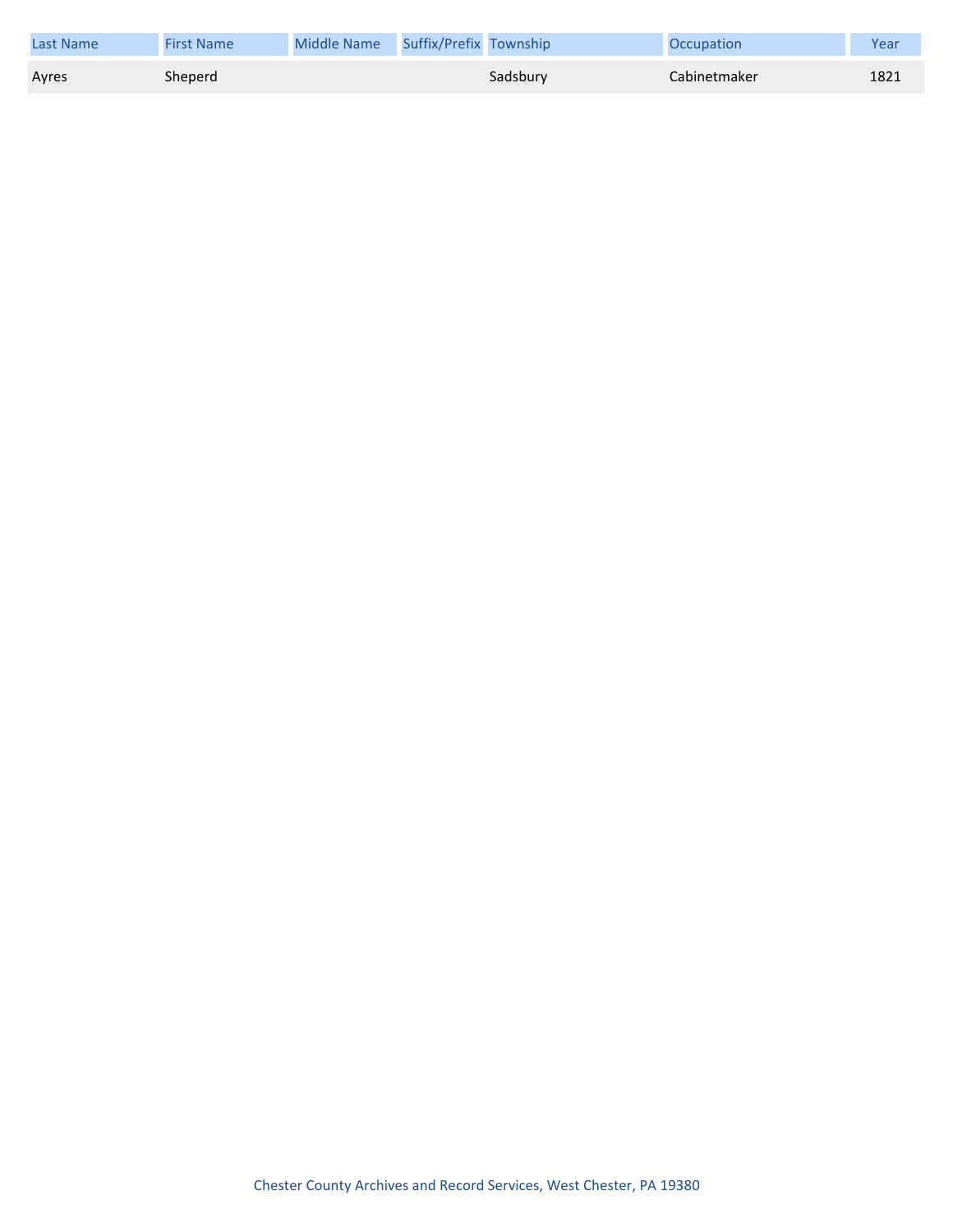| Last Name | First Name | Middle Name | Suffix/Prefix | Township | Occupation | Year |
|---|---|---|---|---|---|---|
| Ayres | Sheperd | | | Sadsbury | Cabinetmaker | 1821 |